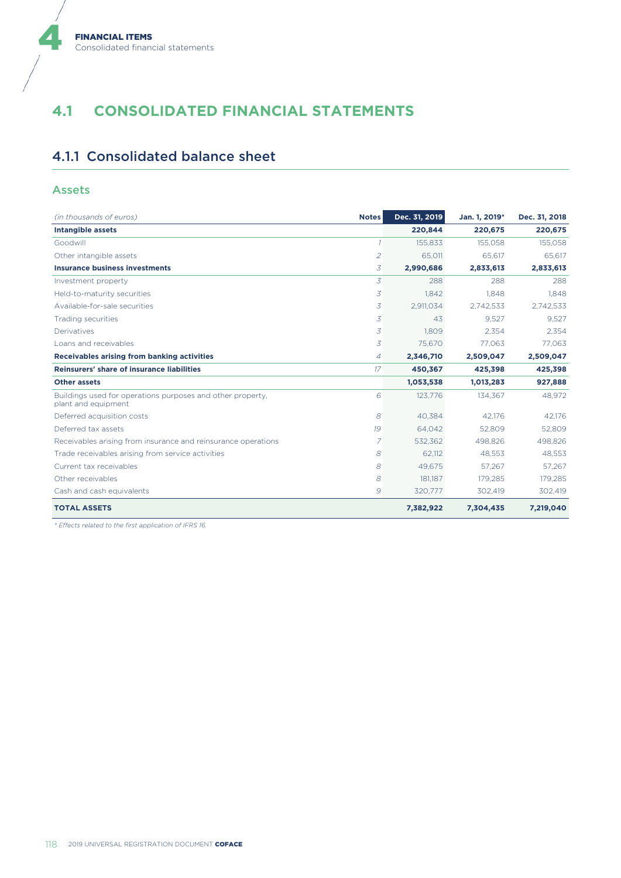# 4.1 CONSOLIDATED FINANCIAL STATEMENTS

## 4.1.1 Consolidated balance sheet

### Assets

| *(in thousands of euros)* | Notes | Dec. 31, 2019 | Jan. 1, 2019* | Dec. 31, 2018 |
|---|---|---|---|---|
| **Intangible assets** | | **220,844** | **220,675** | **220,675** |
| Goodwill | *1* | 155,833 | 155,058 | 155,058 |
| Other intangible assets | *2* | 65,011 | 65,617 | 65,617 |
| **Insurance business investments** | *3* | **2,990,686** | **2,833,613** | **2,833,613** |
| Investment property | *3* | 288 | 288 | 288 |
| Held-to-maturity securities | *3* | 1,842 | 1,848 | 1,848 |
| Available-for-sale securities | *3* | 2,911,034 | 2,742,533 | 2,742,533 |
| Trading securities | *3* | 43 | 9,527 | 9,527 |
| Derivatives | *3* | 1,809 | 2,354 | 2,354 |
| Loans and receivables | *3* | 75,670 | 77,063 | 77,063 |
| **Receivables arising from banking activities** | *4* | **2,346,710** | **2,509,047** | **2,509,047** |
| **Reinsurers' share of insurance liabilities** | *17* | **450,367** | **425,398** | **425,398** |
| **Other assets** | | **1,053,538** | **1,013,283** | **927,888** |
| Buildings used for operations purposes and other property, plant and equipment | *6* | 123,776 | 134,367 | 48,972 |
| Deferred acquisition costs | *8* | 40,384 | 42,176 | 42,176 |
| Deferred tax assets | *19* | 64,042 | 52,809 | 52,809 |
| Receivables arising from insurance and reinsurance operations | *7* | 532,362 | 498,826 | 498,826 |
| Trade receivables arising from service activities | *8* | 62,112 | 48,553 | 48,553 |
| Current tax receivables | *8* | 49,675 | 57,267 | 57,267 |
| Other receivables | *8* | 181,187 | 179,285 | 179,285 |
| Cash and cash equivalents | *9* | 320,777 | 302,419 | 302,419 |
| **TOTAL ASSETS** | | **7,382,922** | **7,304,435** | **7,219,040** |

*\* Effects related to the first application of IFRS 16.*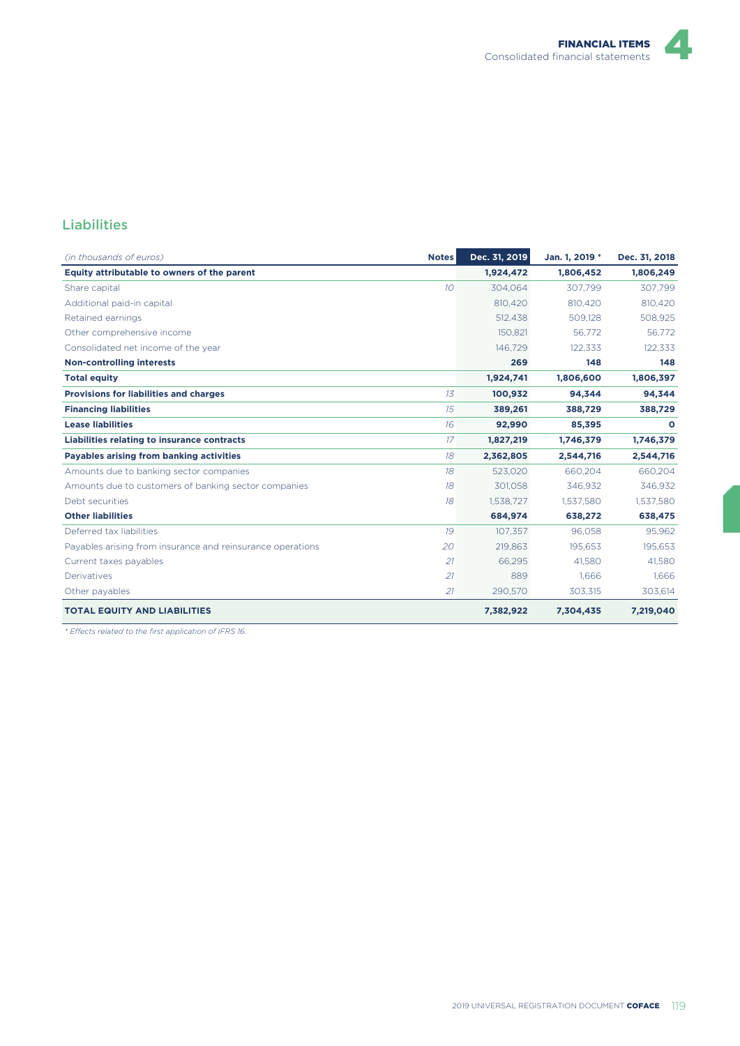## Liabilities

| (in thousands of euros) | Notes | Dec. 31, 2019 | Jan. 1, 2019 * | Dec. 31, 2018 |
|---|---|---|---|---|
| **Equity attributable to owners of the parent** | | **1,924,472** | **1,806,452** | **1,806,249** |
| Share capital | 10 | 304,064 | 307,799 | 307,799 |
| Additional paid-in capital | | 810,420 | 810,420 | 810,420 |
| Retained earnings | | 512,438 | 509,128 | 508,925 |
| Other comprehensive income | | 150,821 | 56,772 | 56,772 |
| Consolidated net income of the year | | 146,729 | 122,333 | 122,333 |
| **Non-controlling interests** | | **269** | **148** | **148** |
| **Total equity** | | **1,924,741** | **1,806,600** | **1,806,397** |
| **Provisions for liabilities and charges** | 13 | **100,932** | **94,344** | **94,344** |
| **Financing liabilities** | 15 | **389,261** | **388,729** | **388,729** |
| **Lease liabilities** | 16 | **92,990** | **85,395** | **0** |
| **Liabilities relating to insurance contracts** | 17 | **1,827,219** | **1,746,379** | **1,746,379** |
| **Payables arising from banking activities** | 18 | **2,362,805** | **2,544,716** | **2,544,716** |
| Amounts due to banking sector companies | 18 | 523,020 | 660,204 | 660,204 |
| Amounts due to customers of banking sector companies | 18 | 301,058 | 346,932 | 346,932 |
| Debt securities | 18 | 1,538,727 | 1,537,580 | 1,537,580 |
| **Other liabilities** | | **684,974** | **638,272** | **638,475** |
| Deferred tax liabilities | 19 | 107,357 | 96,058 | 95,962 |
| Payables arising from insurance and reinsurance operations | 20 | 219,863 | 195,653 | 195,653 |
| Current taxes payables | 21 | 66,295 | 41,580 | 41,580 |
| Derivatives | 21 | 889 | 1,666 | 1,666 |
| Other payables | 21 | 290,570 | 303,315 | 303,614 |
| **TOTAL EQUITY AND LIABILITIES** | | **7,382,922** | **7,304,435** | **7,219,040** |

*\* Effects related to the first application of IFRS 16.*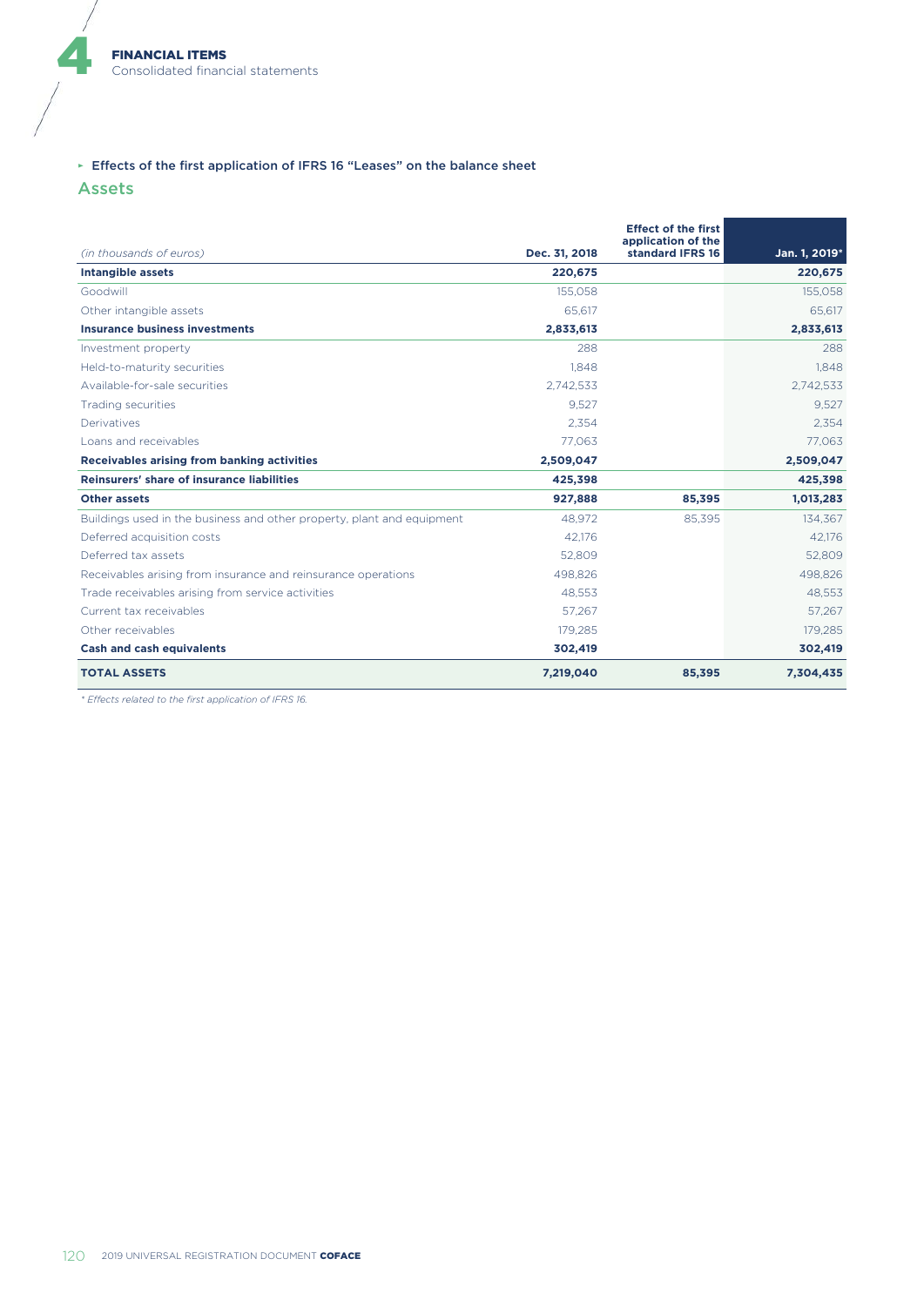## Effects of the first application of IFRS 16 "Leases" on the balance sheet

### Assets

| *(in thousands of euros)* | Dec. 31, 2018 | Effect of the first application of the standard IFRS 16 | Jan. 1, 2019* |
|---|---|---|---|
| **Intangible assets** | **220,675** | | **220,675** |
| Goodwill | 155,058 | | 155,058 |
| Other intangible assets | 65,617 | | 65,617 |
| **Insurance business investments** | **2,833,613** | | **2,833,613** |
| Investment property | 288 | | 288 |
| Held-to-maturity securities | 1,848 | | 1,848 |
| Available-for-sale securities | 2,742,533 | | 2,742,533 |
| Trading securities | 9,527 | | 9,527 |
| Derivatives | 2,354 | | 2,354 |
| Loans and receivables | 77,063 | | 77,063 |
| **Receivables arising from banking activities** | **2,509,047** | | **2,509,047** |
| **Reinsurers' share of insurance liabilities** | **425,398** | | **425,398** |
| **Other assets** | **927,888** | **85,395** | **1,013,283** |
| Buildings used in the business and other property, plant and equipment | 48,972 | 85,395 | 134,367 |
| Deferred acquisition costs | 42,176 | | 42,176 |
| Deferred tax assets | 52,809 | | 52,809 |
| Receivables arising from insurance and reinsurance operations | 498,826 | | 498,826 |
| Trade receivables arising from service activities | 48,553 | | 48,553 |
| Current tax receivables | 57,267 | | 57,267 |
| Other receivables | 179,285 | | 179,285 |
| **Cash and cash equivalents** | **302,419** | | **302,419** |
| **TOTAL ASSETS** | **7,219,040** | **85,395** | **7,304,435** |

*\* Effects related to the first application of IFRS 16.*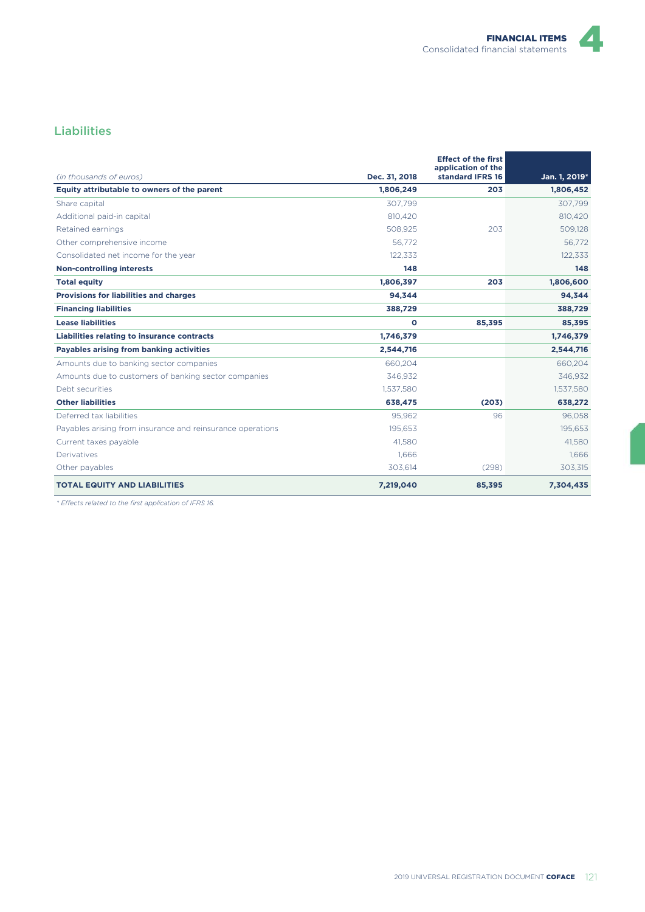## Liabilities

| *(in thousands of euros)* | Dec. 31, 2018 | Effect of the first application of the standard IFRS 16 | Jan. 1, 2019* |
|---|---|---|---|
| **Equity attributable to owners of the parent** | **1,806,249** | **203** | **1,806,452** |
| Share capital | 307,799 | | 307,799 |
| Additional paid-in capital | 810,420 | | 810,420 |
| Retained earnings | 508,925 | 203 | 509,128 |
| Other comprehensive income | 56,772 | | 56,772 |
| Consolidated net income for the year | 122,333 | | 122,333 |
| **Non-controlling interests** | **148** | | **148** |
| **Total equity** | **1,806,397** | **203** | **1,806,600** |
| **Provisions for liabilities and charges** | **94,344** | | **94,344** |
| **Financing liabilities** | **388,729** | | **388,729** |
| **Lease liabilities** | **0** | **85,395** | **85,395** |
| **Liabilities relating to insurance contracts** | **1,746,379** | | **1,746,379** |
| **Payables arising from banking activities** | **2,544,716** | | **2,544,716** |
| Amounts due to banking sector companies | 660,204 | | 660,204 |
| Amounts due to customers of banking sector companies | 346,932 | | 346,932 |
| Debt securities | 1,537,580 | | 1,537,580 |
| **Other liabilities** | **638,475** | **(203)** | **638,272** |
| Deferred tax liabilities | 95,962 | 96 | 96,058 |
| Payables arising from insurance and reinsurance operations | 195,653 | | 195,653 |
| Current taxes payable | 41,580 | | 41,580 |
| Derivatives | 1,666 | | 1,666 |
| Other payables | 303,614 | (298) | 303,315 |
| **TOTAL EQUITY AND LIABILITIES** | **7,219,040** | **85,395** | **7,304,435** |

*\* Effects related to the first application of IFRS 16.*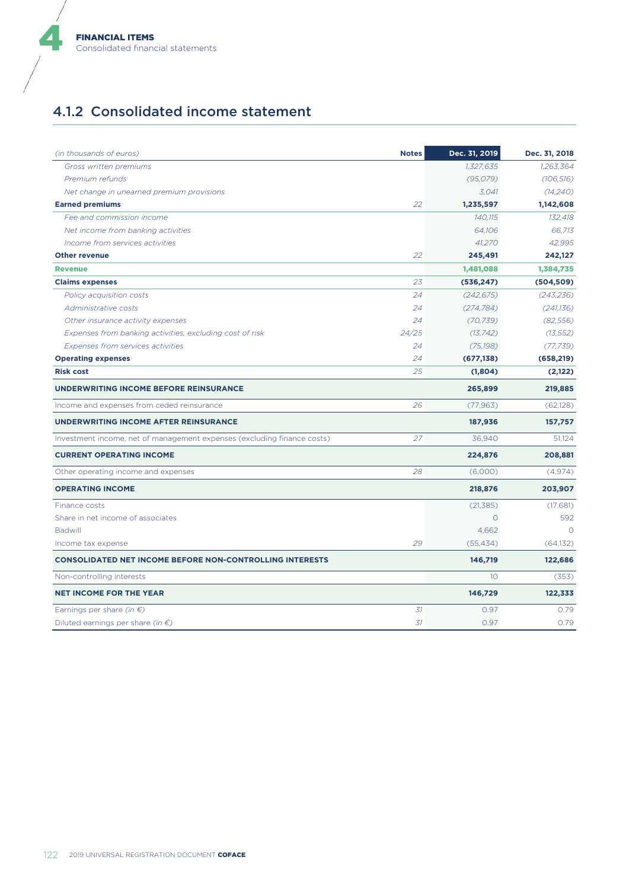## 4.1.2 Consolidated income statement

| *(in thousands of euros)* | Notes | Dec. 31, 2019 | Dec. 31, 2018 |
|---|---|---|---|
| *Gross written premiums* | | *1,327,635* | *1,263,364* |
| *Premium refunds* | | *(95,079)* | *(106,516)* |
| *Net change in unearned premium provisions* | | *3,041* | *(14,240)* |
| **Earned premiums** | 22 | **1,235,597** | **1,142,608** |
| *Fee and commission income* | | *140,115* | *132,418* |
| *Net income from banking activities* | | *64,106* | *66,713* |
| *Income from services activities* | | *41,270* | *42,995* |
| **Other revenue** | 22 | **245,491** | **242,127** |
| **Revenue** | | **1,481,088** | **1,384,735** |
| **Claims expenses** | 23 | **(536,247)** | **(504,509)** |
| *Policy acquisition costs* | 24 | *(242,675)* | *(243,236)* |
| *Administrative costs* | 24 | *(274,784)* | *(241,136)* |
| *Other insurance activity expenses* | 24 | *(70,739)* | *(82,556)* |
| *Expenses from banking activities, excluding cost of risk* | 24/25 | *(13,742)* | *(13,552)* |
| *Expenses from services activities* | 24 | *(75,198)* | *(77,739)* |
| **Operating expenses** | 24 | **(677,138)** | **(658,219)** |
| **Risk cost** | 25 | **(1,804)** | **(2,122)** |
| **UNDERWRITING INCOME BEFORE REINSURANCE** | | **265,899** | **219,885** |
| Income and expenses from ceded reinsurance | 26 | (77,963) | (62,128) |
| **UNDERWRITING INCOME AFTER REINSURANCE** | | **187,936** | **157,757** |
| Investment income, net of management expenses (excluding finance costs) | 27 | 36,940 | 51,124 |
| **CURRENT OPERATING INCOME** | | **224,876** | **208,881** |
| Other operating income and expenses | 28 | (6,000) | (4,974) |
| **OPERATING INCOME** | | **218,876** | **203,907** |
| Finance costs | | (21,385) | (17,681) |
| Share in net income of associates | | 0 | 592 |
| Badwill | | 4,662 | 0 |
| Income tax expense | 29 | (55,434) | (64,132) |
| **CONSOLIDATED NET INCOME BEFORE NON-CONTROLLING INTERESTS** | | **146,719** | **122,686** |
| Non-controlling interests | | 10 | (353) |
| **NET INCOME FOR THE YEAR** | | **146,729** | **122,333** |
| Earnings per share *(in €)* | 31 | 0.97 | 0.79 |
| Diluted earnings per share *(in €)* | 31 | 0.97 | 0.79 |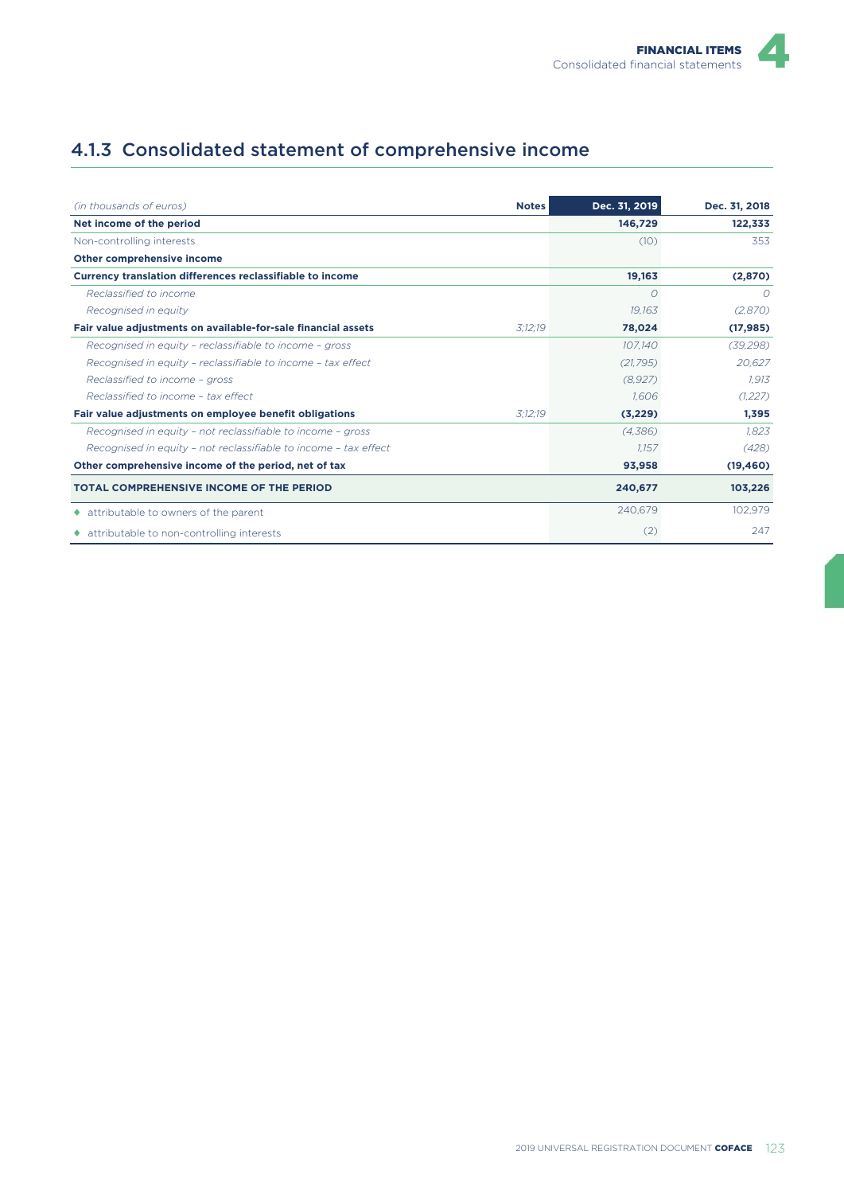## 4.1.3 Consolidated statement of comprehensive income

| *(in thousands of euros)* | Notes | Dec. 31, 2019 | Dec. 31, 2018 |
|---|---|---|---|
| **Net income of the period** | | **146,729** | **122,333** |
| Non-controlling interests | | (10) | 353 |
| **Other comprehensive income** | | | |
| **Currency translation differences reclassifiable to income** | | **19,163** | **(2,870)** |
| *Reclassified to income* | | *0* | *0* |
| *Recognised in equity* | | *19,163* | *(2,870)* |
| **Fair value adjustments on available-for-sale financial assets** | *3;12;19* | **78,024** | **(17,985)** |
| *Recognised in equity – reclassifiable to income – gross* | | *107,140* | *(39,298)* |
| *Recognised in equity – reclassifiable to income – tax effect* | | *(21,795)* | *20,627* |
| *Reclassified to income – gross* | | *(8,927)* | *1,913* |
| *Reclassified to income – tax effect* | | *1,606* | *(1,227)* |
| **Fair value adjustments on employee benefit obligations** | *3;12;19* | **(3,229)** | **1,395** |
| *Recognised in equity – not reclassifiable to income – gross* | | *(4,386)* | *1,823* |
| *Recognised in equity – not reclassifiable to income – tax effect* | | *1,157* | *(428)* |
| **Other comprehensive income of the period, net of tax** | | **93,958** | **(19,460)** |
| **TOTAL COMPREHENSIVE INCOME OF THE PERIOD** | | **240,677** | **103,226** |
| ♦ attributable to owners of the parent | | 240,679 | 102,979 |
| ♦ attributable to non-controlling interests | | (2) | 247 |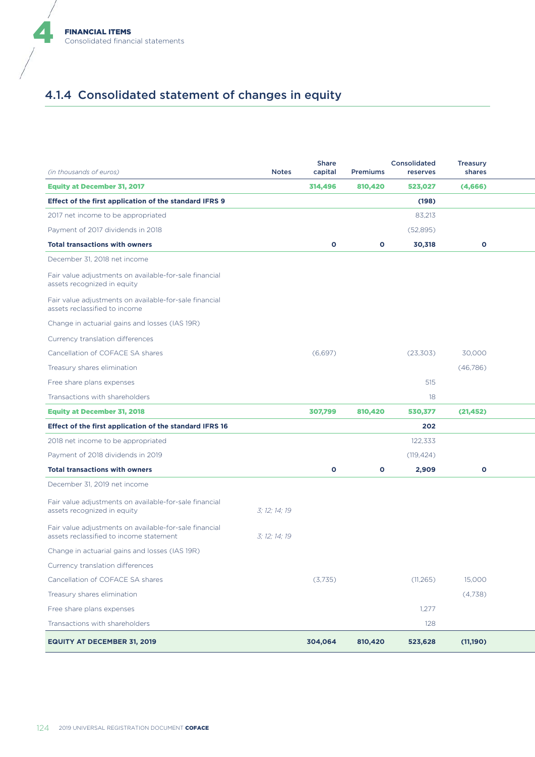## 4.1.4 Consolidated statement of changes in equity

| *(in thousands of euros)* | Notes | Share capital | Premiums | Consolidated reserves | Treasury shares |
|---|---|---|---|---|---|
| **Equity at December 31, 2017** | | **314,496** | **810,420** | **523,027** | **(4,666)** |
| **Effect of the first application of the standard IFRS 9** | | | | **(198)** | |
| 2017 net income to be appropriated | | | | 83,213 | |
| Payment of 2017 dividends in 2018 | | | | (52,895) | |
| **Total transactions with owners** | | **0** | **0** | **30,318** | **0** |
| December 31, 2018 net income | | | | | |
| Fair value adjustments on available-for-sale financial assets recognized in equity | | | | | |
| Fair value adjustments on available-for-sale financial assets reclassified to income | | | | | |
| Change in actuarial gains and losses (IAS 19R) | | | | | |
| Currency translation differences | | | | | |
| Cancellation of COFACE SA shares | | (6,697) | | (23,303) | 30,000 |
| Treasury shares elimination | | | | | (46,786) |
| Free share plans expenses | | | | 515 | |
| Transactions with shareholders | | | | 18 | |
| **Equity at December 31, 2018** | | **307,799** | **810,420** | **530,377** | **(21,452)** |
| **Effect of the first application of the standard IFRS 16** | | | | **202** | |
| 2018 net income to be appropriated | | | | 122,333 | |
| Payment of 2018 dividends in 2019 | | | | (119,424) | |
| **Total transactions with owners** | | **0** | **0** | **2,909** | **0** |
| December 31, 2019 net income | | | | | |
| Fair value adjustments on available-for-sale financial assets recognized in equity | *3; 12; 14; 19* | | | | |
| Fair value adjustments on available-for-sale financial assets reclassified to income statement | *3; 12; 14; 19* | | | | |
| Change in actuarial gains and losses (IAS 19R) | | | | | |
| Currency translation differences | | | | | |
| Cancellation of COFACE SA shares | | (3,735) | | (11,265) | 15,000 |
| Treasury shares elimination | | | | | (4,738) |
| Free share plans expenses | | | | 1,277 | |
| Transactions with shareholders | | | | 128 | |
| **EQUITY AT DECEMBER 31, 2019** | | **304,064** | **810,420** | **523,628** | **(11,190)** |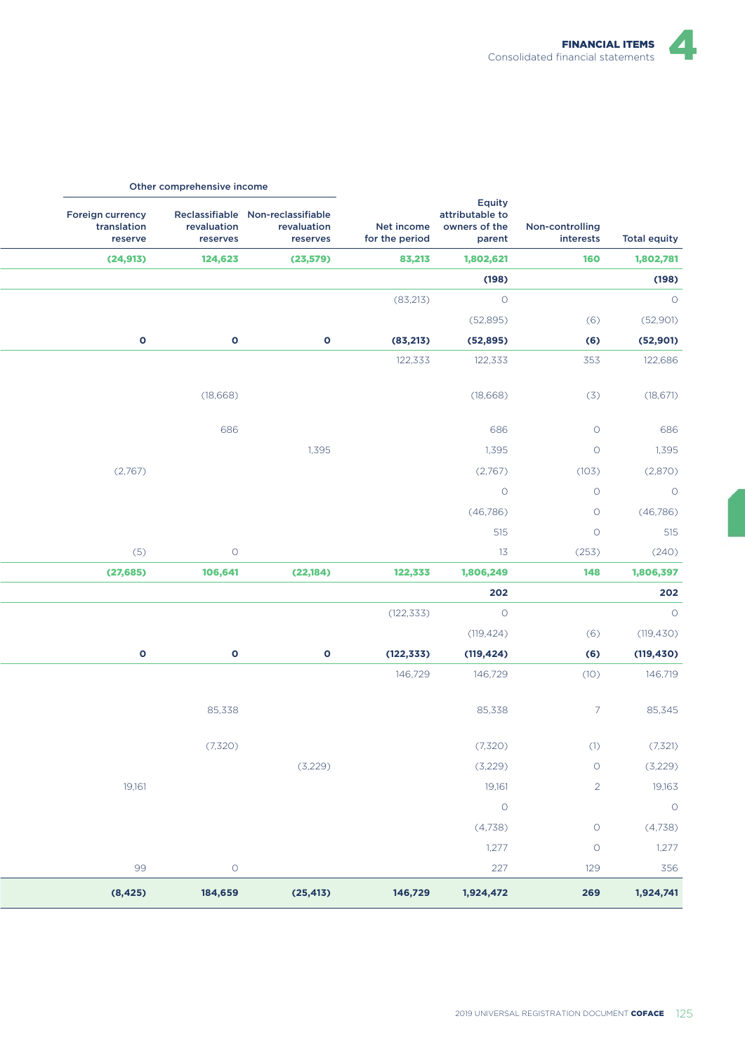| Other comprehensive income | | | | | | |
|---|---|---|---|---|---|---|
| Foreign currency translation reserve | Reclassifiable revaluation reserves | Non-reclassifiable revaluation reserves | Net income for the period | Equity attributable to owners of the parent | Non-controlling interests | Total equity |
| **(24,913)** | **124,623** | **(23,579)** | **83,213** | **1,802,621** | **160** | **1,802,781** |
| | | | | **(198)** | | **(198)** |
| | | | (83,213) | 0 | | 0 |
| | | | | (52,895) | (6) | (52,901) |
| **0** | **0** | **0** | **(83,213)** | **(52,895)** | **(6)** | **(52,901)** |
| | | | 122,333 | 122,333 | 353 | 122,686 |
| | (18,668) | | | (18,668) | (3) | (18,671) |
| | 686 | | | 686 | 0 | 686 |
| | | 1,395 | | 1,395 | 0 | 1,395 |
| (2,767) | | | | (2,767) | (103) | (2,870) |
| | | | | 0 | 0 | 0 |
| | | | | (46,786) | 0 | (46,786) |
| | | | | 515 | 0 | 515 |
| (5) | 0 | | | 13 | (253) | (240) |
| **(27,685)** | **106,641** | **(22,184)** | **122,333** | **1,806,249** | **148** | **1,806,397** |
| | | | | **202** | | **202** |
| | | | (122,333) | 0 | | 0 |
| | | | | (119,424) | (6) | (119,430) |
| **0** | **0** | **0** | **(122,333)** | **(119,424)** | **(6)** | **(119,430)** |
| | | | 146,729 | 146,729 | (10) | 146,719 |
| | 85,338 | | | 85,338 | 7 | 85,345 |
| | (7,320) | | | (7,320) | (1) | (7,321) |
| | | (3,229) | | (3,229) | 0 | (3,229) |
| 19,161 | | | | 19,161 | 2 | 19,163 |
| | | | | 0 | | 0 |
| | | | | (4,738) | 0 | (4,738) |
| | | | | 1,277 | 0 | 1,277 |
| 99 | 0 | | | 227 | 129 | 356 |
| **(8,425)** | **184,659** | **(25,413)** | **146,729** | **1,924,472** | **269** | **1,924,741** |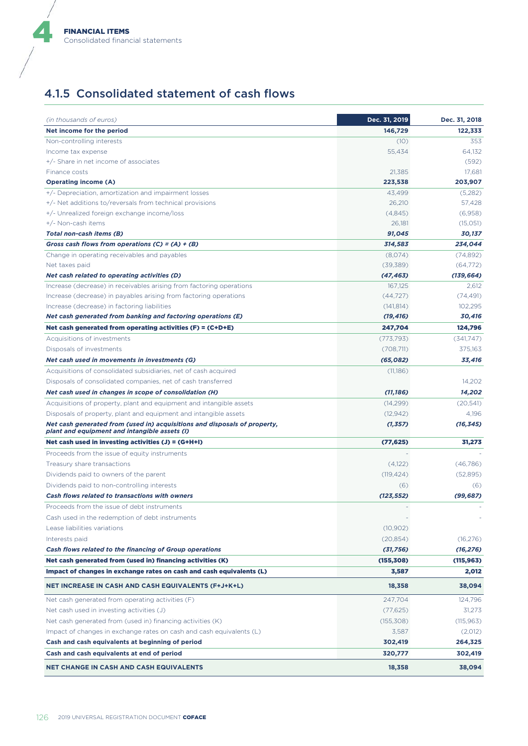## 4.1.5 Consolidated statement of cash flows

| *(in thousands of euros)* | Dec. 31, 2019 | Dec. 31, 2018 |
|---|---|---|
| **Net income for the period** | **146,729** | **122,333** |
| Non-controlling interests | (10) | 353 |
| Income tax expense | 55,434 | 64,132 |
| +/- Share in net income of associates | | (592) |
| Finance costs | 21,385 | 17,681 |
| **Operating income (A)** | **223,538** | **203,907** |
| +/- Depreciation, amortization and impairment losses | 43,499 | (5,282) |
| +/- Net additions to/reversals from technical provisions | 26,210 | 57,428 |
| +/- Unrealized foreign exchange income/loss | (4,845) | (6,958) |
| +/- Non-cash items | 26,181 | (15,051) |
| ***Total non-cash items (B)*** | ***91,045*** | ***30,137*** |
| ***Gross cash flows from operations (C) = (A) + (B)*** | ***314,583*** | ***234,044*** |
| Change in operating receivables and payables | (8,074) | (74,892) |
| Net taxes paid | (39,389) | (64,772) |
| ***Net cash related to operating activities (D)*** | ***(47,463)*** | ***(139,664)*** |
| Increase (decrease) in receivables arising from factoring operations | 167,125 | 2,612 |
| Increase (decrease) in payables arising from factoring operations | (44,727) | (74,491) |
| Increase (decrease) in factoring liabilities | (141,814) | 102,295 |
| ***Net cash generated from banking and factoring operations (E)*** | ***(19,416)*** | ***30,416*** |
| **Net cash generated from operating activities (F) = (C+D+E)** | **247,704** | **124,796** |
| Acquisitions of investments | (773,793) | (341,747) |
| Disposals of investments | (708,711) | 375,163 |
| ***Net cash used in movements in investments (G)*** | ***(65,082)*** | ***33,416*** |
| Acquisitions of consolidated subsidiaries, net of cash acquired | (11,186) | |
| Disposals of consolidated companies, net of cash transferred | | 14,202 |
| ***Net cash used in changes in scope of consolidation (H)*** | ***(11,186)*** | ***14,202*** |
| Acquisitions of property, plant and equipment and intangible assets | (14,299) | (20,541) |
| Disposals of property, plant and equipment and intangible assets | (12,942) | 4,196 |
| ***Net cash generated from (used in) acquisitions and disposals of property, plant and equipment and intangible assets (I)*** | ***(1,357)*** | ***(16,345)*** |
| **Net cash used in investing activities (J) = (G+H+I)** | **(77,625)** | **31,273** |
| Proceeds from the issue of equity instruments | - | - |
| Treasury share transactions | (4,122) | (46,786) |
| Dividends paid to owners of the parent | (119,424) | (52,895) |
| Dividends paid to non-controlling interests | (6) | (6) |
| ***Cash flows related to transactions with owners*** | ***(123,552)*** | ***(99,687)*** |
| Proceeds from the issue of debt instruments | - | - |
| Cash used in the redemption of debt instruments | - | - |
| Lease liabilities variations | (10,902) | |
| Interests paid | (20,854) | (16,276) |
| ***Cash flows related to the financing of Group operations*** | ***(31,756)*** | ***(16,276)*** |
| **Net cash generated from (used in) financing activities (K)** | **(155,308)** | **(115,963)** |
| **Impact of changes in exchange rates on cash and cash equivalents (L)** | **3,587** | **2,012** |
| **NET INCREASE IN CASH AND CASH EQUIVALENTS (F+J+K+L)** | **18,358** | **38,094** |
| Net cash generated from operating activities (F) | 247,704 | 124,796 |
| Net cash used in investing activities (J) | (77,625) | 31,273 |
| Net cash generated from (used in) financing activities (K) | (155,308) | (115,963) |
| Impact of changes in exchange rates on cash and cash equivalents (L) | 3,587 | (2,012) |
| **Cash and cash equivalents at beginning of period** | **302,419** | **264,325** |
| **Cash and cash equivalents at end of period** | **320,777** | **302,419** |
| **NET CHANGE IN CASH AND CASH EQUIVALENTS** | **18,358** | **38,094** |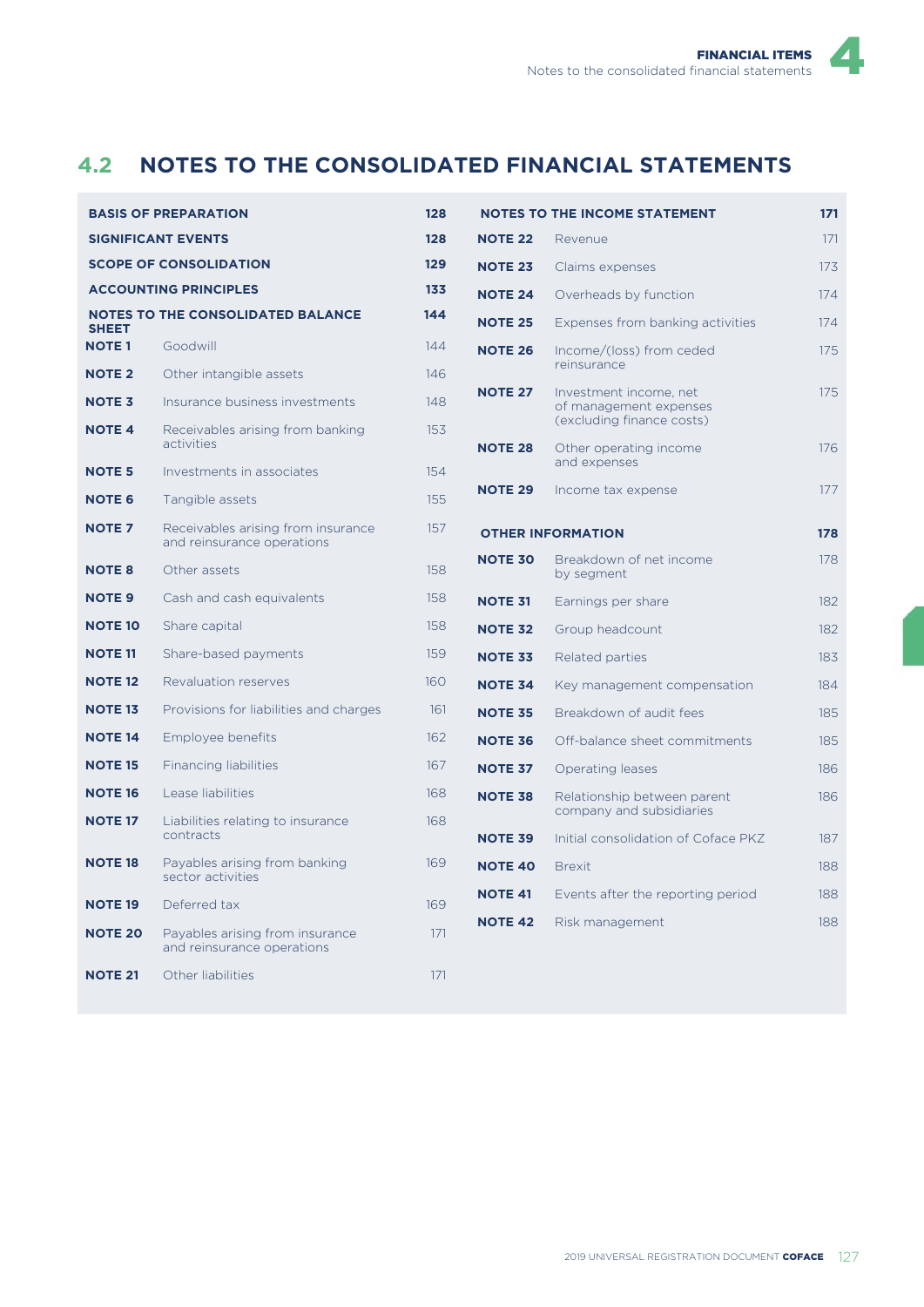## 4.2 NOTES TO THE CONSOLIDATED FINANCIAL STATEMENTS

| | | |
|---|---|---|
| **BASIS OF PREPARATION** | | **128** |
| **SIGNIFICANT EVENTS** | | **128** |
| **SCOPE OF CONSOLIDATION** | | **129** |
| **ACCOUNTING PRINCIPLES** | | **133** |
| **NOTES TO THE CONSOLIDATED BALANCE SHEET** | | **144** |
| **NOTE 1** | Goodwill | 144 |
| **NOTE 2** | Other intangible assets | 146 |
| **NOTE 3** | Insurance business investments | 148 |
| **NOTE 4** | Receivables arising from banking activities | 153 |
| **NOTE 5** | Investments in associates | 154 |
| **NOTE 6** | Tangible assets | 155 |
| **NOTE 7** | Receivables arising from insurance and reinsurance operations | 157 |
| **NOTE 8** | Other assets | 158 |
| **NOTE 9** | Cash and cash equivalents | 158 |
| **NOTE 10** | Share capital | 158 |
| **NOTE 11** | Share-based payments | 159 |
| **NOTE 12** | Revaluation reserves | 160 |
| **NOTE 13** | Provisions for liabilities and charges | 161 |
| **NOTE 14** | Employee benefits | 162 |
| **NOTE 15** | Financing liabilities | 167 |
| **NOTE 16** | Lease liabilities | 168 |
| **NOTE 17** | Liabilities relating to insurance contracts | 168 |
| **NOTE 18** | Payables arising from banking sector activities | 169 |
| **NOTE 19** | Deferred tax | 169 |
| **NOTE 20** | Payables arising from insurance and reinsurance operations | 171 |
| **NOTE 21** | Other liabilities | 171 |
| **NOTES TO THE INCOME STATEMENT** | | **171** |
| **NOTE 22** | Revenue | 171 |
| **NOTE 23** | Claims expenses | 173 |
| **NOTE 24** | Overheads by function | 174 |
| **NOTE 25** | Expenses from banking activities | 174 |
| **NOTE 26** | Income/(loss) from ceded reinsurance | 175 |
| **NOTE 27** | Investment income, net of management expenses (excluding finance costs) | 175 |
| **NOTE 28** | Other operating income and expenses | 176 |
| **NOTE 29** | Income tax expense | 177 |
| **OTHER INFORMATION** | | **178** |
| **NOTE 30** | Breakdown of net income by segment | 178 |
| **NOTE 31** | Earnings per share | 182 |
| **NOTE 32** | Group headcount | 182 |
| **NOTE 33** | Related parties | 183 |
| **NOTE 34** | Key management compensation | 184 |
| **NOTE 35** | Breakdown of audit fees | 185 |
| **NOTE 36** | Off-balance sheet commitments | 185 |
| **NOTE 37** | Operating leases | 186 |
| **NOTE 38** | Relationship between parent company and subsidiaries | 186 |
| **NOTE 39** | Initial consolidation of Coface PKZ | 187 |
| **NOTE 40** | Brexit | 188 |
| **NOTE 41** | Events after the reporting period | 188 |
| **NOTE 42** | Risk management | 188 |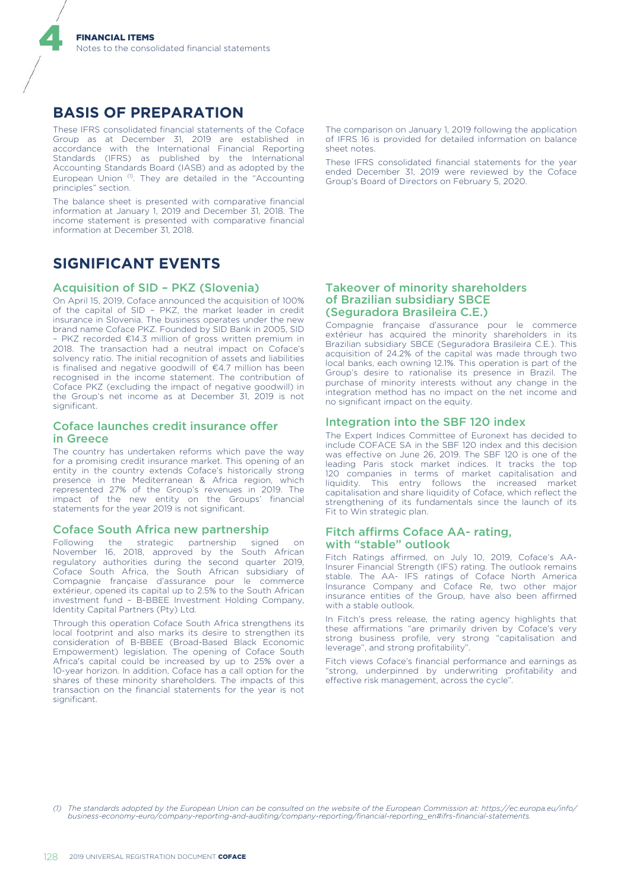# BASIS OF PREPARATION

These IFRS consolidated financial statements of the Coface Group as at December 31, 2019 are established in accordance with the International Financial Reporting Standards (IFRS) as published by the International Accounting Standards Board (IASB) and as adopted by the European Union [1]. They are detailed in the "Accounting principles" section.

The balance sheet is presented with comparative financial information at January 1, 2019 and December 31, 2018. The income statement is presented with comparative financial information at December 31, 2018.

The comparison on January 1, 2019 following the application of IFRS 16 is provided for detailed information on balance sheet notes.

These IFRS consolidated financial statements for the year ended December 31, 2019 were reviewed by the Coface Group's Board of Directors on February 5, 2020.

# SIGNIFICANT EVENTS

## Acquisition of SID – PKZ (Slovenia)

On April 15, 2019, Coface announced the acquisition of 100% of the capital of SID – PKZ, the market leader in credit insurance in Slovenia. The business operates under the new brand name Coface PKZ. Founded by SID Bank in 2005, SID – PKZ recorded €14.3 million of gross written premium in 2018. The transaction had a neutral impact on Coface's solvency ratio. The initial recognition of assets and liabilities is finalised and negative goodwill of €4.7 million has been recognised in the income statement. The contribution of Coface PKZ (excluding the impact of negative goodwill) in the Group's net income as at December 31, 2019 is not significant.

## Coface launches credit insurance offer in Greece

The country has undertaken reforms which pave the way for a promising credit insurance market. This opening of an entity in the country extends Coface's historically strong presence in the Mediterranean & Africa region, which represented 27% of the Group's revenues in 2019. The impact of the new entity on the Groups' financial statements for the year 2019 is not significant.

## Coface South Africa new partnership

Following the strategic partnership signed on November 16, 2018, approved by the South African regulatory authorities during the second quarter 2019, Coface South Africa, the South African subsidiary of Compagnie française d'assurance pour le commerce extérieur, opened its capital up to 2.5% to the South African investment fund – B-BBEE Investment Holding Company, Identity Capital Partners (Pty) Ltd.

Through this operation Coface South Africa strengthens its local footprint and also marks its desire to strengthen its consideration of B-BBEE (Broad-Based Black Economic Empowerment) legislation. The opening of Coface South Africa's capital could be increased by up to 25% over a 10-year horizon. In addition, Coface has a call option for the shares of these minority shareholders. The impacts of this transaction on the financial statements for the year is not significant.

## Takeover of minority shareholders of Brazilian subsidiary SBCE (Seguradora Brasileira C.E.)

Compagnie française d'assurance pour le commerce extérieur has acquired the minority shareholders in its Brazilian subsidiary SBCE (Seguradora Brasileira C.E.). This acquisition of 24.2% of the capital was made through two local banks, each owning 12.1%. This operation is part of the Group's desire to rationalise its presence in Brazil. The purchase of minority interests without any change in the integration method has no impact on the net income and no significant impact on the equity.

## Integration into the SBF 120 index

The Expert Indices Committee of Euronext has decided to include COFACE SA in the SBF 120 index and this decision was effective on June 26, 2019. The SBF 120 is one of the leading Paris stock market indices. It tracks the top 120 companies in terms of market capitalisation and liquidity. This entry follows the increased market capitalisation and share liquidity of Coface, which reflect the strengthening of its fundamentals since the launch of its Fit to Win strategic plan.

## Fitch affirms Coface AA- rating, with "stable" outlook

Fitch Ratings affirmed, on July 10, 2019, Coface's AA- Insurer Financial Strength (IFS) rating. The outlook remains stable. The AA- IFS ratings of Coface North America Insurance Company and Coface Re, two other major insurance entities of the Group, have also been affirmed with a stable outlook.

In Fitch's press release, the rating agency highlights that these affirmations "are primarily driven by Coface's very strong business profile, very strong "capitalisation and leverage", and strong profitability".

Fitch views Coface's financial performance and earnings as "strong, underpinned by underwriting profitability and effective risk management, across the cycle".

*(1) The standards adopted by the European Union can be consulted on the website of the European Commission at: https://ec.europa.eu/info/business-economy-euro/company-reporting-and-auditing/company-reporting/financial-reporting_en#ifrs-financial-statements.*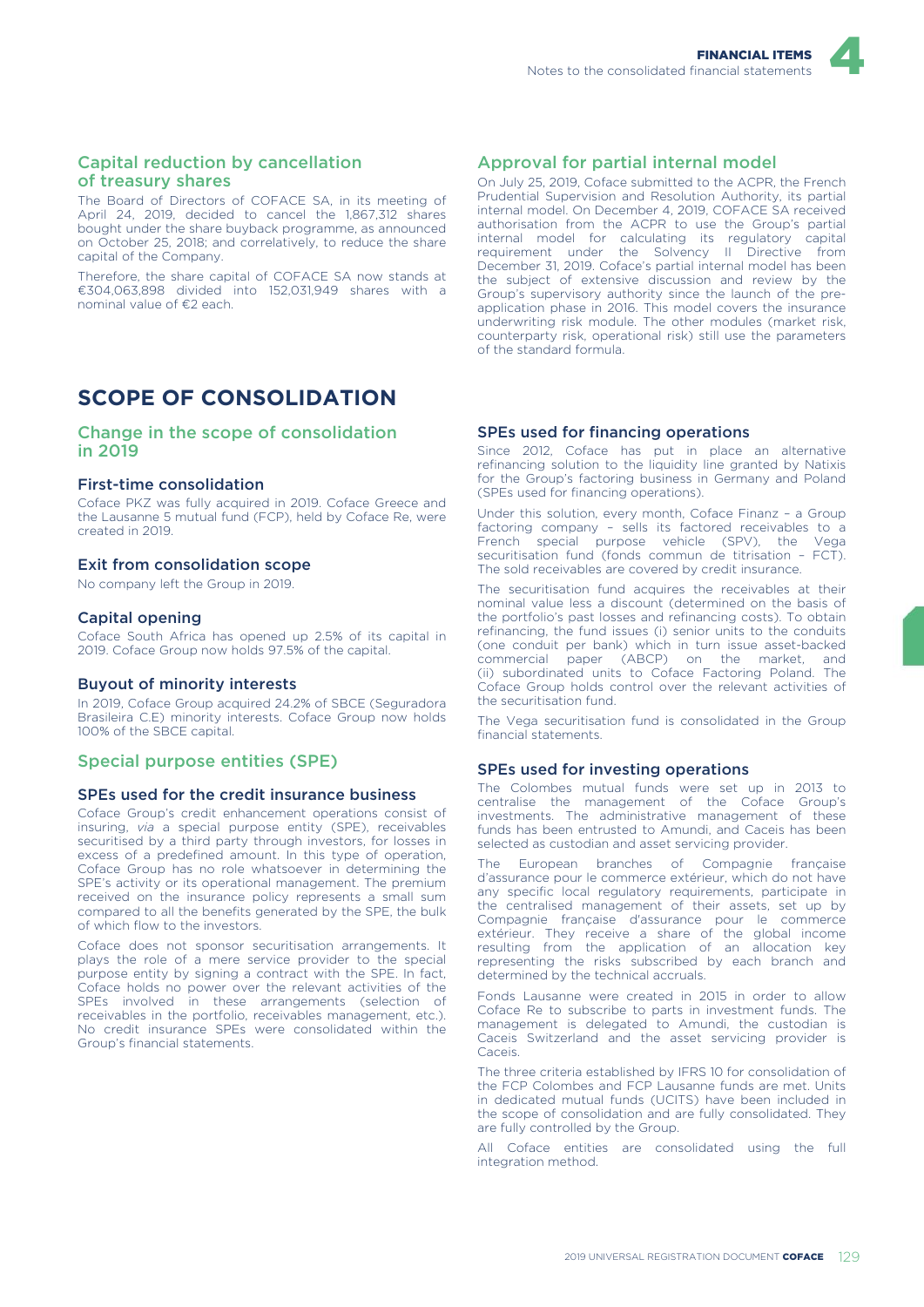### Capital reduction by cancellation of treasury shares

The Board of Directors of COFACE SA, in its meeting of April 24, 2019, decided to cancel the 1,867,312 shares bought under the share buyback programme, as announced on October 25, 2018; and correlatively, to reduce the share capital of the Company.

Therefore, the share capital of COFACE SA now stands at €304,063,898 divided into 152,031,949 shares with a nominal value of €2 each.

### Approval for partial internal model

On July 25, 2019, Coface submitted to the ACPR, the French Prudential Supervision and Resolution Authority, its partial internal model. On December 4, 2019, COFACE SA received authorisation from the ACPR to use the Group's partial internal model for calculating its regulatory capital requirement under the Solvency II Directive from December 31, 2019. Coface's partial internal model has been the subject of extensive discussion and review by the Group's supervisory authority since the launch of the pre-application phase in 2016. This model covers the insurance underwriting risk module. The other modules (market risk, counterparty risk, operational risk) still use the parameters of the standard formula.

## SCOPE OF CONSOLIDATION

### Change in the scope of consolidation in 2019

#### First-time consolidation

Coface PKZ was fully acquired in 2019. Coface Greece and the Lausanne 5 mutual fund (FCP), held by Coface Re, were created in 2019.

#### Exit from consolidation scope

No company left the Group in 2019.

#### Capital opening

Coface South Africa has opened up 2.5% of its capital in 2019. Coface Group now holds 97.5% of the capital.

#### Buyout of minority interests

In 2019, Coface Group acquired 24.2% of SBCE (Seguradora Brasileira C.E) minority interests. Coface Group now holds 100% of the SBCE capital.

### Special purpose entities (SPE)

#### SPEs used for the credit insurance business

Coface Group's credit enhancement operations consist of insuring, *via* a special purpose entity (SPE), receivables securitised by a third party through investors, for losses in excess of a predefined amount. In this type of operation, Coface Group has no role whatsoever in determining the SPE's activity or its operational management. The premium received on the insurance policy represents a small sum compared to all the benefits generated by the SPE, the bulk of which flow to the investors.

Coface does not sponsor securitisation arrangements. It plays the role of a mere service provider to the special purpose entity by signing a contract with the SPE. In fact, Coface holds no power over the relevant activities of the SPEs involved in these arrangements (selection of receivables in the portfolio, receivables management, etc.). No credit insurance SPEs were consolidated within the Group's financial statements.

#### SPEs used for financing operations

Since 2012, Coface has put in place an alternative refinancing solution to the liquidity line granted by Natixis for the Group's factoring business in Germany and Poland (SPEs used for financing operations).

Under this solution, every month, Coface Finanz – a Group factoring company – sells its factored receivables to a French special purpose vehicle (SPV), the Vega securitisation fund (fonds commun de titrisation – FCT). The sold receivables are covered by credit insurance.

The securitisation fund acquires the receivables at their nominal value less a discount (determined on the basis of the portfolio's past losses and refinancing costs). To obtain refinancing, the fund issues (i) senior units to the conduits (one conduit per bank) which in turn issue asset-backed commercial paper (ABCP) on the market, and (ii) subordinated units to Coface Factoring Poland. The Coface Group holds control over the relevant activities of the securitisation fund.

The Vega securitisation fund is consolidated in the Group financial statements.

#### SPEs used for investing operations

The Colombes mutual funds were set up in 2013 to centralise the management of the Coface Group's investments. The administrative management of these funds has been entrusted to Amundi, and Caceis has been selected as custodian and asset servicing provider.

The European branches of Compagnie française d'assurance pour le commerce extérieur, which do not have any specific local regulatory requirements, participate in the centralised management of their assets, set up by Compagnie française d'assurance pour le commerce extérieur. They receive a share of the global income resulting from the application of an allocation key representing the risks subscribed by each branch and determined by the technical accruals.

Fonds Lausanne were created in 2015 in order to allow Coface Re to subscribe to parts in investment funds. The management is delegated to Amundi, the custodian is Caceis Switzerland and the asset servicing provider is Caceis.

The three criteria established by IFRS 10 for consolidation of the FCP Colombes and FCP Lausanne funds are met. Units in dedicated mutual funds (UCITS) have been included in the scope of consolidation and are fully consolidated. They are fully controlled by the Group.

All Coface entities are consolidated using the full integration method.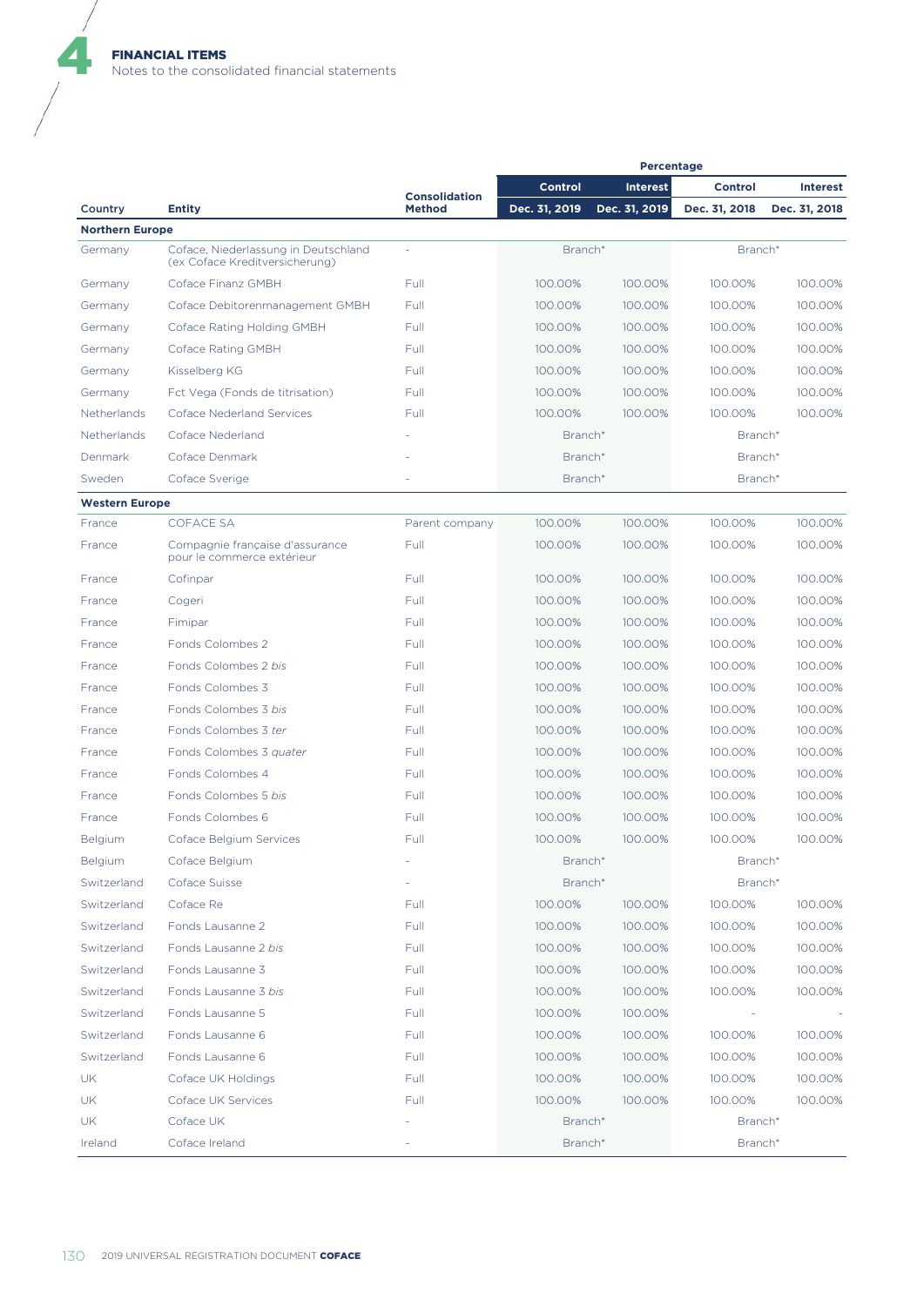| Country | Entity | Consolidation Method | Percentage | | | |
|---|---|---|---|---|---|---|
| | | | Control | Interest | Control | Interest |
| | | | Dec. 31, 2019 | Dec. 31, 2019 | Dec. 31, 2018 | Dec. 31, 2018 |
| **Northern Europe** | | | | | | |
| Germany | Coface, Niederlassung in Deutschland (ex Coface Kreditversicherung) | - | Branch* | | Branch* | |
| Germany | Coface Finanz GMBH | Full | 100.00% | 100.00% | 100.00% | 100.00% |
| Germany | Coface Debitorenmanagement GMBH | Full | 100.00% | 100.00% | 100.00% | 100.00% |
| Germany | Coface Rating Holding GMBH | Full | 100.00% | 100.00% | 100.00% | 100.00% |
| Germany | Coface Rating GMBH | Full | 100.00% | 100.00% | 100.00% | 100.00% |
| Germany | Kisselberg KG | Full | 100.00% | 100.00% | 100.00% | 100.00% |
| Germany | Fct Vega (Fonds de titrisation) | Full | 100.00% | 100.00% | 100.00% | 100.00% |
| Netherlands | Coface Nederland Services | Full | 100.00% | 100.00% | 100.00% | 100.00% |
| Netherlands | Coface Nederland | - | Branch* | | Branch* | |
| Denmark | Coface Denmark | - | Branch* | | Branch* | |
| Sweden | Coface Sverige | - | Branch* | | Branch* | |
| **Western Europe** | | | | | | |
| France | COFACE SA | Parent company | 100.00% | 100.00% | 100.00% | 100.00% |
| France | Compagnie française d'assurance pour le commerce extérieur | Full | 100.00% | 100.00% | 100.00% | 100.00% |
| France | Cofinpar | Full | 100.00% | 100.00% | 100.00% | 100.00% |
| France | Cogeri | Full | 100.00% | 100.00% | 100.00% | 100.00% |
| France | Fimipar | Full | 100.00% | 100.00% | 100.00% | 100.00% |
| France | Fonds Colombes 2 | Full | 100.00% | 100.00% | 100.00% | 100.00% |
| France | Fonds Colombes 2 *bis* | Full | 100.00% | 100.00% | 100.00% | 100.00% |
| France | Fonds Colombes 3 | Full | 100.00% | 100.00% | 100.00% | 100.00% |
| France | Fonds Colombes 3 *bis* | Full | 100.00% | 100.00% | 100.00% | 100.00% |
| France | Fonds Colombes 3 *ter* | Full | 100.00% | 100.00% | 100.00% | 100.00% |
| France | Fonds Colombes 3 *quater* | Full | 100.00% | 100.00% | 100.00% | 100.00% |
| France | Fonds Colombes 4 | Full | 100.00% | 100.00% | 100.00% | 100.00% |
| France | Fonds Colombes 5 *bis* | Full | 100.00% | 100.00% | 100.00% | 100.00% |
| France | Fonds Colombes 6 | Full | 100.00% | 100.00% | 100.00% | 100.00% |
| Belgium | Coface Belgium Services | Full | 100.00% | 100.00% | 100.00% | 100.00% |
| Belgium | Coface Belgium | - | Branch* | | Branch* | |
| Switzerland | Coface Suisse | - | Branch* | | Branch* | |
| Switzerland | Coface Re | Full | 100.00% | 100.00% | 100.00% | 100.00% |
| Switzerland | Fonds Lausanne 2 | Full | 100.00% | 100.00% | 100.00% | 100.00% |
| Switzerland | Fonds Lausanne 2 *bis* | Full | 100.00% | 100.00% | 100.00% | 100.00% |
| Switzerland | Fonds Lausanne 3 | Full | 100.00% | 100.00% | 100.00% | 100.00% |
| Switzerland | Fonds Lausanne 3 *bis* | Full | 100.00% | 100.00% | 100.00% | 100.00% |
| Switzerland | Fonds Lausanne 5 | Full | 100.00% | 100.00% | - | - |
| Switzerland | Fonds Lausanne 6 | Full | 100.00% | 100.00% | 100.00% | 100.00% |
| Switzerland | Fonds Lausanne 6 | Full | 100.00% | 100.00% | 100.00% | 100.00% |
| UK | Coface UK Holdings | Full | 100.00% | 100.00% | 100.00% | 100.00% |
| UK | Coface UK Services | Full | 100.00% | 100.00% | 100.00% | 100.00% |
| UK | Coface UK | - | Branch* | | Branch* | |
| Ireland | Coface Ireland | - | Branch* | | Branch* | |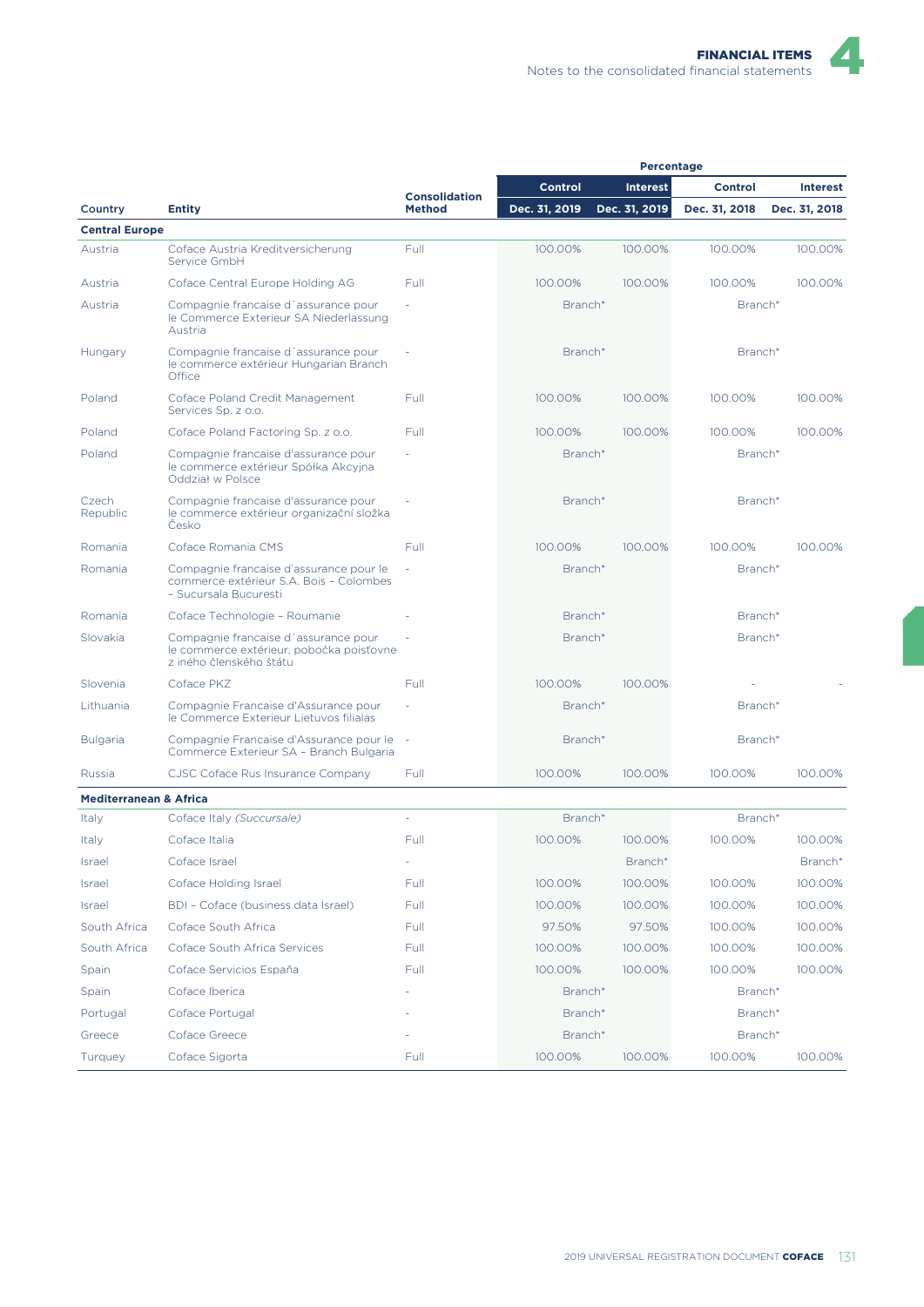| Country | Entity | Consolidation Method | Percentage | | | |
|---|---|---|---|---|---|---|
| | | | Control | Interest | Control | Interest |
| | | | Dec. 31, 2019 | Dec. 31, 2019 | Dec. 31, 2018 | Dec. 31, 2018 |
| **Central Europe** | | | | | | |
| Austria | Coface Austria Kreditversicherung Service GmbH | Full | 100.00% | 100.00% | 100.00% | 100.00% |
| Austria | Coface Central Europe Holding AG | Full | 100.00% | 100.00% | 100.00% | 100.00% |
| Austria | Compagnie francaise d´assurance pour le Commerce Exterieur SA Niederlassung Austria | - | Branch* | | Branch* | |
| Hungary | Compagnie francaise d´assurance pour le commerce extérieur Hungarian Branch Office | - | Branch* | | Branch* | |
| Poland | Coface Poland Credit Management Services Sp. z o.o. | Full | 100.00% | 100.00% | 100.00% | 100.00% |
| Poland | Coface Poland Factoring Sp. z o.o. | Full | 100.00% | 100.00% | 100.00% | 100.00% |
| Poland | Compagnie francaise d'assurance pour le commerce extérieur Spółka Akcyjna Oddział w Polsce | - | Branch* | | Branch* | |
| Czech Republic | Compagnie francaise d'assurance pour le commerce extérieur organizační složka Česko | - | Branch* | | Branch* | |
| Romania | Coface Romania CMS | Full | 100.00% | 100.00% | 100.00% | 100.00% |
| Romania | Compagnie francaise d'assurance pour le commerce extérieur S.A. Bois – Colombes – Sucursala Bucuresti | - | Branch* | | Branch* | |
| Romania | Coface Technologie – Roumanie | - | Branch* | | Branch* | |
| Slovakia | Compagnie francaise d´assurance pour le commerce extérieur, pobočka poisťovne z iného členského štátu | - | Branch* | | Branch* | |
| Slovenia | Coface PKZ | Full | 100.00% | 100.00% | - | - |
| Lithuania | Compagnie Francaise d'Assurance pour le Commerce Exterieur Lietuvos filialas | - | Branch* | | Branch* | |
| Bulgaria | Compagnie Francaise d'Assurance pour le Commerce Exterieur SA – Branch Bulgaria | - | Branch* | | Branch* | |
| Russia | CJSC Coface Rus Insurance Company | Full | 100.00% | 100.00% | 100.00% | 100.00% |
| **Mediterranean & Africa** | | | | | | |
| Italy | Coface Italy *(Succursale)* | - | Branch* | | Branch* | |
| Italy | Coface Italia | Full | 100.00% | 100.00% | 100.00% | 100.00% |
| Israel | Coface Israel | - | | Branch* | | Branch* |
| Israel | Coface Holding Israel | Full | 100.00% | 100.00% | 100.00% | 100.00% |
| Israel | BDI – Coface (business data Israel) | Full | 100.00% | 100.00% | 100.00% | 100.00% |
| South Africa | Coface South Africa | Full | 97.50% | 97.50% | 100.00% | 100.00% |
| South Africa | Coface South Africa Services | Full | 100.00% | 100.00% | 100.00% | 100.00% |
| Spain | Coface Servicios España | Full | 100.00% | 100.00% | 100.00% | 100.00% |
| Spain | Coface Iberica | - | Branch* | | Branch* | |
| Portugal | Coface Portugal | - | Branch* | | Branch* | |
| Greece | Coface Greece | - | Branch* | | Branch* | |
| Turquey | Coface Sigorta | Full | 100.00% | 100.00% | 100.00% | 100.00% |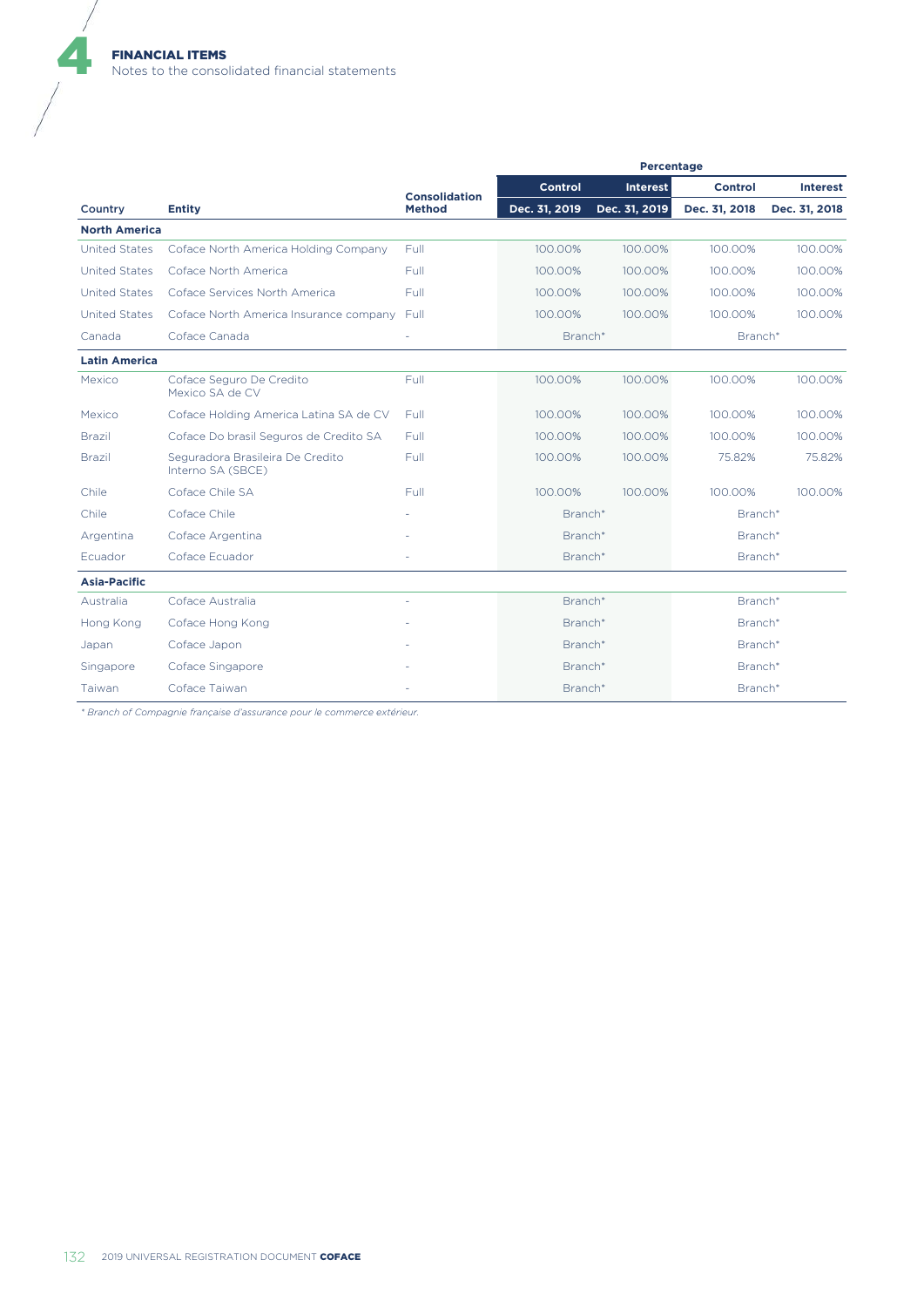| Country | Entity | Consolidation Method | Percentage | | | |
|---|---|---|---|---|---|---|
| | | | Control | Interest | Control | Interest |
| | | | Dec. 31, 2019 | Dec. 31, 2019 | Dec. 31, 2018 | Dec. 31, 2018 |
| **North America** | | | | | | |
| United States | Coface North America Holding Company | Full | 100.00% | 100.00% | 100.00% | 100.00% |
| United States | Coface North America | Full | 100.00% | 100.00% | 100.00% | 100.00% |
| United States | Coface Services North America | Full | 100.00% | 100.00% | 100.00% | 100.00% |
| United States | Coface North America Insurance company | Full | 100.00% | 100.00% | 100.00% | 100.00% |
| Canada | Coface Canada | - | Branch* | | Branch* | |
| **Latin America** | | | | | | |
| Mexico | Coface Seguro De Credito Mexico SA de CV | Full | 100.00% | 100.00% | 100.00% | 100.00% |
| Mexico | Coface Holding America Latina SA de CV | Full | 100.00% | 100.00% | 100.00% | 100.00% |
| Brazil | Coface Do brasil Seguros de Credito SA | Full | 100.00% | 100.00% | 100.00% | 100.00% |
| Brazil | Seguradora Brasileira De Credito Interno SA (SBCE) | Full | 100.00% | 100.00% | 75.82% | 75.82% |
| Chile | Coface Chile SA | Full | 100.00% | 100.00% | 100.00% | 100.00% |
| Chile | Coface Chile | - | Branch* | | Branch* | |
| Argentina | Coface Argentina | - | Branch* | | Branch* | |
| Ecuador | Coface Ecuador | - | Branch* | | Branch* | |
| **Asia-Pacific** | | | | | | |
| Australia | Coface Australia | - | Branch* | | Branch* | |
| Hong Kong | Coface Hong Kong | - | Branch* | | Branch* | |
| Japan | Coface Japon | - | Branch* | | Branch* | |
| Singapore | Coface Singapore | - | Branch* | | Branch* | |
| Taiwan | Coface Taiwan | - | Branch* | | Branch* | |

*\* Branch of Compagnie française d'assurance pour le commerce extérieur.*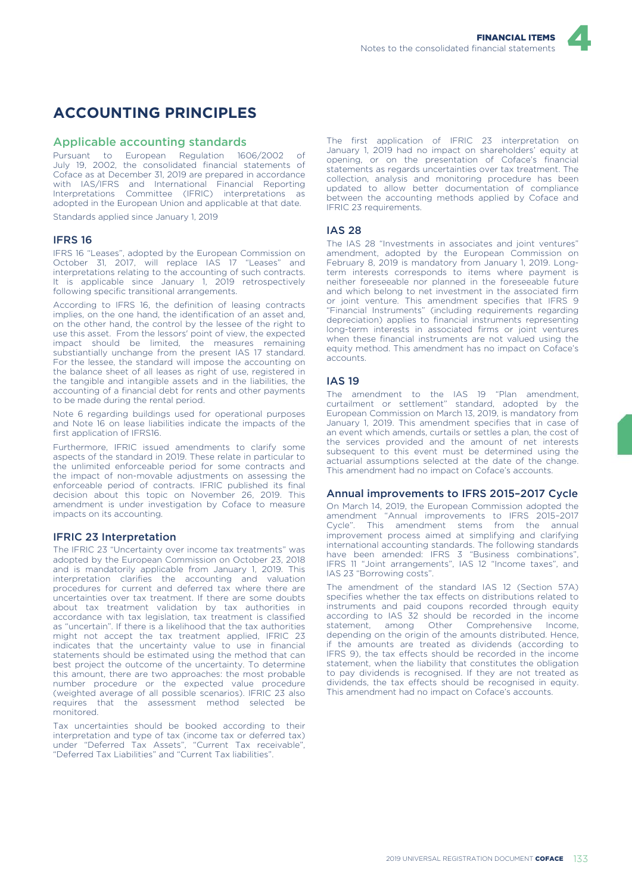# ACCOUNTING PRINCIPLES

## Applicable accounting standards

Pursuant to European Regulation 1606/2002 of July 19, 2002, the consolidated financial statements of Coface as at December 31, 2019 are prepared in accordance with IAS/IFRS and International Financial Reporting Interpretations Committee (IFRIC) interpretations as adopted in the European Union and applicable at that date.

Standards applied since January 1, 2019

### IFRS 16

IFRS 16 "Leases", adopted by the European Commission on October 31, 2017, will replace IAS 17 "Leases" and interpretations relating to the accounting of such contracts. It is applicable since January 1, 2019 retrospectively following specific transitional arrangements.

According to IFRS 16, the definition of leasing contracts implies, on the one hand, the identification of an asset and, on the other hand, the control by the lessee of the right to use this asset. From the lessors' point of view, the expected impact should be limited, the measures remaining substantially unchange from the present IAS 17 standard. For the lessee, the standard will impose the accounting on the balance sheet of all leases as right of use, registered in the tangible and intangible assets and in the liabilities, the accounting of a financial debt for rents and other payments to be made during the rental period.

Note 6 regarding buildings used for operational purposes and Note 16 on lease liabilities indicate the impacts of the first application of IFRS16.

Furthermore, IFRIC issued amendments to clarify some aspects of the standard in 2019. These relate in particular to the unlimited enforceable period for some contracts and the impact of non-movable adjustments on assessing the enforceable period of contracts. IFRIC published its final decision about this topic on November 26, 2019. This amendment is under investigation by Coface to measure impacts on its accounting.

### IFRIC 23 Interpretation

The IFRIC 23 "Uncertainty over income tax treatments" was adopted by the European Commission on October 23, 2018 and is mandatorily applicable from January 1, 2019. This interpretation clarifies the accounting and valuation procedures for current and deferred tax where there are uncertainties over tax treatment. If there are some doubts about tax treatment validation by tax authorities in accordance with tax legislation, tax treatment is classified as "uncertain". If there is a likelihood that the tax authorities might not accept the tax treatment applied, IFRIC 23 indicates that the uncertainty value to use in financial statements should be estimated using the method that can best project the outcome of the uncertainty. To determine this amount, there are two approaches: the most probable number procedure or the expected value procedure (weighted average of all possible scenarios). IFRIC 23 also requires that the assessment method selected be monitored.

Tax uncertainties should be booked according to their interpretation and type of tax (income tax or deferred tax) under "Deferred Tax Assets", "Current Tax receivable", "Deferred Tax Liabilities" and "Current Tax liabilities".

The first application of IFRIC 23 interpretation on January 1, 2019 had no impact on shareholders' equity at opening, or on the presentation of Coface's financial statements as regards uncertainties over tax treatment. The collection, analysis and monitoring procedure has been updated to allow better documentation of compliance between the accounting methods applied by Coface and IFRIC 23 requirements.

### IAS 28

The IAS 28 "Investments in associates and joint ventures" amendment, adopted by the European Commission on February 8, 2019 is mandatory from January 1, 2019. Long-term interests corresponds to items where payment is neither foreseeable nor planned in the foreseeable future and which belong to net investment in the associated firm or joint venture. This amendment specifies that IFRS 9 "Financial Instruments" (including requirements regarding depreciation) applies to financial instruments representing long-term interests in associated firms or joint ventures when these financial instruments are not valued using the equity method. This amendment has no impact on Coface's accounts.

### IAS 19

The amendment to the IAS 19 "Plan amendment, curtailment or settlement" standard, adopted by the European Commission on March 13, 2019, is mandatory from January 1, 2019. This amendment specifies that in case of an event which amends, curtails or settles a plan, the cost of the services provided and the amount of net interests subsequent to this event must be determined using the actuarial assumptions selected at the date of the change. This amendment had no impact on Coface's accounts.

### Annual improvements to IFRS 2015–2017 Cycle

On March 14, 2019, the European Commission adopted the amendment "Annual improvements to IFRS 2015–2017 Cycle". This amendment stems from the annual improvement process aimed at simplifying and clarifying international accounting standards. The following standards have been amended: IFRS 3 "Business combinations", IFRS 11 "Joint arrangements", IAS 12 "Income taxes", and IAS 23 "Borrowing costs".

The amendment of the standard IAS 12 (Section 57A) specifies whether the tax effects on distributions related to instruments and paid coupons recorded through equity according to IAS 32 should be recorded in the income statement, among Other Comprehensive Income, depending on the origin of the amounts distributed. Hence, if the amounts are treated as dividends (according to IFRS 9), the tax effects should be recorded in the income statement, when the liability that constitutes the obligation to pay dividends is recognised. If they are not treated as dividends, the tax effects should be recognised in equity. This amendment had no impact on Coface's accounts.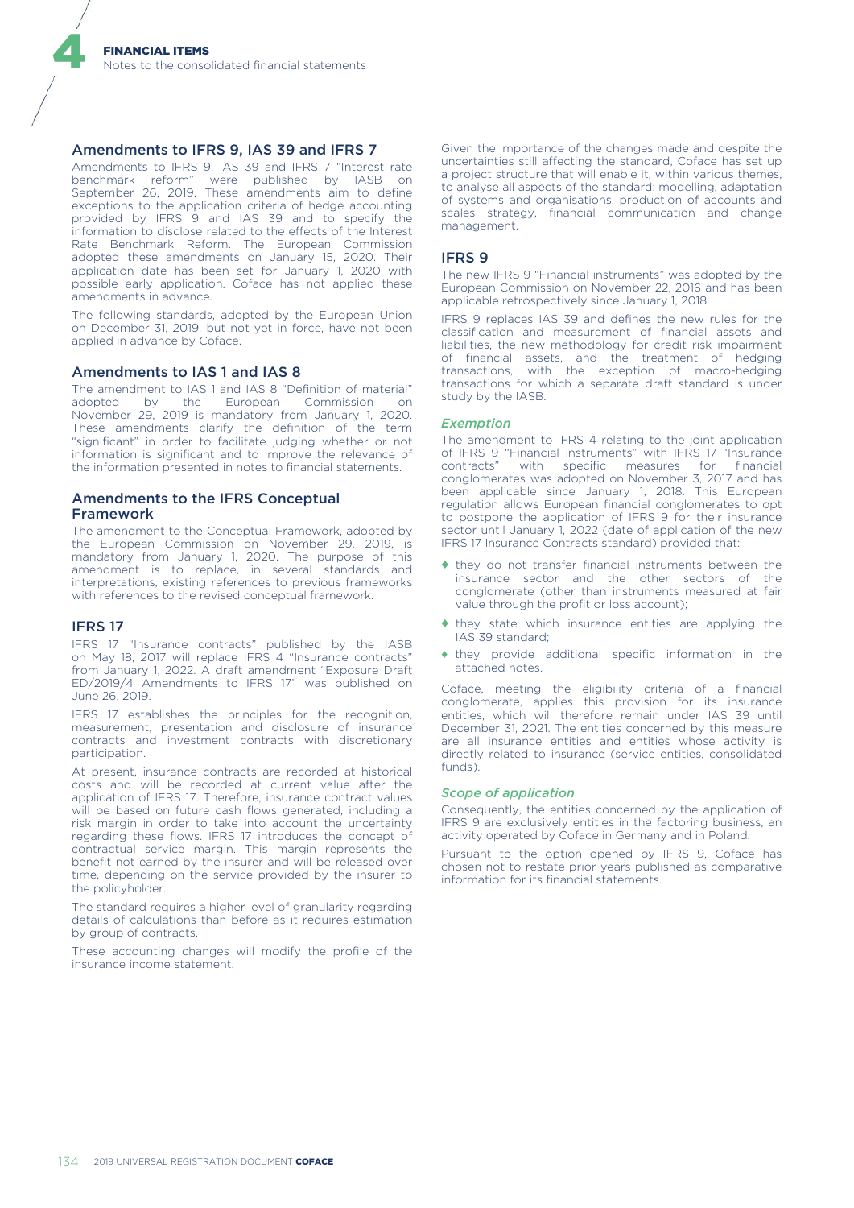### Amendments to IFRS 9, IAS 39 and IFRS 7

Amendments to IFRS 9, IAS 39 and IFRS 7 "Interest rate benchmark reform" were published by IASB on September 26, 2019. These amendments aim to define exceptions to the application criteria of hedge accounting provided by IFRS 9 and IAS 39 and to specify the information to disclose related to the effects of the Interest Rate Benchmark Reform. The European Commission adopted these amendments on January 15, 2020. Their application date has been set for January 1, 2020 with possible early application. Coface has not applied these amendments in advance.

The following standards, adopted by the European Union on December 31, 2019, but not yet in force, have not been applied in advance by Coface.

### Amendments to IAS 1 and IAS 8

The amendment to IAS 1 and IAS 8 "Definition of material" adopted by the European Commission on November 29, 2019 is mandatory from January 1, 2020. These amendments clarify the definition of the term "significant" in order to facilitate judging whether or not information is significant and to improve the relevance of the information presented in notes to financial statements.

### Amendments to the IFRS Conceptual Framework

The amendment to the Conceptual Framework, adopted by the European Commission on November 29, 2019, is mandatory from January 1, 2020. The purpose of this amendment is to replace, in several standards and interpretations, existing references to previous frameworks with references to the revised conceptual framework.

### IFRS 17

IFRS 17 "Insurance contracts" published by the IASB on May 18, 2017 will replace IFRS 4 "Insurance contracts" from January 1, 2022. A draft amendment "Exposure Draft ED/2019/4 Amendments to IFRS 17" was published on June 26, 2019.

IFRS 17 establishes the principles for the recognition, measurement, presentation and disclosure of insurance contracts and investment contracts with discretionary participation.

At present, insurance contracts are recorded at historical costs and will be recorded at current value after the application of IFRS 17. Therefore, insurance contract values will be based on future cash flows generated, including a risk margin in order to take into account the uncertainty regarding these flows. IFRS 17 introduces the concept of contractual service margin. This margin represents the benefit not earned by the insurer and will be released over time, depending on the service provided by the insurer to the policyholder.

The standard requires a higher level of granularity regarding details of calculations than before as it requires estimation by group of contracts.

These accounting changes will modify the profile of the insurance income statement.

Given the importance of the changes made and despite the uncertainties still affecting the standard, Coface has set up a project structure that will enable it, within various themes, to analyse all aspects of the standard: modelling, adaptation of systems and organisations, production of accounts and scales strategy, financial communication and change management.

### IFRS 9

The new IFRS 9 "Financial instruments" was adopted by the European Commission on November 22, 2016 and has been applicable retrospectively since January 1, 2018.

IFRS 9 replaces IAS 39 and defines the new rules for the classification and measurement of financial assets and liabilities, the new methodology for credit risk impairment of financial assets, and the treatment of hedging transactions, with the exception of macro-hedging transactions for which a separate draft standard is under study by the IASB.

#### *Exemption*

The amendment to IFRS 4 relating to the joint application of IFRS 9 "Financial instruments" with IFRS 17 "Insurance contracts" with specific measures for financial conglomerates was adopted on November 3, 2017 and has been applicable since January 1, 2018. This European regulation allows European financial conglomerates to opt to postpone the application of IFRS 9 for their insurance sector until January 1, 2022 (date of application of the new IFRS 17 Insurance Contracts standard) provided that:

- they do not transfer financial instruments between the insurance sector and the other sectors of the conglomerate (other than instruments measured at fair value through the profit or loss account);
- they state which insurance entities are applying the IAS 39 standard;
- they provide additional specific information in the attached notes.

Coface, meeting the eligibility criteria of a financial conglomerate, applies this provision for its insurance entities, which will therefore remain under IAS 39 until December 31, 2021. The entities concerned by this measure are all insurance entities and entities whose activity is directly related to insurance (service entities, consolidated funds).

#### *Scope of application*

Consequently, the entities concerned by the application of IFRS 9 are exclusively entities in the factoring business, an activity operated by Coface in Germany and in Poland.

Pursuant to the option opened by IFRS 9, Coface has chosen not to restate prior years published as comparative information for its financial statements.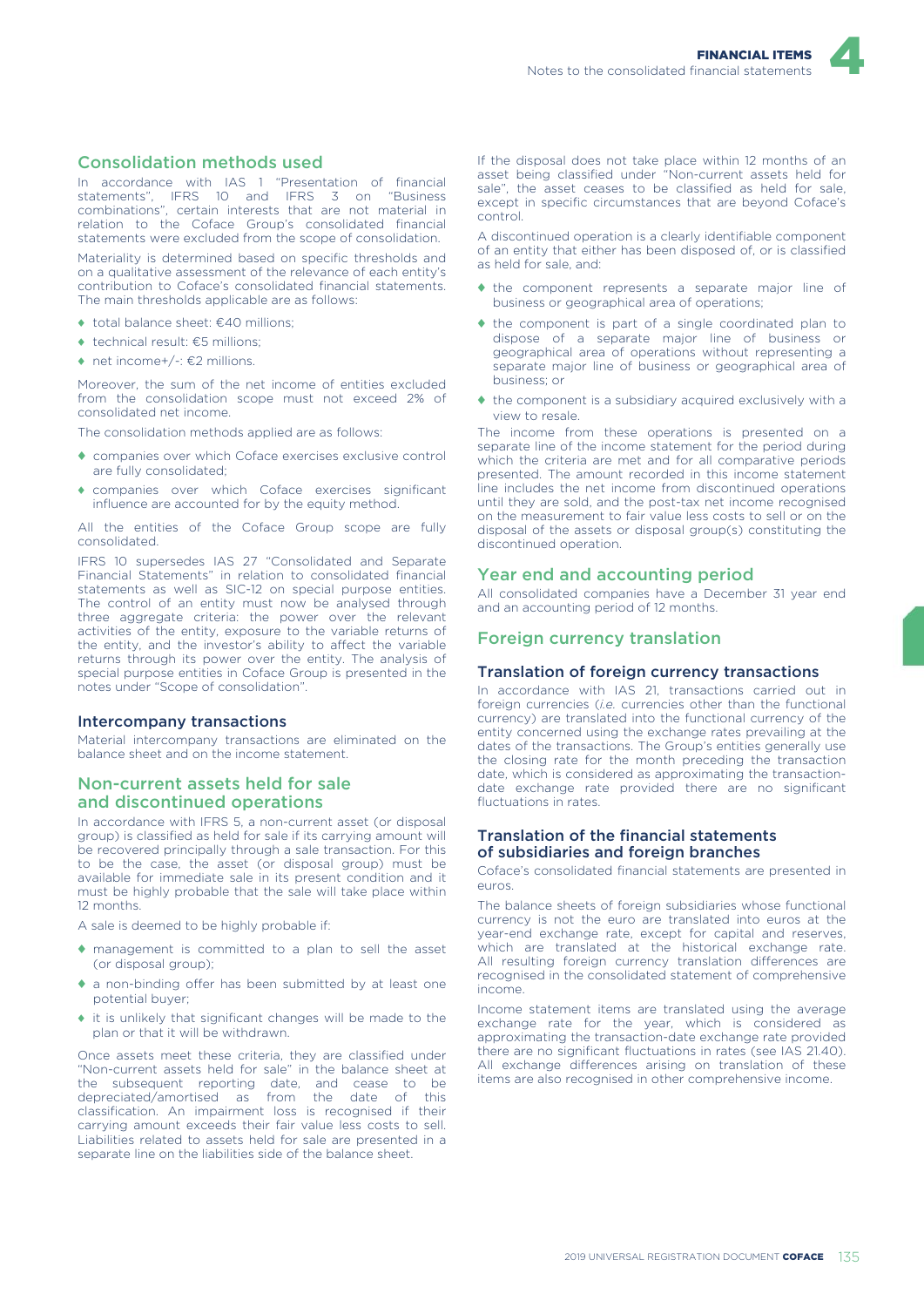## Consolidation methods used

In accordance with IAS 1 "Presentation of financial statements", IFRS 10 and IFRS 3 on "Business combinations", certain interests that are not material in relation to the Coface Group's consolidated financial statements were excluded from the scope of consolidation.

Materiality is determined based on specific thresholds and on a qualitative assessment of the relevance of each entity's contribution to Coface's consolidated financial statements. The main thresholds applicable are as follows:

- total balance sheet: €40 millions;
- technical result: €5 millions;
- net income+/-: €2 millions.

Moreover, the sum of the net income of entities excluded from the consolidation scope must not exceed 2% of consolidated net income.

The consolidation methods applied are as follows:

- companies over which Coface exercises exclusive control are fully consolidated;
- companies over which Coface exercises significant influence are accounted for by the equity method.

All the entities of the Coface Group scope are fully consolidated.

IFRS 10 supersedes IAS 27 "Consolidated and Separate Financial Statements" in relation to consolidated financial statements as well as SIC-12 on special purpose entities. The control of an entity must now be analysed through three aggregate criteria: the power over the relevant activities of the entity, exposure to the variable returns of the entity, and the investor's ability to affect the variable returns through its power over the entity. The analysis of special purpose entities in Coface Group is presented in the notes under "Scope of consolidation".

### Intercompany transactions

Material intercompany transactions are eliminated on the balance sheet and on the income statement.

## Non-current assets held for sale and discontinued operations

In accordance with IFRS 5, a non-current asset (or disposal group) is classified as held for sale if its carrying amount will be recovered principally through a sale transaction. For this to be the case, the asset (or disposal group) must be available for immediate sale in its present condition and it must be highly probable that the sale will take place within 12 months.

A sale is deemed to be highly probable if:

- management is committed to a plan to sell the asset (or disposal group);
- a non-binding offer has been submitted by at least one potential buyer;
- it is unlikely that significant changes will be made to the plan or that it will be withdrawn.

Once assets meet these criteria, they are classified under "Non-current assets held for sale" in the balance sheet at the subsequent reporting date, and cease to be depreciated/amortised as from the date of this classification. An impairment loss is recognised if their carrying amount exceeds their fair value less costs to sell. Liabilities related to assets held for sale are presented in a separate line on the liabilities side of the balance sheet.

If the disposal does not take place within 12 months of an asset being classified under "Non-current assets held for sale", the asset ceases to be classified as held for sale, except in specific circumstances that are beyond Coface's control.

A discontinued operation is a clearly identifiable component of an entity that either has been disposed of, or is classified as held for sale, and:

- the component represents a separate major line of business or geographical area of operations;
- the component is part of a single coordinated plan to dispose of a separate major line of business or geographical area of operations without representing a separate major line of business or geographical area of business; or
- the component is a subsidiary acquired exclusively with a view to resale.

The income from these operations is presented on a separate line of the income statement for the period during which the criteria are met and for all comparative periods presented. The amount recorded in this income statement line includes the net income from discontinued operations until they are sold, and the post-tax net income recognised on the measurement to fair value less costs to sell or on the disposal of the assets or disposal group(s) constituting the discontinued operation.

## Year end and accounting period

All consolidated companies have a December 31 year end and an accounting period of 12 months.

## Foreign currency translation

### Translation of foreign currency transactions

In accordance with IAS 21, transactions carried out in foreign currencies (*i.e.* currencies other than the functional currency) are translated into the functional currency of the entity concerned using the exchange rates prevailing at the dates of the transactions. The Group's entities generally use the closing rate for the month preceding the transaction date, which is considered as approximating the transaction-date exchange rate provided there are no significant fluctuations in rates.

### Translation of the financial statements of subsidiaries and foreign branches

Coface's consolidated financial statements are presented in euros.

The balance sheets of foreign subsidiaries whose functional currency is not the euro are translated into euros at the year-end exchange rate, except for capital and reserves, which are translated at the historical exchange rate. All resulting foreign currency translation differences are recognised in the consolidated statement of comprehensive income.

Income statement items are translated using the average exchange rate for the year, which is considered as approximating the transaction-date exchange rate provided there are no significant fluctuations in rates (see IAS 21.40). All exchange differences arising on translation of these items are also recognised in other comprehensive income.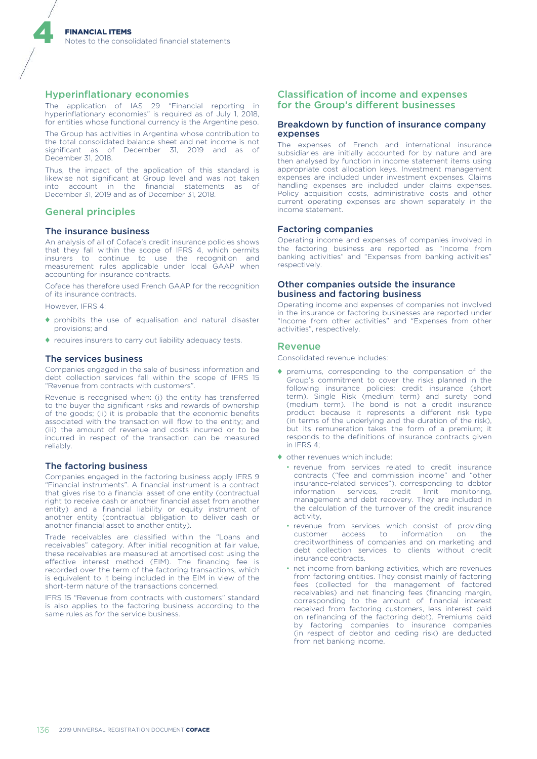## Hyperinflationary economies

The application of IAS 29 "Financial reporting in hyperinflationary economies" is required as of July 1, 2018, for entities whose functional currency is the Argentine peso.

The Group has activities in Argentina whose contribution to the total consolidated balance sheet and net income is not significant as of December 31, 2019 and as of December 31, 2018.

Thus, the impact of the application of this standard is likewise not significant at Group level and was not taken into account in the financial statements as of December 31, 2019 and as of December 31, 2018.

## General principles

### The insurance business

An analysis of all of Coface's credit insurance policies shows that they fall within the scope of IFRS 4, which permits insurers to continue to use the recognition and measurement rules applicable under local GAAP when accounting for insurance contracts.

Coface has therefore used French GAAP for the recognition of its insurance contracts.

However, IFRS 4:

- prohibits the use of equalisation and natural disaster provisions; and
- requires insurers to carry out liability adequacy tests.

### The services business

Companies engaged in the sale of business information and debt collection services fall within the scope of IFRS 15 "Revenue from contracts with customers".

Revenue is recognised when: (i) the entity has transferred to the buyer the significant risks and rewards of ownership of the goods; (ii) it is probable that the economic benefits associated with the transaction will flow to the entity; and (iii) the amount of revenue and costs incurred or to be incurred in respect of the transaction can be measured reliably.

### The factoring business

Companies engaged in the factoring business apply IFRS 9 "Financial instruments". A financial instrument is a contract that gives rise to a financial asset of one entity (contractual right to receive cash or another financial asset from another entity) and a financial liability or equity instrument of another entity (contractual obligation to deliver cash or another financial asset to another entity).

Trade receivables are classified within the "Loans and receivables" category. After initial recognition at fair value, these receivables are measured at amortised cost using the effective interest method (EIM). The financing fee is recorded over the term of the factoring transactions, which is equivalent to it being included in the EIM in view of the short-term nature of the transactions concerned.

IFRS 15 "Revenue from contracts with customers" standard is also applies to the factoring business according to the same rules as for the service business.

## Classification of income and expenses for the Group's different businesses

### Breakdown by function of insurance company expenses

The expenses of French and international insurance subsidiaries are initially accounted for by nature and are then analysed by function in income statement items using appropriate cost allocation keys. Investment management expenses are included under investment expenses. Claims handling expenses are included under claims expenses. Policy acquisition costs, administrative costs and other current operating expenses are shown separately in the income statement.

### Factoring companies

Operating income and expenses of companies involved in the factoring business are reported as "Income from banking activities" and "Expenses from banking activities" respectively.

### Other companies outside the insurance business and factoring business

Operating income and expenses of companies not involved in the insurance or factoring businesses are reported under "Income from other activities" and "Expenses from other activities", respectively.

## Revenue

Consolidated revenue includes:

- premiums, corresponding to the compensation of the Group's commitment to cover the risks planned in the following insurance policies: credit insurance (short term), Single Risk (medium term) and surety bond (medium term). The bond is not a credit insurance product because it represents a different risk type (in terms of the underlying and the duration of the risk), but its remuneration takes the form of a premium; it responds to the definitions of insurance contracts given in IFRS 4;
- other revenues which include:
  - revenue from services related to credit insurance contracts ("fee and commission income" and "other insurance-related services"), corresponding to debtor information services, credit limit monitoring, management and debt recovery. They are included in the calculation of the turnover of the credit insurance activity,
  - revenue from services which consist of providing customer access to information on the creditworthiness of companies and on marketing and debt collection services to clients without credit insurance contracts,
  - net income from banking activities, which are revenues from factoring entities. They consist mainly of factoring fees (collected for the management of factored receivables) and net financing fees (financing margin, corresponding to the amount of financial interest received from factoring customers, less interest paid on refinancing of the factoring debt). Premiums paid by factoring companies to insurance companies (in respect of debtor and ceding risk) are deducted from net banking income.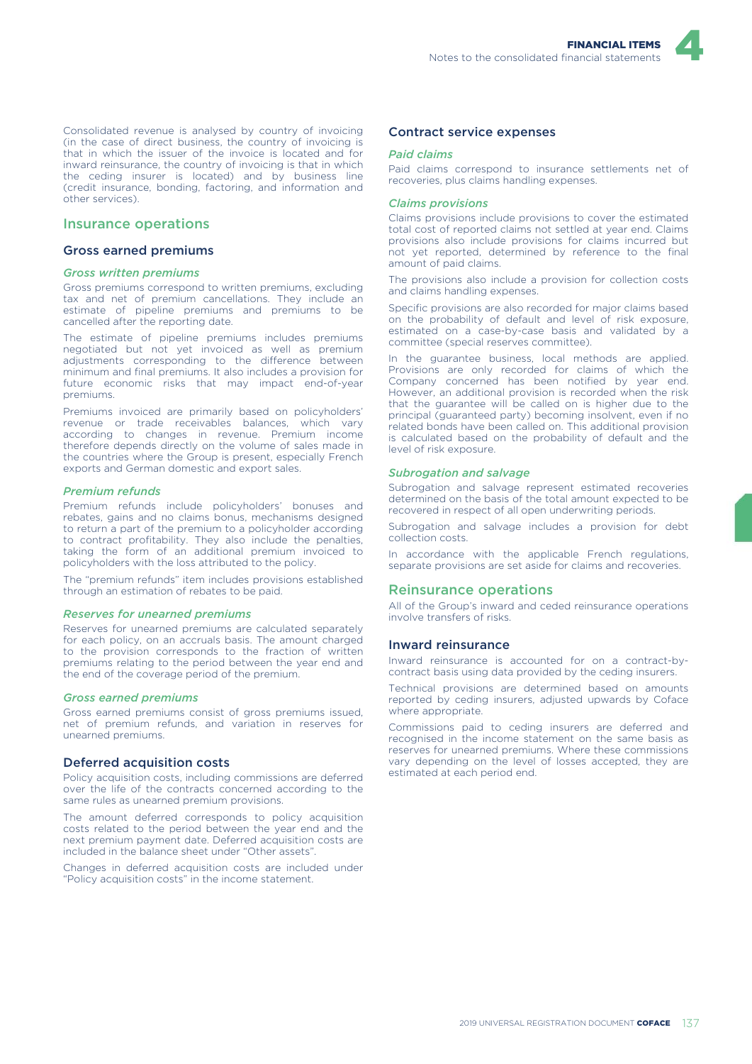Consolidated revenue is analysed by country of invoicing (in the case of direct business, the country of invoicing is that in which the issuer of the invoice is located and for inward reinsurance, the country of invoicing is that in which the ceding insurer is located) and by business line (credit insurance, bonding, factoring, and information and other services).

## Insurance operations

### Gross earned premiums

#### *Gross written premiums*

Gross premiums correspond to written premiums, excluding tax and net of premium cancellations. They include an estimate of pipeline premiums and premiums to be cancelled after the reporting date.

The estimate of pipeline premiums includes premiums negotiated but not yet invoiced as well as premium adjustments corresponding to the difference between minimum and final premiums. It also includes a provision for future economic risks that may impact end-of-year premiums.

Premiums invoiced are primarily based on policyholders' revenue or trade receivables balances, which vary according to changes in revenue. Premium income therefore depends directly on the volume of sales made in the countries where the Group is present, especially French exports and German domestic and export sales.

#### *Premium refunds*

Premium refunds include policyholders' bonuses and rebates, gains and no claims bonus, mechanisms designed to return a part of the premium to a policyholder according to contract profitability. They also include the penalties, taking the form of an additional premium invoiced to policyholders with the loss attributed to the policy.

The "premium refunds" item includes provisions established through an estimation of rebates to be paid.

#### *Reserves for unearned premiums*

Reserves for unearned premiums are calculated separately for each policy, on an accruals basis. The amount charged to the provision corresponds to the fraction of written premiums relating to the period between the year end and the end of the coverage period of the premium.

#### *Gross earned premiums*

Gross earned premiums consist of gross premiums issued, net of premium refunds, and variation in reserves for unearned premiums.

### Deferred acquisition costs

Policy acquisition costs, including commissions are deferred over the life of the contracts concerned according to the same rules as unearned premium provisions.

The amount deferred corresponds to policy acquisition costs related to the period between the year end and the next premium payment date. Deferred acquisition costs are included in the balance sheet under "Other assets".

Changes in deferred acquisition costs are included under "Policy acquisition costs" in the income statement.

### Contract service expenses

#### *Paid claims*

Paid claims correspond to insurance settlements net of recoveries, plus claims handling expenses.

#### *Claims provisions*

Claims provisions include provisions to cover the estimated total cost of reported claims not settled at year end. Claims provisions also include provisions for claims incurred but not yet reported, determined by reference to the final amount of paid claims.

The provisions also include a provision for collection costs and claims handling expenses.

Specific provisions are also recorded for major claims based on the probability of default and level of risk exposure, estimated on a case-by-case basis and validated by a committee (special reserves committee).

In the guarantee business, local methods are applied. Provisions are only recorded for claims of which the Company concerned has been notified by year end. However, an additional provision is recorded when the risk that the guarantee will be called on is higher due to the principal (guaranteed party) becoming insolvent, even if no related bonds have been called on. This additional provision is calculated based on the probability of default and the level of risk exposure.

#### *Subrogation and salvage*

Subrogation and salvage represent estimated recoveries determined on the basis of the total amount expected to be recovered in respect of all open underwriting periods.

Subrogation and salvage includes a provision for debt collection costs.

In accordance with the applicable French regulations, separate provisions are set aside for claims and recoveries.

## Reinsurance operations

All of the Group's inward and ceded reinsurance operations involve transfers of risks.

### Inward reinsurance

Inward reinsurance is accounted for on a contract-by-contract basis using data provided by the ceding insurers.

Technical provisions are determined based on amounts reported by ceding insurers, adjusted upwards by Coface where appropriate.

Commissions paid to ceding insurers are deferred and recognised in the income statement on the same basis as reserves for unearned premiums. Where these commissions vary depending on the level of losses accepted, they are estimated at each period end.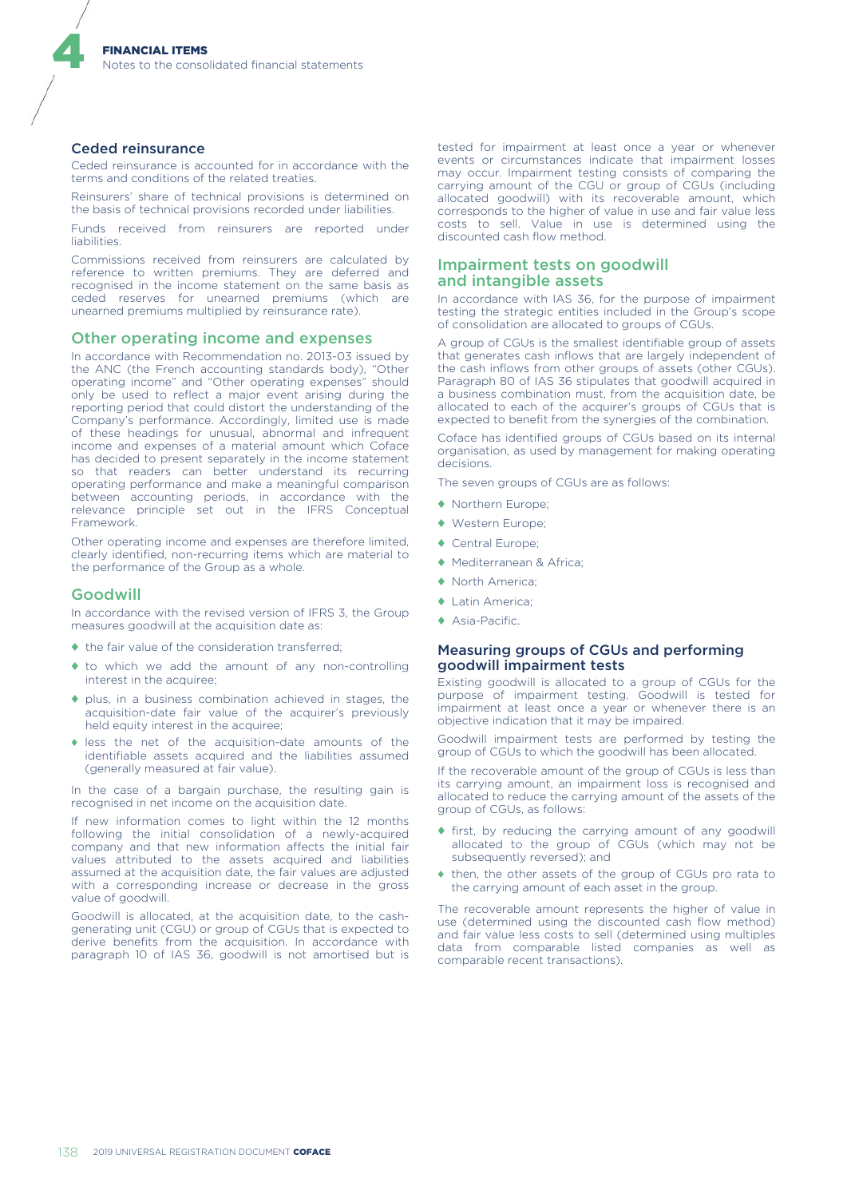### Ceded reinsurance

Ceded reinsurance is accounted for in accordance with the terms and conditions of the related treaties.

Reinsurers' share of technical provisions is determined on the basis of technical provisions recorded under liabilities.

Funds received from reinsurers are reported under liabilities.

Commissions received from reinsurers are calculated by reference to written premiums. They are deferred and recognised in the income statement on the same basis as ceded reserves for unearned premiums (which are unearned premiums multiplied by reinsurance rate).

## Other operating income and expenses

In accordance with Recommendation no. 2013-03 issued by the ANC (the French accounting standards body), "Other operating income" and "Other operating expenses" should only be used to reflect a major event arising during the reporting period that could distort the understanding of the Company's performance. Accordingly, limited use is made of these headings for unusual, abnormal and infrequent income and expenses of a material amount which Coface has decided to present separately in the income statement so that readers can better understand its recurring operating performance and make a meaningful comparison between accounting periods, in accordance with the relevance principle set out in the IFRS Conceptual Framework.

Other operating income and expenses are therefore limited, clearly identified, non-recurring items which are material to the performance of the Group as a whole.

## Goodwill

In accordance with the revised version of IFRS 3, the Group measures goodwill at the acquisition date as:

- the fair value of the consideration transferred;
- to which we add the amount of any non-controlling interest in the acquiree;
- plus, in a business combination achieved in stages, the acquisition-date fair value of the acquirer's previously held equity interest in the acquiree;
- less the net of the acquisition-date amounts of the identifiable assets acquired and the liabilities assumed (generally measured at fair value).

In the case of a bargain purchase, the resulting gain is recognised in net income on the acquisition date.

If new information comes to light within the 12 months following the initial consolidation of a newly-acquired company and that new information affects the initial fair values attributed to the assets acquired and liabilities assumed at the acquisition date, the fair values are adjusted with a corresponding increase or decrease in the gross value of goodwill.

Goodwill is allocated, at the acquisition date, to the cash-generating unit (CGU) or group of CGUs that is expected to derive benefits from the acquisition. In accordance with paragraph 10 of IAS 36, goodwill is not amortised but is tested for impairment at least once a year or whenever events or circumstances indicate that impairment losses may occur. Impairment testing consists of comparing the carrying amount of the CGU or group of CGUs (including allocated goodwill) with its recoverable amount, which corresponds to the higher of value in use and fair value less costs to sell. Value in use is determined using the discounted cash flow method.

## Impairment tests on goodwill and intangible assets

In accordance with IAS 36, for the purpose of impairment testing the strategic entities included in the Group's scope of consolidation are allocated to groups of CGUs.

A group of CGUs is the smallest identifiable group of assets that generates cash inflows that are largely independent of the cash inflows from other groups of assets (other CGUs). Paragraph 80 of IAS 36 stipulates that goodwill acquired in a business combination must, from the acquisition date, be allocated to each of the acquirer's groups of CGUs that is expected to benefit from the synergies of the combination.

Coface has identified groups of CGUs based on its internal organisation, as used by management for making operating decisions.

The seven groups of CGUs are as follows:

- Northern Europe;
- Western Europe;
- Central Europe;
- Mediterranean & Africa;
- North America;
- Latin America;
- Asia-Pacific.

### Measuring groups of CGUs and performing goodwill impairment tests

Existing goodwill is allocated to a group of CGUs for the purpose of impairment testing. Goodwill is tested for impairment at least once a year or whenever there is an objective indication that it may be impaired.

Goodwill impairment tests are performed by testing the group of CGUs to which the goodwill has been allocated.

If the recoverable amount of the group of CGUs is less than its carrying amount, an impairment loss is recognised and allocated to reduce the carrying amount of the assets of the group of CGUs, as follows:

- first, by reducing the carrying amount of any goodwill allocated to the group of CGUs (which may not be subsequently reversed); and
- then, the other assets of the group of CGUs pro rata to the carrying amount of each asset in the group.

The recoverable amount represents the higher of value in use (determined using the discounted cash flow method) and fair value less costs to sell (determined using multiples data from comparable listed companies as well as comparable recent transactions).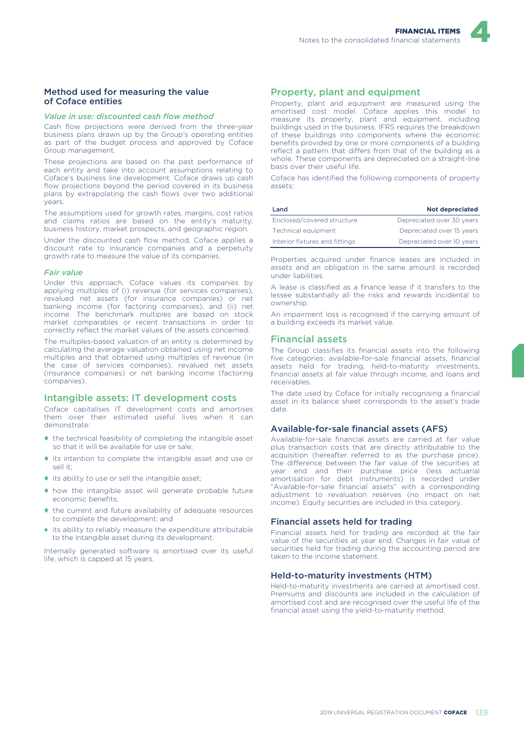### Method used for measuring the value of Coface entities

#### *Value in use: discounted cash flow method*

Cash flow projections were derived from the three-year business plans drawn up by the Group's operating entities as part of the budget process and approved by Coface Group management.

These projections are based on the past performance of each entity and take into account assumptions relating to Coface's business line development. Coface draws up cash flow projections beyond the period covered in its business plans by extrapolating the cash flows over two additional years.

The assumptions used for growth rates, margins, cost ratios and claims ratios are based on the entity's maturity, business history, market prospects, and geographic region.

Under the discounted cash flow method, Coface applies a discount rate to insurance companies and a perpetuity growth rate to measure the value of its companies.

#### *Fair value*

Under this approach, Coface values its companies by applying multiples of (i) revenue (for services companies), revalued net assets (for insurance companies) or net banking income (for factoring companies), and (ii) net income. The benchmark multiples are based on stock market comparables or recent transactions in order to correctly reflect the market values of the assets concerned.

The multiples-based valuation of an entity is determined by calculating the average valuation obtained using net income multiples and that obtained using multiples of revenue (in the case of services companies), revalued net assets (insurance companies) or net banking income (factoring companies).

## Intangible assets: IT development costs

Coface capitalises IT development costs and amortises them over their estimated useful lives when it can demonstrate:

- the technical feasibility of completing the intangible asset so that it will be available for use or sale;
- its intention to complete the intangible asset and use or sell it;
- its ability to use or sell the intangible asset;
- how the intangible asset will generate probable future economic benefits;
- the current and future availability of adequate resources to complete the development; and
- its ability to reliably measure the expenditure attributable to the intangible asset during its development.

Internally generated software is amortised over its useful life, which is capped at 15 years.

## Property, plant and equipment

Property, plant and equipment are measured using the amortised cost model. Coface applies this model to measure its property, plant and equipment, including buildings used in the business. IFRS requires the breakdown of these buildings into components where the economic benefits provided by one or more components of a building reflect a pattern that differs from that of the building as a whole. These components are depreciated on a straight-line basis over their useful life.

Coface has identified the following components of property assets:

| Land | Not depreciated |
|---|---|
| Enclosed/covered structure | Depreciated over 30 years |
| Technical equipment | Depreciated over 15 years |
| Interior fixtures and fittings | Depreciated over 10 years |

Properties acquired under finance leases are included in assets and an obligation in the same amount is recorded under liabilities.

A lease is classified as a finance lease if it transfers to the lessee substantially all the risks and rewards incidental to ownership.

An impairment loss is recognised if the carrying amount of a building exceeds its market value.

## Financial assets

The Group classifies its financial assets into the following five categories: available-for-sale financial assets, financial assets held for trading, held-to-maturity investments, financial assets at fair value through income, and loans and receivables.

The date used by Coface for initially recognising a financial asset in its balance sheet corresponds to the asset's trade date.

### Available-for-sale financial assets (AFS)

Available-for-sale financial assets are carried at fair value plus transaction costs that are directly attributable to the acquisition (hereafter referred to as the purchase price). The difference between the fair value of the securities at year end and their purchase price (less actuarial amortisation for debt instruments) is recorded under "Available-for-sale financial assets" with a corresponding adjustment to revaluation reserves (no impact on net income). Equity securities are included in this category.

### Financial assets held for trading

Financial assets held for trading are recorded at the fair value of the securities at year end. Changes in fair value of securities held for trading during the accounting period are taken to the income statement.

### Held-to-maturity investments (HTM)

Held-to-maturity investments are carried at amortised cost. Premiums and discounts are included in the calculation of amortised cost and are recognised over the useful life of the financial asset using the yield-to-maturity method.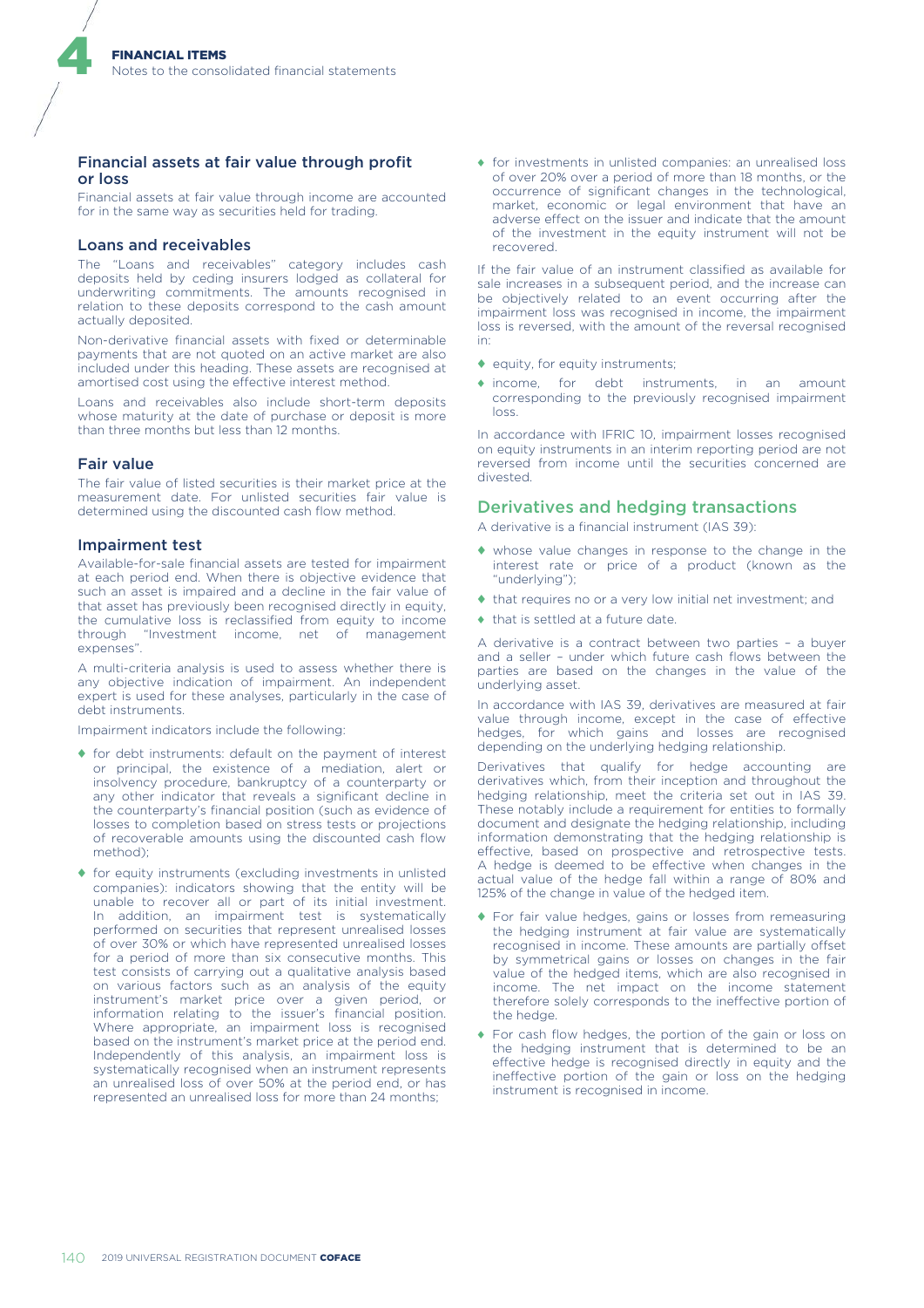### Financial assets at fair value through profit or loss

Financial assets at fair value through income are accounted for in the same way as securities held for trading.

### Loans and receivables

The "Loans and receivables" category includes cash deposits held by ceding insurers lodged as collateral for underwriting commitments. The amounts recognised in relation to these deposits correspond to the cash amount actually deposited.

Non-derivative financial assets with fixed or determinable payments that are not quoted on an active market are also included under this heading. These assets are recognised at amortised cost using the effective interest method.

Loans and receivables also include short-term deposits whose maturity at the date of purchase or deposit is more than three months but less than 12 months.

### Fair value

The fair value of listed securities is their market price at the measurement date. For unlisted securities fair value is determined using the discounted cash flow method.

### Impairment test

Available-for-sale financial assets are tested for impairment at each period end. When there is objective evidence that such an asset is impaired and a decline in the fair value of that asset has previously been recognised directly in equity, the cumulative loss is reclassified from equity to income through "Investment income, net of management expenses".

A multi-criteria analysis is used to assess whether there is any objective indication of impairment. An independent expert is used for these analyses, particularly in the case of debt instruments.

Impairment indicators include the following:

- for debt instruments: default on the payment of interest or principal, the existence of a mediation, alert or insolvency procedure, bankruptcy of a counterparty or any other indicator that reveals a significant decline in the counterparty's financial position (such as evidence of losses to completion based on stress tests or projections of recoverable amounts using the discounted cash flow method);
- for equity instruments (excluding investments in unlisted companies): indicators showing that the entity will be unable to recover all or part of its initial investment. In addition, an impairment test is systematically performed on securities that represent unrealised losses of over 30% or which have represented unrealised losses for a period of more than six consecutive months. This test consists of carrying out a qualitative analysis based on various factors such as an analysis of the equity instrument's market price over a given period, or information relating to the issuer's financial position. Where appropriate, an impairment loss is recognised based on the instrument's market price at the period end. Independently of this analysis, an impairment loss is systematically recognised when an instrument represents an unrealised loss of over 50% at the period end, or has represented an unrealised loss for more than 24 months;
- for investments in unlisted companies: an unrealised loss of over 20% over a period of more than 18 months, or the occurrence of significant changes in the technological, market, economic or legal environment that have an adverse effect on the issuer and indicate that the amount of the investment in the equity instrument will not be recovered.

If the fair value of an instrument classified as available for sale increases in a subsequent period, and the increase can be objectively related to an event occurring after the impairment loss was recognised in income, the impairment loss is reversed, with the amount of the reversal recognised in:

- equity, for equity instruments;
- income, for debt instruments, in an amount corresponding to the previously recognised impairment loss.

In accordance with IFRIC 10, impairment losses recognised on equity instruments in an interim reporting period are not reversed from income until the securities concerned are divested.

## Derivatives and hedging transactions

A derivative is a financial instrument (IAS 39):

- whose value changes in response to the change in the interest rate or price of a product (known as the "underlying");
- that requires no or a very low initial net investment; and
- that is settled at a future date.

A derivative is a contract between two parties – a buyer and a seller – under which future cash flows between the parties are based on the changes in the value of the underlying asset.

In accordance with IAS 39, derivatives are measured at fair value through income, except in the case of effective hedges, for which gains and losses are recognised depending on the underlying hedging relationship.

Derivatives that qualify for hedge accounting are derivatives which, from their inception and throughout the hedging relationship, meet the criteria set out in IAS 39. These notably include a requirement for entities to formally document and designate the hedging relationship, including information demonstrating that the hedging relationship is effective, based on prospective and retrospective tests. A hedge is deemed to be effective when changes in the actual value of the hedge fall within a range of 80% and 125% of the change in value of the hedged item.

- For fair value hedges, gains or losses from remeasuring the hedging instrument at fair value are systematically recognised in income. These amounts are partially offset by symmetrical gains or losses on changes in the fair value of the hedged items, which are also recognised in income. The net impact on the income statement therefore solely corresponds to the ineffective portion of the hedge.
- For cash flow hedges, the portion of the gain or loss on the hedging instrument that is determined to be an effective hedge is recognised directly in equity and the ineffective portion of the gain or loss on the hedging instrument is recognised in income.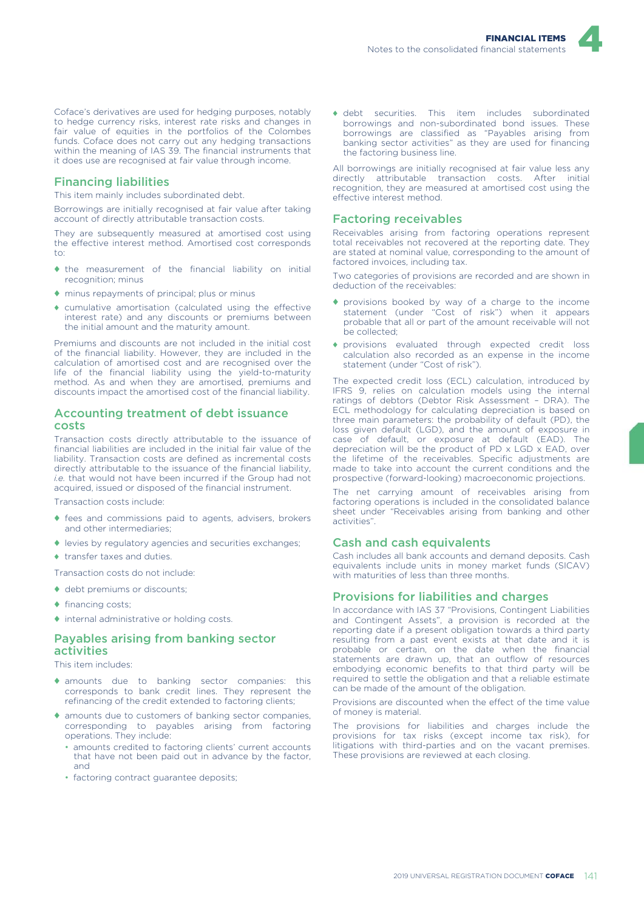Coface's derivatives are used for hedging purposes, notably to hedge currency risks, interest rate risks and changes in fair value of equities in the portfolios of the Colombes funds. Coface does not carry out any hedging transactions within the meaning of IAS 39. The financial instruments that it does use are recognised at fair value through income.

## Financing liabilities

This item mainly includes subordinated debt.

Borrowings are initially recognised at fair value after taking account of directly attributable transaction costs.

They are subsequently measured at amortised cost using the effective interest method. Amortised cost corresponds to:

- the measurement of the financial liability on initial recognition; minus
- minus repayments of principal; plus or minus
- cumulative amortisation (calculated using the effective interest rate) and any discounts or premiums between the initial amount and the maturity amount.

Premiums and discounts are not included in the initial cost of the financial liability. However, they are included in the calculation of amortised cost and are recognised over the life of the financial liability using the yield-to-maturity method. As and when they are amortised, premiums and discounts impact the amortised cost of the financial liability.

## Accounting treatment of debt issuance costs

Transaction costs directly attributable to the issuance of financial liabilities are included in the initial fair value of the liability. Transaction costs are defined as incremental costs directly attributable to the issuance of the financial liability, *i.e.* that would not have been incurred if the Group had not acquired, issued or disposed of the financial instrument.

Transaction costs include:

- fees and commissions paid to agents, advisers, brokers and other intermediaries;
- levies by regulatory agencies and securities exchanges;
- transfer taxes and duties.

Transaction costs do not include:

- debt premiums or discounts;
- financing costs;
- internal administrative or holding costs.

## Payables arising from banking sector activities

This item includes:

- amounts due to banking sector companies: this corresponds to bank credit lines. They represent the refinancing of the credit extended to factoring clients;
- amounts due to customers of banking sector companies, corresponding to payables arising from factoring operations. They include:
  - amounts credited to factoring clients' current accounts that have not been paid out in advance by the factor, and
  - factoring contract guarantee deposits;
- debt securities. This item includes subordinated borrowings and non-subordinated bond issues. These borrowings are classified as "Payables arising from banking sector activities" as they are used for financing the factoring business line.

All borrowings are initially recognised at fair value less any directly attributable transaction costs. After initial recognition, they are measured at amortised cost using the effective interest method.

## Factoring receivables

Receivables arising from factoring operations represent total receivables not recovered at the reporting date. They are stated at nominal value, corresponding to the amount of factored invoices, including tax.

Two categories of provisions are recorded and are shown in deduction of the receivables:

- provisions booked by way of a charge to the income statement (under "Cost of risk") when it appears probable that all or part of the amount receivable will not be collected;
- provisions evaluated through expected credit loss calculation also recorded as an expense in the income statement (under "Cost of risk").

The expected credit loss (ECL) calculation, introduced by IFRS 9, relies on calculation models using the internal ratings of debtors (Debtor Risk Assessment – DRA). The ECL methodology for calculating depreciation is based on three main parameters: the probability of default (PD), the loss given default (LGD), and the amount of exposure in case of default, or exposure at default (EAD). The depreciation will be the product of PD x LGD x EAD, over the lifetime of the receivables. Specific adjustments are made to take into account the current conditions and the prospective (forward-looking) macroeconomic projections.

The net carrying amount of receivables arising from factoring operations is included in the consolidated balance sheet under "Receivables arising from banking and other activities".

## Cash and cash equivalents

Cash includes all bank accounts and demand deposits. Cash equivalents include units in money market funds (SICAV) with maturities of less than three months.

## Provisions for liabilities and charges

In accordance with IAS 37 "Provisions, Contingent Liabilities and Contingent Assets", a provision is recorded at the reporting date if a present obligation towards a third party resulting from a past event exists at that date and it is probable or certain, on the date when the financial statements are drawn up, that an outflow of resources embodying economic benefits to that third party will be required to settle the obligation and that a reliable estimate can be made of the amount of the obligation.

Provisions are discounted when the effect of the time value of money is material.

The provisions for liabilities and charges include the provisions for tax risks (except income tax risk), for litigations with third-parties and on the vacant premises. These provisions are reviewed at each closing.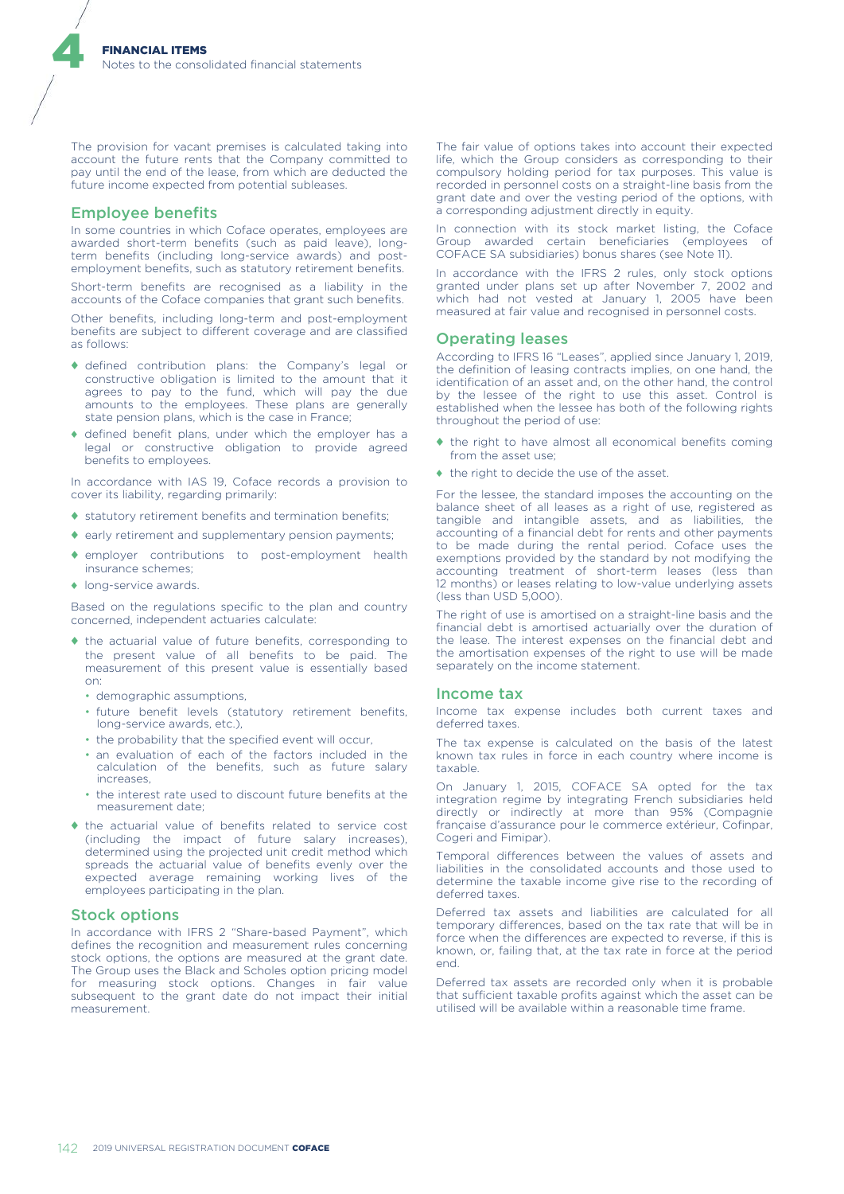The provision for vacant premises is calculated taking into account the future rents that the Company committed to pay until the end of the lease, from which are deducted the future income expected from potential subleases.

## Employee benefits

In some countries in which Coface operates, employees are awarded short-term benefits (such as paid leave), long-term benefits (including long-service awards) and post-employment benefits, such as statutory retirement benefits.

Short-term benefits are recognised as a liability in the accounts of the Coface companies that grant such benefits.

Other benefits, including long-term and post-employment benefits are subject to different coverage and are classified as follows:

- defined contribution plans: the Company's legal or constructive obligation is limited to the amount that it agrees to pay to the fund, which will pay the due amounts to the employees. These plans are generally state pension plans, which is the case in France;
- defined benefit plans, under which the employer has a legal or constructive obligation to provide agreed benefits to employees.

In accordance with IAS 19, Coface records a provision to cover its liability, regarding primarily:

- statutory retirement benefits and termination benefits;
- early retirement and supplementary pension payments;
- employer contributions to post-employment health insurance schemes;
- long-service awards.

Based on the regulations specific to the plan and country concerned, independent actuaries calculate:

- the actuarial value of future benefits, corresponding to the present value of all benefits to be paid. The measurement of this present value is essentially based on:
  - demographic assumptions,
  - future benefit levels (statutory retirement benefits, long-service awards, etc.),
  - the probability that the specified event will occur,
  - an evaluation of each of the factors included in the calculation of the benefits, such as future salary increases,
  - the interest rate used to discount future benefits at the measurement date;
- the actuarial value of benefits related to service cost (including the impact of future salary increases), determined using the projected unit credit method which spreads the actuarial value of benefits evenly over the expected average remaining working lives of the employees participating in the plan.

## Stock options

In accordance with IFRS 2 "Share-based Payment", which defines the recognition and measurement rules concerning stock options, the options are measured at the grant date. The Group uses the Black and Scholes option pricing model for measuring stock options. Changes in fair value subsequent to the grant date do not impact their initial measurement.

The fair value of options takes into account their expected life, which the Group considers as corresponding to their compulsory holding period for tax purposes. This value is recorded in personnel costs on a straight-line basis from the grant date and over the vesting period of the options, with a corresponding adjustment directly in equity.

In connection with its stock market listing, the Coface Group awarded certain beneficiaries (employees of COFACE SA subsidiaries) bonus shares (see Note 11).

In accordance with the IFRS 2 rules, only stock options granted under plans set up after November 7, 2002 and which had not vested at January 1, 2005 have been measured at fair value and recognised in personnel costs.

## Operating leases

According to IFRS 16 "Leases", applied since January 1, 2019, the definition of leasing contracts implies, on one hand, the identification of an asset and, on the other hand, the control by the lessee of the right to use this asset. Control is established when the lessee has both of the following rights throughout the period of use:

- the right to have almost all economical benefits coming from the asset use;
- the right to decide the use of the asset.

For the lessee, the standard imposes the accounting on the balance sheet of all leases as a right of use, registered as tangible and intangible assets, and as liabilities, the accounting of a financial debt for rents and other payments to be made during the rental period. Coface uses the exemptions provided by the standard by not modifying the accounting treatment of short-term leases (less than 12 months) or leases relating to low-value underlying assets (less than USD 5,000).

The right of use is amortised on a straight-line basis and the financial debt is amortised actuarially over the duration of the lease. The interest expenses on the financial debt and the amortisation expenses of the right to use will be made separately on the income statement.

## Income tax

Income tax expense includes both current taxes and deferred taxes.

The tax expense is calculated on the basis of the latest known tax rules in force in each country where income is taxable.

On January 1, 2015, COFACE SA opted for the tax integration regime by integrating French subsidiaries held directly or indirectly at more than 95% (Compagnie française d'assurance pour le commerce extérieur, Cofinpar, Cogeri and Fimipar).

Temporal differences between the values of assets and liabilities in the consolidated accounts and those used to determine the taxable income give rise to the recording of deferred taxes.

Deferred tax assets and liabilities are calculated for all temporary differences, based on the tax rate that will be in force when the differences are expected to reverse, if this is known, or, failing that, at the tax rate in force at the period end.

Deferred tax assets are recorded only when it is probable that sufficient taxable profits against which the asset can be utilised will be available within a reasonable time frame.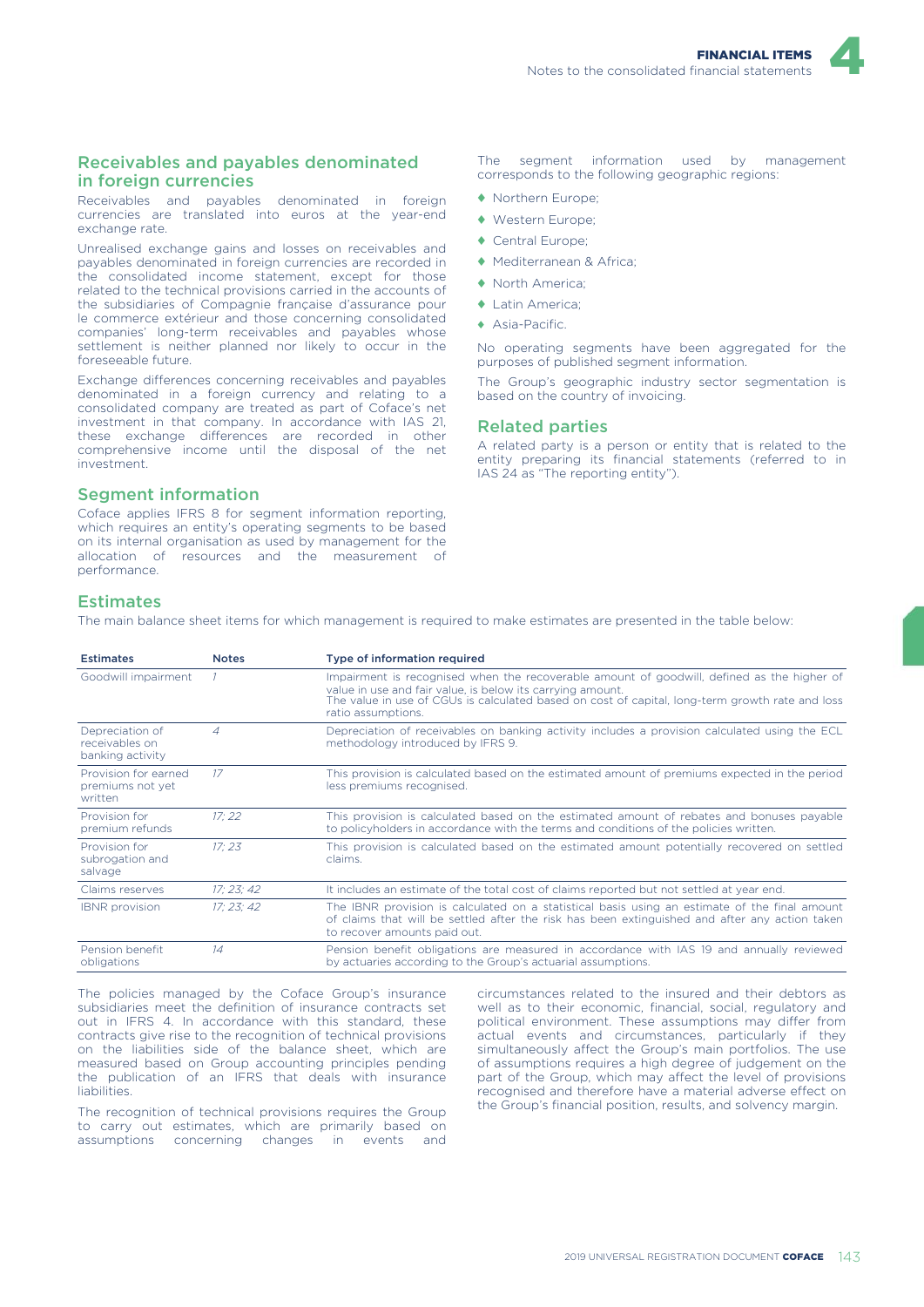## Receivables and payables denominated in foreign currencies

Receivables and payables denominated in foreign currencies are translated into euros at the year-end exchange rate.

Unrealised exchange gains and losses on receivables and payables denominated in foreign currencies are recorded in the consolidated income statement, except for those related to the technical provisions carried in the accounts of the subsidiaries of Compagnie française d'assurance pour le commerce extérieur and those concerning consolidated companies' long-term receivables and payables whose settlement is neither planned nor likely to occur in the foreseeable future.

Exchange differences concerning receivables and payables denominated in a foreign currency and relating to a consolidated company are treated as part of Coface's net investment in that company. In accordance with IAS 21, these exchange differences are recorded in other comprehensive income until the disposal of the net investment.

## Segment information

Coface applies IFRS 8 for segment information reporting, which requires an entity's operating segments to be based on its internal organisation as used by management for the allocation of resources and the measurement of performance.

The segment information used by management corresponds to the following geographic regions:

- Northern Europe;
- Western Europe;
- Central Europe;
- Mediterranean & Africa;
- North America;
- Latin America;
- Asia-Pacific.

No operating segments have been aggregated for the purposes of published segment information.

The Group's geographic industry sector segmentation is based on the country of invoicing.

## Related parties

A related party is a person or entity that is related to the entity preparing its financial statements (referred to in IAS 24 as "The reporting entity").

## Estimates

The main balance sheet items for which management is required to make estimates are presented in the table below:

| Estimates | Notes | Type of information required |
|---|---|---|
| Goodwill impairment | *1* | Impairment is recognised when the recoverable amount of goodwill, defined as the higher of value in use and fair value, is below its carrying amount. The value in use of CGUs is calculated based on cost of capital, long-term growth rate and loss ratio assumptions. |
| Depreciation of receivables on banking activity | *4* | Depreciation of receivables on banking activity includes a provision calculated using the ECL methodology introduced by IFRS 9. |
| Provision for earned premiums not yet written | *17* | This provision is calculated based on the estimated amount of premiums expected in the period less premiums recognised. |
| Provision for premium refunds | *17; 22* | This provision is calculated based on the estimated amount of rebates and bonuses payable to policyholders in accordance with the terms and conditions of the policies written. |
| Provision for subrogation and salvage | *17; 23* | This provision is calculated based on the estimated amount potentially recovered on settled claims. |
| Claims reserves | *17; 23; 42* | It includes an estimate of the total cost of claims reported but not settled at year end. |
| IBNR provision | *17; 23; 42* | The IBNR provision is calculated on a statistical basis using an estimate of the final amount of claims that will be settled after the risk has been extinguished and after any action taken to recover amounts paid out. |
| Pension benefit obligations | *14* | Pension benefit obligations are measured in accordance with IAS 19 and annually reviewed by actuaries according to the Group's actuarial assumptions. |

The policies managed by the Coface Group's insurance subsidiaries meet the definition of insurance contracts set out in IFRS 4. In accordance with this standard, these contracts give rise to the recognition of technical provisions on the liabilities side of the balance sheet, which are measured based on Group accounting principles pending the publication of an IFRS that deals with insurance liabilities.

The recognition of technical provisions requires the Group to carry out estimates, which are primarily based on assumptions concerning changes in events and circumstances related to the insured and their debtors as well as to their economic, financial, social, regulatory and political environment. These assumptions may differ from actual events and circumstances, particularly if they simultaneously affect the Group's main portfolios. The use of assumptions requires a high degree of judgement on the part of the Group, which may affect the level of provisions recognised and therefore have a material adverse effect on the Group's financial position, results, and solvency margin.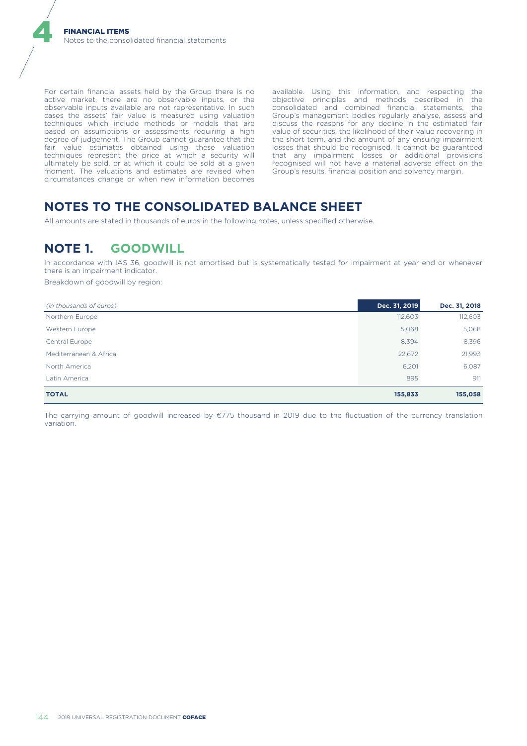For certain financial assets held by the Group there is no active market, there are no observable inputs, or the observable inputs available are not representative. In such cases the assets' fair value is measured using valuation techniques which include methods or models that are based on assumptions or assessments requiring a high degree of judgement. The Group cannot guarantee that the fair value estimates obtained using these valuation techniques represent the price at which a security will ultimately be sold, or at which it could be sold at a given moment. The valuations and estimates are revised when circumstances change or when new information becomes available. Using this information, and respecting the objective principles and methods described in the consolidated and combined financial statements, the Group's management bodies regularly analyse, assess and discuss the reasons for any decline in the estimated fair value of securities, the likelihood of their value recovering in the short term, and the amount of any ensuing impairment losses that should be recognised. It cannot be guaranteed that any impairment losses or additional provisions recognised will not have a material adverse effect on the Group's results, financial position and solvency margin.

# NOTES TO THE CONSOLIDATED BALANCE SHEET

All amounts are stated in thousands of euros in the following notes, unless specified otherwise.

## NOTE 1. GOODWILL

In accordance with IAS 36, goodwill is not amortised but is systematically tested for impairment at year end or whenever there is an impairment indicator.

Breakdown of goodwill by region:

| *(in thousands of euros)* | Dec. 31, 2019 | Dec. 31, 2018 |
|---|---|---|
| Northern Europe | 112,603 | 112,603 |
| Western Europe | 5,068 | 5,068 |
| Central Europe | 8,394 | 8,396 |
| Mediterranean & Africa | 22,672 | 21,993 |
| North America | 6,201 | 6,087 |
| Latin America | 895 | 911 |
| **TOTAL** | **155,833** | **155,058** |

The carrying amount of goodwill increased by €775 thousand in 2019 due to the fluctuation of the currency translation variation.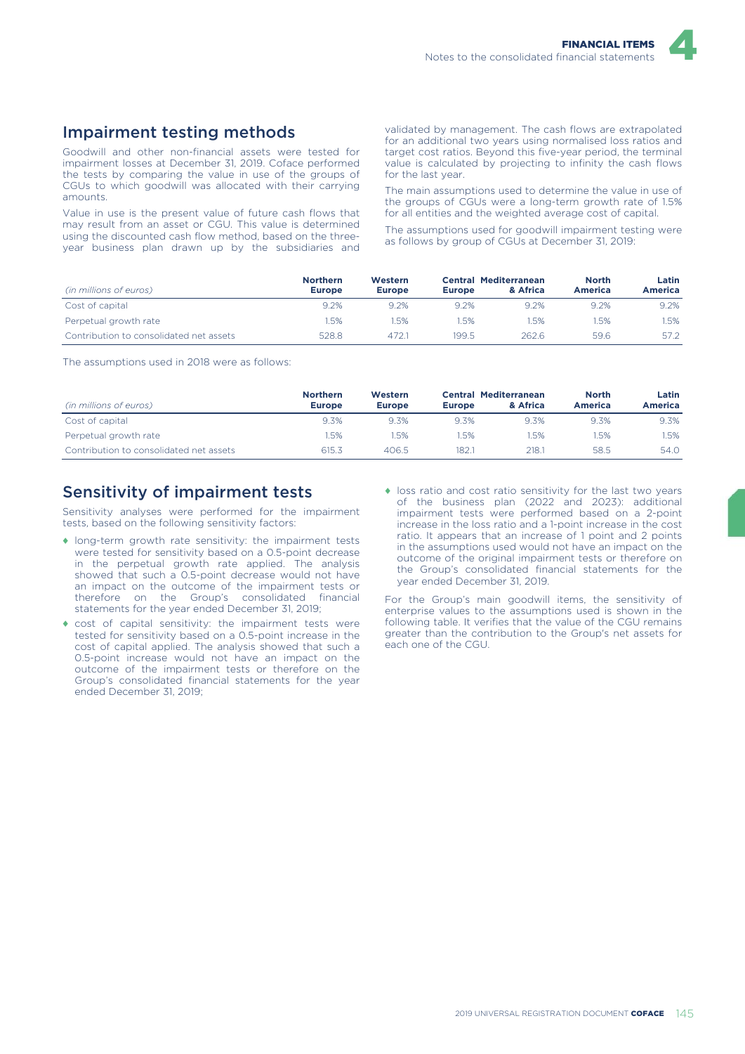## Impairment testing methods

Goodwill and other non-financial assets were tested for impairment losses at December 31, 2019. Coface performed the tests by comparing the value in use of the groups of CGUs to which goodwill was allocated with their carrying amounts.

Value in use is the present value of future cash flows that may result from an asset or CGU. This value is determined using the discounted cash flow method, based on the three-year business plan drawn up by the subsidiaries and validated by management. The cash flows are extrapolated for an additional two years using normalised loss ratios and target cost ratios. Beyond this five-year period, the terminal value is calculated by projecting to infinity the cash flows for the last year.

The main assumptions used to determine the value in use of the groups of CGUs were a long-term growth rate of 1.5% for all entities and the weighted average cost of capital.

The assumptions used for goodwill impairment testing were as follows by group of CGUs at December 31, 2019:

| *(in millions of euros)* | Northern Europe | Western Europe | Central Europe | Mediterranean & Africa | North America | Latin America |
|---|---|---|---|---|---|---|
| Cost of capital | 9.2% | 9.2% | 9.2% | 9.2% | 9.2% | 9.2% |
| Perpetual growth rate | 1.5% | 1.5% | 1.5% | 1.5% | 1.5% | 1.5% |
| Contribution to consolidated net assets | 528.8 | 472.1 | 199.5 | 262.6 | 59.6 | 57.2 |

The assumptions used in 2018 were as follows:

| *(in millions of euros)* | Northern Europe | Western Europe | Central Europe | Mediterranean & Africa | North America | Latin America |
|---|---|---|---|---|---|---|
| Cost of capital | 9.3% | 9.3% | 9.3% | 9.3% | 9.3% | 9.3% |
| Perpetual growth rate | 1.5% | 1.5% | 1.5% | 1.5% | 1.5% | 1.5% |
| Contribution to consolidated net assets | 615.3 | 406.5 | 182.1 | 218.1 | 58.5 | 54.0 |

## Sensitivity of impairment tests

Sensitivity analyses were performed for the impairment tests, based on the following sensitivity factors:

- long-term growth rate sensitivity: the impairment tests were tested for sensitivity based on a 0.5-point decrease in the perpetual growth rate applied. The analysis showed that such a 0.5-point decrease would not have an impact on the outcome of the impairment tests or therefore on the Group's consolidated financial statements for the year ended December 31, 2019;
- cost of capital sensitivity: the impairment tests were tested for sensitivity based on a 0.5-point increase in the cost of capital applied. The analysis showed that such a 0.5-point increase would not have an impact on the outcome of the impairment tests or therefore on the Group's consolidated financial statements for the year ended December 31, 2019;
- loss ratio and cost ratio sensitivity for the last two years of the business plan (2022 and 2023): additional impairment tests were performed based on a 2-point increase in the loss ratio and a 1-point increase in the cost ratio. It appears that an increase of 1 point and 2 points in the assumptions used would not have an impact on the outcome of the original impairment tests or therefore on the Group's consolidated financial statements for the year ended December 31, 2019.

For the Group's main goodwill items, the sensitivity of enterprise values to the assumptions used is shown in the following table. It verifies that the value of the CGU remains greater than the contribution to the Group's net assets for each one of the CGU.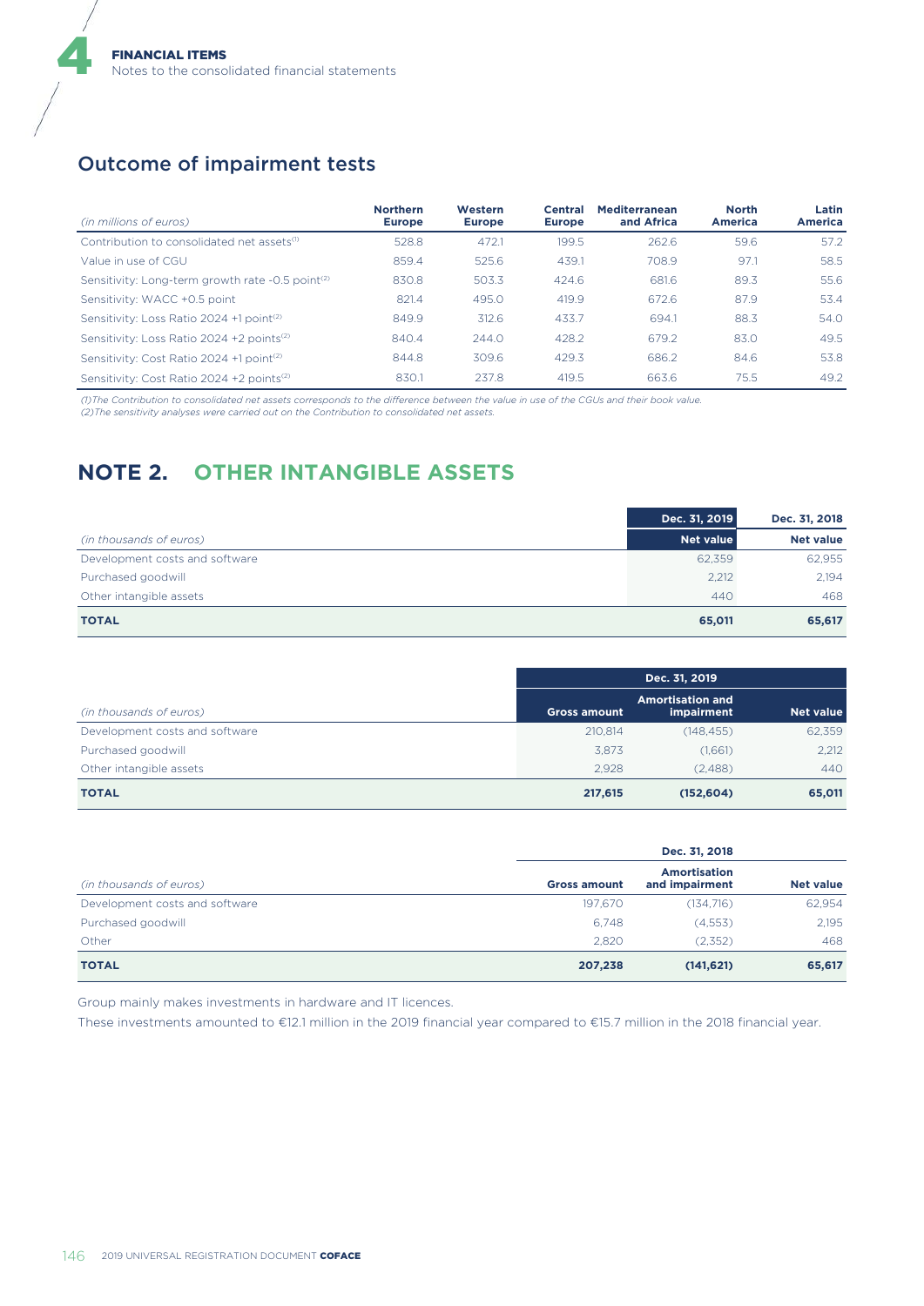## Outcome of impairment tests

| (in millions of euros) | Northern Europe | Western Europe | Central Europe | Mediterranean and Africa | North America | Latin America |
|---|---|---|---|---|---|---|
| Contribution to consolidated net assets[1] | 528.8 | 472.1 | 199.5 | 262.6 | 59.6 | 57.2 |
| Value in use of CGU | 859.4 | 525.6 | 439.1 | 708.9 | 97.1 | 58.5 |
| Sensitivity: Long-term growth rate -0.5 point[2] | 830.8 | 503.3 | 424.6 | 681.6 | 89.3 | 55.6 |
| Sensitivity: WACC +0.5 point | 821.4 | 495.0 | 419.9 | 672.6 | 87.9 | 53.4 |
| Sensitivity: Loss Ratio 2024 +1 point[2] | 849.9 | 312.6 | 433.7 | 694.1 | 88.3 | 54.0 |
| Sensitivity: Loss Ratio 2024 +2 points[2] | 840.4 | 244.0 | 428.2 | 679.2 | 83.0 | 49.5 |
| Sensitivity: Cost Ratio 2024 +1 point[2] | 844.8 | 309.6 | 429.3 | 686.2 | 84.6 | 53.8 |
| Sensitivity: Cost Ratio 2024 +2 points[2] | 830.1 | 237.8 | 419.5 | 663.6 | 75.5 | 49.2 |

*(1)The Contribution to consolidated net assets corresponds to the difference between the value in use of the CGUs and their book value.*
*(2)The sensitivity analyses were carried out on the Contribution to consolidated net assets.*

# NOTE 2. OTHER INTANGIBLE ASSETS

| | Dec. 31, 2019 | Dec. 31, 2018 |
|---|---|---|
| (in thousands of euros) | Net value | Net value |
| Development costs and software | 62,359 | 62,955 |
| Purchased goodwill | 2,212 | 2,194 |
| Other intangible assets | 440 | 468 |
| **TOTAL** | **65,011** | **65,617** |

| | Dec. 31, 2019 | | |
|---|---|---|---|
| (in thousands of euros) | Gross amount | Amortisation and impairment | Net value |
| Development costs and software | 210,814 | (148,455) | 62,359 |
| Purchased goodwill | 3,873 | (1,661) | 2,212 |
| Other intangible assets | 2,928 | (2,488) | 440 |
| **TOTAL** | **217,615** | **(152,604)** | **65,011** |

| | Dec. 31, 2018 | | |
|---|---|---|---|
| (in thousands of euros) | Gross amount | Amortisation and impairment | Net value |
| Development costs and software | 197,670 | (134,716) | 62,954 |
| Purchased goodwill | 6,748 | (4,553) | 2,195 |
| Other | 2,820 | (2,352) | 468 |
| **TOTAL** | **207,238** | **(141,621)** | **65,617** |

Group mainly makes investments in hardware and IT licences.

These investments amounted to €12.1 million in the 2019 financial year compared to €15.7 million in the 2018 financial year.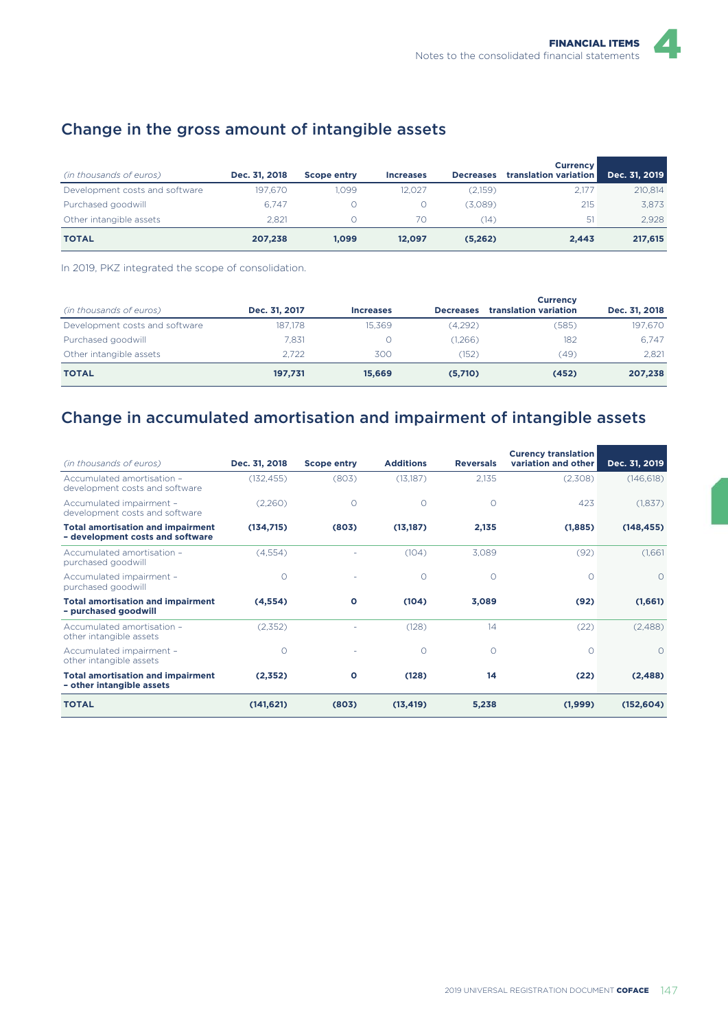## Change in the gross amount of intangible assets

| *(in thousands of euros)* | Dec. 31, 2018 | Scope entry | Increases | Decreases | Currency translation variation | Dec. 31, 2019 |
|---|---|---|---|---|---|---|
| Development costs and software | 197,670 | 1,099 | 12,027 | (2,159) | 2,177 | 210,814 |
| Purchased goodwill | 6,747 | 0 | 0 | (3,089) | 215 | 3,873 |
| Other intangible assets | 2,821 | 0 | 70 | (14) | 51 | 2,928 |
| **TOTAL** | **207,238** | **1,099** | **12,097** | **(5,262)** | **2,443** | **217,615** |

In 2019, PKZ integrated the scope of consolidation.

| *(in thousands of euros)* | Dec. 31, 2017 | Increases | Decreases | Currency translation variation | Dec. 31, 2018 |
|---|---|---|---|---|---|
| Development costs and software | 187,178 | 15,369 | (4,292) | (585) | 197,670 |
| Purchased goodwill | 7,831 | 0 | (1,266) | 182 | 6,747 |
| Other intangible assets | 2,722 | 300 | (152) | (49) | 2,821 |
| **TOTAL** | **197,731** | **15,669** | **(5,710)** | **(452)** | **207,238** |

## Change in accumulated amortisation and impairment of intangible assets

| *(in thousands of euros)* | Dec. 31, 2018 | Scope entry | Additions | Reversals | Curency translation variation and other | Dec. 31, 2019 |
|---|---|---|---|---|---|---|
| Accumulated amortisation – development costs and software | (132,455) | (803) | (13,187) | 2,135 | (2,308) | (146,618) |
| Accumulated impairment – development costs and software | (2,260) | 0 | 0 | 0 | 423 | (1,837) |
| **Total amortisation and impairment – development costs and software** | **(134,715)** | **(803)** | **(13,187)** | **2,135** | **(1,885)** | **(148,455)** |
| Accumulated amortisation – purchased goodwill | (4,554) | - | (104) | 3,089 | (92) | (1,661 |
| Accumulated impairment – purchased goodwill | 0 | - | 0 | 0 | 0 | 0 |
| **Total amortisation and impairment – purchased goodwill** | **(4,554)** | **0** | **(104)** | **3,089** | **(92)** | **(1,661)** |
| Accumulated amortisation – other intangible assets | (2,352) | - | (128) | 14 | (22) | (2,488) |
| Accumulated impairment – other intangible assets | 0 | - | 0 | 0 | 0 | 0 |
| **Total amortisation and impairment – other intangible assets** | **(2,352)** | **0** | **(128)** | **14** | **(22)** | **(2,488)** |
| **TOTAL** | **(141,621)** | **(803)** | **(13,419)** | **5,238** | **(1,999)** | **(152,604)** |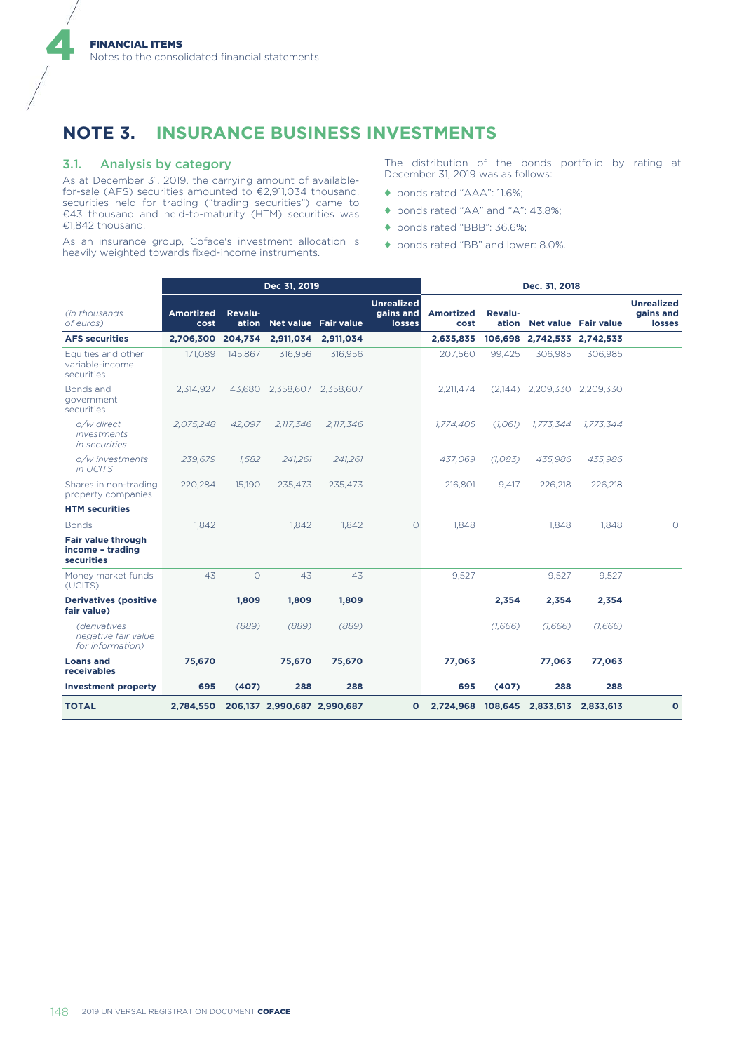## NOTE 3. INSURANCE BUSINESS INVESTMENTS

### 3.1. Analysis by category

As at December 31, 2019, the carrying amount of available-for-sale (AFS) securities amounted to €2,911,034 thousand, securities held for trading ("trading securities") came to €43 thousand and held-to-maturity (HTM) securities was €1,842 thousand.

As an insurance group, Coface's investment allocation is heavily weighted towards fixed-income instruments.

The distribution of the bonds portfolio by rating at December 31, 2019 was as follows:

- bonds rated "AAA": 11.6%;
- bonds rated "AA" and "A": 43.8%;
- bonds rated "BBB": 36.6%;
- bonds rated "BB" and lower: 8.0%.

| | Dec 31, 2019 | | | | | Dec. 31, 2018 | | | | |
|---|---|---|---|---|---|---|---|---|---|---|
| *(in thousands of euros)* | **Amortized cost** | **Revaluation** | **Net value** | **Fair value** | **Unrealized gains and losses** | **Amortized cost** | **Revaluation** | **Net value** | **Fair value** | **Unrealized gains and losses** |
| **AFS securities** | **2,706,300** | **204,734** | **2,911,034** | **2,911,034** | | **2,635,835** | **106,698** | **2,742,533** | **2,742,533** | |
| Equities and other variable-income securities | 171,089 | 145,867 | 316,956 | 316,956 | | 207,560 | 99,425 | 306,985 | 306,985 | |
| Bonds and government securities | 2,314,927 | 43,680 | 2,358,607 | 2,358,607 | | 2,211,474 | (2,144) | 2,209,330 | 2,209,330 | |
| *o/w direct investments in securities* | *2,075,248* | *42,097* | *2,117,346* | *2,117,346* | | *1,774,405* | *(1,061)* | *1,773,344* | *1,773,344* | |
| *o/w investments in UCITS* | *239,679* | *1,582* | *241,261* | *241,261* | | *437,069* | *(1,083)* | *435,986* | *435,986* | |
| Shares in non-trading property companies | 220,284 | 15,190 | 235,473 | 235,473 | | 216,801 | 9,417 | 226,218 | 226,218 | |
| **HTM securities** | | | | | | | | | | |
| Bonds | 1,842 | | 1,842 | 1,842 | 0 | 1,848 | | 1,848 | 1,848 | 0 |
| **Fair value through income – trading securities** | | | | | | | | | | |
| Money market funds (UCITS) | 43 | 0 | 43 | 43 | | 9,527 | | 9,527 | 9,527 | |
| **Derivatives (positive fair value)** | | **1,809** | **1,809** | **1,809** | | | **2,354** | **2,354** | **2,354** | |
| *(derivatives negative fair value for information)* | | *(889)* | *(889)* | *(889)* | | | *(1,666)* | *(1,666)* | *(1,666)* | |
| **Loans and receivables** | **75,670** | | **75,670** | **75,670** | | **77,063** | | **77,063** | **77,063** | |
| **Investment property** | **695** | **(407)** | **288** | **288** | | **695** | **(407)** | **288** | **288** | |
| **TOTAL** | **2,784,550** | **206,137** | **2,990,687** | **2,990,687** | **0** | **2,724,968** | **108,645** | **2,833,613** | **2,833,613** | **0** |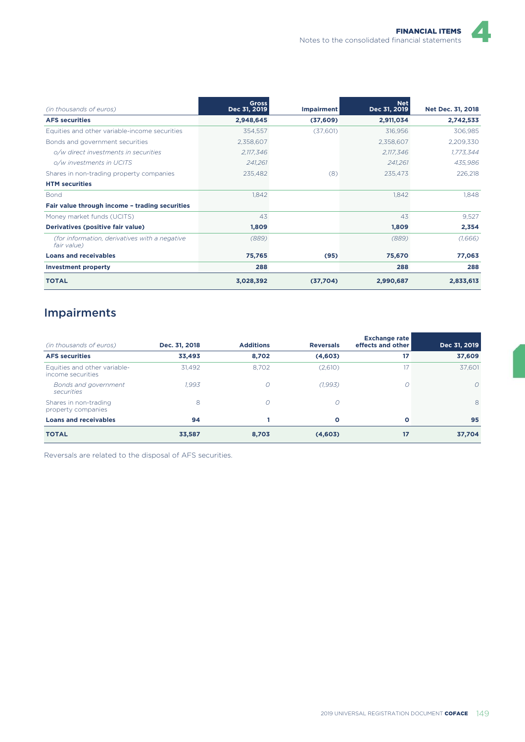| *(in thousands of euros)* | Gross Dec 31, 2019 | Impairment | Net Dec 31, 2019 | Net Dec. 31, 2018 |
|---|---|---|---|---|
| **AFS securities** | **2,948,645** | **(37,609)** | **2,911,034** | **2,742,533** |
| Equities and other variable-income securities | 354,557 | (37,601) | 316,956 | 306,985 |
| Bonds and government securities | 2,358,607 | | 2,358,607 | 2,209,330 |
| *o/w direct investments in securities* | *2,117,346* | | *2,117,346* | *1,773,344* |
| *o/w investments in UCITS* | *241,261* | | *241,261* | *435,986* |
| Shares in non-trading property companies | 235,482 | (8) | 235,473 | 226,218 |
| **HTM securities** | | | | |
| Bond | 1,842 | | 1,842 | 1,848 |
| **Fair value through income – trading securities** | | | | |
| Money market funds (UCITS) | 43 | | 43 | 9,527 |
| **Derivatives (positive fair value)** | **1,809** | | **1,809** | **2,354** |
| *(for information, derivatives with a negative fair value)* | *(889)* | | *(889)* | *(1,666)* |
| **Loans and receivables** | **75,765** | **(95)** | **75,670** | **77,063** |
| **Investment property** | **288** | | **288** | **288** |
| **TOTAL** | **3,028,392** | **(37,704)** | **2,990,687** | **2,833,613** |

## Impairments

| *(in thousands of euros)* | Dec. 31, 2018 | Additions | Reversals | Exchange rate effects and other | Dec 31, 2019 |
|---|---|---|---|---|---|
| **AFS securities** | **33,493** | **8,702** | **(4,603)** | **17** | **37,609** |
| Equities and other variable-income securities | 31,492 | 8,702 | (2,610) | 17 | 37,601 |
| *Bonds and government securities* | *1,993* | *0* | *(1,993)* | *0* | *0* |
| Shares in non-trading property companies | 8 | 0 | 0 | | 8 |
| **Loans and receivables** | **94** | **1** | **0** | **0** | **95** |
| **TOTAL** | **33,587** | **8,703** | **(4,603)** | **17** | **37,704** |

Reversals are related to the disposal of AFS securities.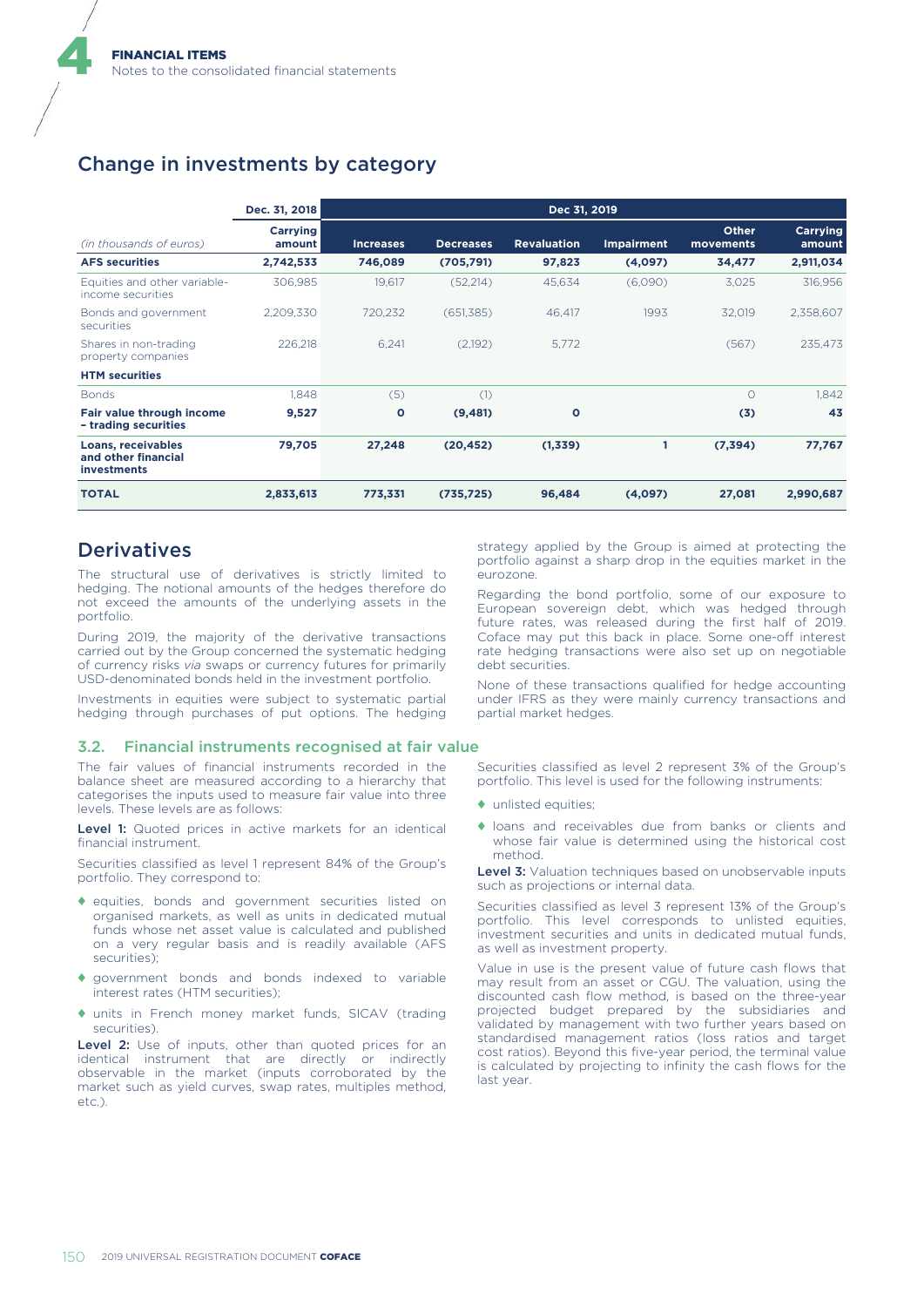## Change in investments by category

| (in thousands of euros) | Dec. 31, 2018 Carrying amount | Dec 31, 2019 Increases | Decreases | Revaluation | Impairment | Other movements | Carrying amount |
|---|---|---|---|---|---|---|---|
| **AFS securities** | **2,742,533** | **746,089** | **(705,791)** | **97,823** | **(4,097)** | **34,477** | **2,911,034** |
| Equities and other variable-income securities | 306,985 | 19,617 | (52,214) | 45,634 | (6,090) | 3,025 | 316,956 |
| Bonds and government securities | 2,209,330 | 720,232 | (651,385) | 46,417 | 1993 | 32,019 | 2,358,607 |
| Shares in non-trading property companies | 226,218 | 6,241 | (2,192) | 5,772 | | (567) | 235,473 |
| **HTM securities** | | | | | | | |
| Bonds | 1,848 | (5) | (1) | | | 0 | 1,842 |
| **Fair value through income – trading securities** | **9,527** | **0** | **(9,481)** | **0** | | **(3)** | **43** |
| **Loans, receivables and other financial investments** | **79,705** | **27,248** | **(20,452)** | **(1,339)** | **1** | **(7,394)** | **77,767** |
| **TOTAL** | **2,833,613** | **773,331** | **(735,725)** | **96,484** | **(4,097)** | **27,081** | **2,990,687** |

## Derivatives

The structural use of derivatives is strictly limited to hedging. The notional amounts of the hedges therefore do not exceed the amounts of the underlying assets in the portfolio.

During 2019, the majority of the derivative transactions carried out by the Group concerned the systematic hedging of currency risks *via* swaps or currency futures for primarily USD-denominated bonds held in the investment portfolio.

Investments in equities were subject to systematic partial hedging through purchases of put options. The hedging strategy applied by the Group is aimed at protecting the portfolio against a sharp drop in the equities market in the eurozone.

Regarding the bond portfolio, some of our exposure to European sovereign debt, which was hedged through future rates, was released during the first half of 2019. Coface may put this back in place. Some one-off interest rate hedging transactions were also set up on negotiable debt securities.

None of these transactions qualified for hedge accounting under IFRS as they were mainly currency transactions and partial market hedges.

### 3.2. Financial instruments recognised at fair value

The fair values of financial instruments recorded in the balance sheet are measured according to a hierarchy that categorises the inputs used to measure fair value into three levels. These levels are as follows:

**Level 1:** Quoted prices in active markets for an identical financial instrument.

Securities classified as level 1 represent 84% of the Group's portfolio. They correspond to:

- equities, bonds and government securities listed on organised markets, as well as units in dedicated mutual funds whose net asset value is calculated and published on a very regular basis and is readily available (AFS securities);
- government bonds and bonds indexed to variable interest rates (HTM securities);
- units in French money market funds, SICAV (trading securities).

**Level 2:** Use of inputs, other than quoted prices for an identical instrument that are directly or indirectly observable in the market (inputs corroborated by the market such as yield curves, swap rates, multiples method, etc.).

Securities classified as level 2 represent 3% of the Group's portfolio. This level is used for the following instruments:

- unlisted equities;
- loans and receivables due from banks or clients and whose fair value is determined using the historical cost method.

**Level 3:** Valuation techniques based on unobservable inputs such as projections or internal data.

Securities classified as level 3 represent 13% of the Group's portfolio. This level corresponds to unlisted equities, investment securities and units in dedicated mutual funds, as well as investment property.

Value in use is the present value of future cash flows that may result from an asset or CGU. The valuation, using the discounted cash flow method, is based on the three-year projected budget prepared by the subsidiaries and validated by management with two further years based on standardised management ratios (loss ratios and target cost ratios). Beyond this five-year period, the terminal value is calculated by projecting to infinity the cash flows for the last year.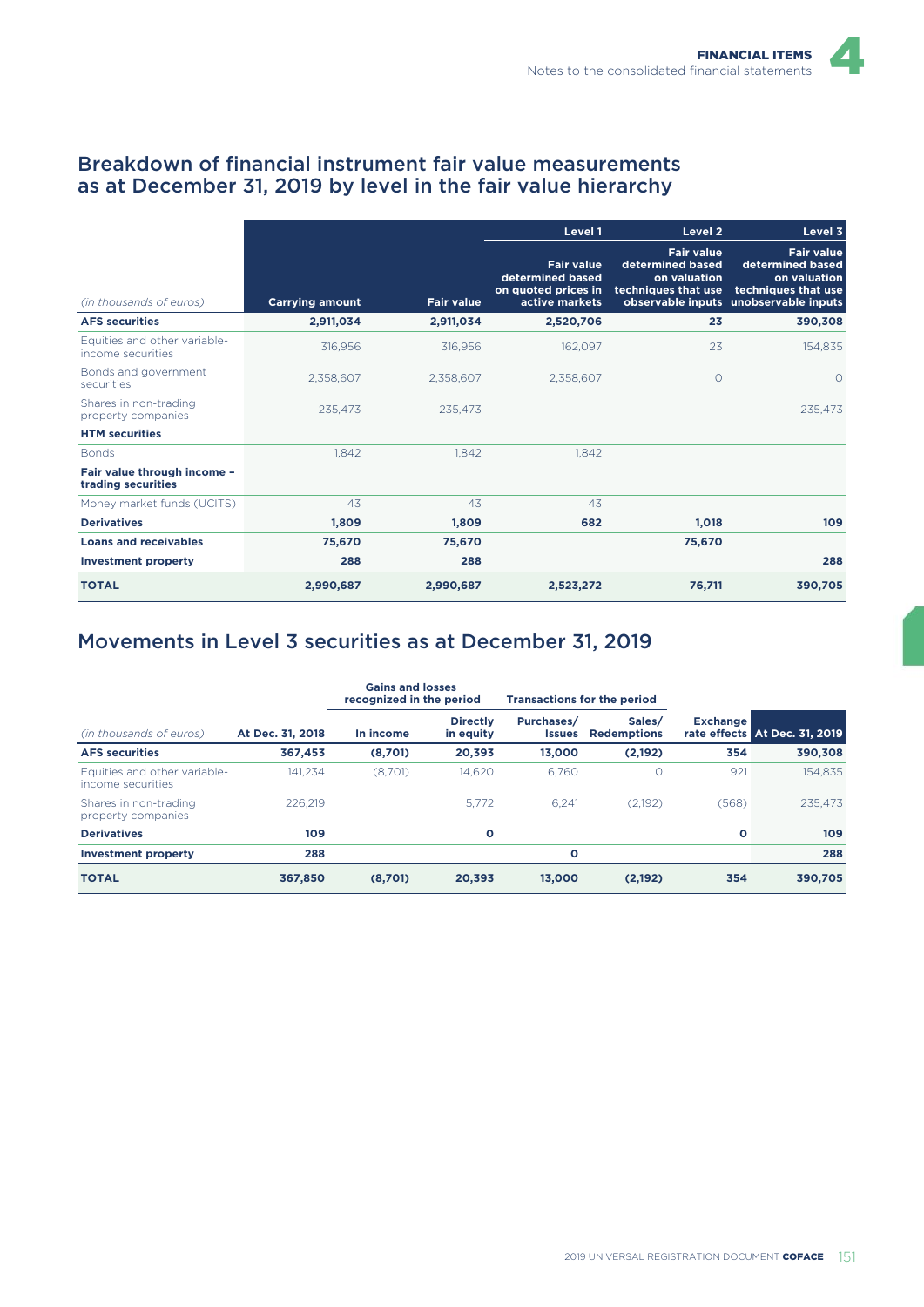## Breakdown of financial instrument fair value measurements as at December 31, 2019 by level in the fair value hierarchy

| *(in thousands of euros)* | Carrying amount | Fair value | Level 1<br>Fair value determined based on quoted prices in active markets | Level 2<br>Fair value determined based on valuation techniques that use observable inputs | Level 3<br>Fair value determined based on valuation techniques that use unobservable inputs |
|---|---|---|---|---|---|
| **AFS securities** | **2,911,034** | **2,911,034** | **2,520,706** | **23** | **390,308** |
| Equities and other variable-income securities | 316,956 | 316,956 | 162,097 | 23 | 154,835 |
| Bonds and government securities | 2,358,607 | 2,358,607 | 2,358,607 | 0 | 0 |
| Shares in non-trading property companies | 235,473 | 235,473 | | | 235,473 |
| **HTM securities** | | | | | |
| Bonds | 1,842 | 1,842 | 1,842 | | |
| **Fair value through income – trading securities** | | | | | |
| Money market funds (UCITS) | 43 | 43 | 43 | | |
| **Derivatives** | **1,809** | **1,809** | **682** | **1,018** | **109** |
| **Loans and receivables** | **75,670** | **75,670** | | **75,670** | |
| **Investment property** | **288** | **288** | | | **288** |
| **TOTAL** | **2,990,687** | **2,990,687** | **2,523,272** | **76,711** | **390,705** |

## Movements in Level 3 securities as at December 31, 2019

| | | Gains and losses recognized in the period | | Transactions for the period | | | |
|---|---|---|---|---|---|---|---|
| *(in thousands of euros)* | At Dec. 31, 2018 | In income | Directly in equity | Purchases/ Issues | Sales/ Redemptions | Exchange rate effects | At Dec. 31, 2019 |
| **AFS securities** | **367,453** | **(8,701)** | **20,393** | **13,000** | **(2,192)** | **354** | **390,308** |
| Equities and other variable-income securities | 141,234 | (8,701) | 14,620 | 6,760 | 0 | 921 | 154,835 |
| Shares in non-trading property companies | 226,219 | | 5,772 | 6,241 | (2,192) | (568) | 235,473 |
| **Derivatives** | **109** | | **0** | | | **0** | **109** |
| **Investment property** | **288** | | | **0** | | | **288** |
| **TOTAL** | **367,850** | **(8,701)** | **20,393** | **13,000** | **(2,192)** | **354** | **390,705** |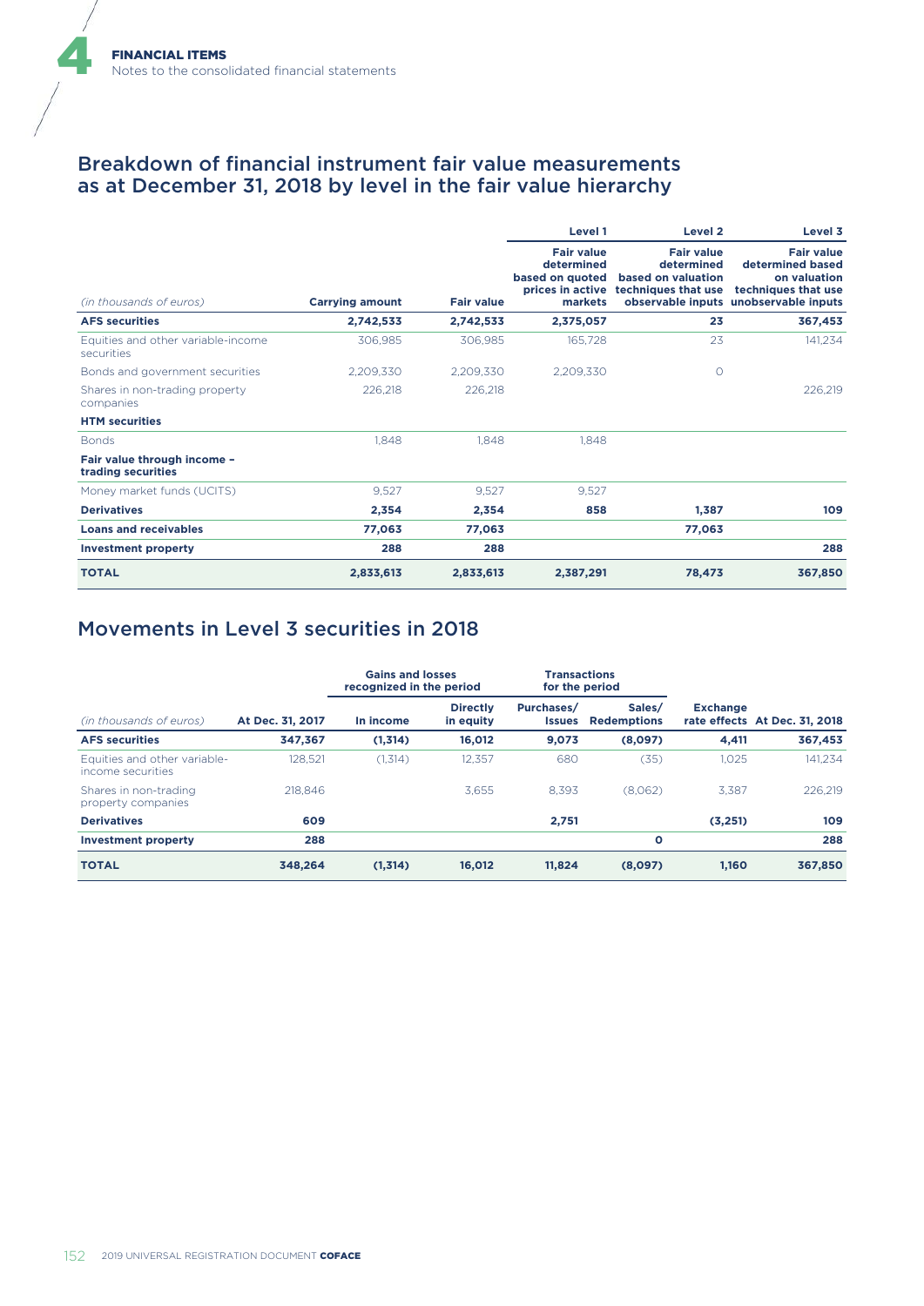## Breakdown of financial instrument fair value measurements as at December 31, 2018 by level in the fair value hierarchy

| *(in thousands of euros)* | Carrying amount | Fair value | Level 1 Fair value determined based on quoted prices in active markets | Level 2 Fair value determined based on valuation techniques that use observable inputs | Level 3 Fair value determined based on valuation techniques that use unobservable inputs |
|---|---|---|---|---|---|
| **AFS securities** | **2,742,533** | **2,742,533** | **2,375,057** | **23** | **367,453** |
| Equities and other variable-income securities | 306,985 | 306,985 | 165,728 | 23 | 141,234 |
| Bonds and government securities | 2,209,330 | 2,209,330 | 2,209,330 | 0 | |
| Shares in non-trading property companies | 226,218 | 226,218 | | | 226,219 |
| **HTM securities** | | | | | |
| Bonds | 1,848 | 1,848 | 1,848 | | |
| **Fair value through income – trading securities** | | | | | |
| Money market funds (UCITS) | 9,527 | 9,527 | 9,527 | | |
| **Derivatives** | **2,354** | **2,354** | **858** | **1,387** | **109** |
| **Loans and receivables** | **77,063** | **77,063** | | **77,063** | |
| **Investment property** | **288** | **288** | | | **288** |
| **TOTAL** | **2,833,613** | **2,833,613** | **2,387,291** | **78,473** | **367,850** |

## Movements in Level 3 securities in 2018

| | | Gains and losses recognized in the period | | Transactions for the period | | | |
|---|---|---|---|---|---|---|---|
| *(in thousands of euros)* | At Dec. 31, 2017 | In income | Directly in equity | Purchases/ Issues | Sales/ Redemptions | Exchange rate effects | At Dec. 31, 2018 |
| **AFS securities** | **347,367** | **(1,314)** | **16,012** | **9,073** | **(8,097)** | **4,411** | **367,453** |
| Equities and other variable-income securities | 128,521 | (1,314) | 12,357 | 680 | (35) | 1,025 | 141,234 |
| Shares in non-trading property companies | 218,846 | | 3,655 | 8,393 | (8,062) | 3,387 | 226,219 |
| **Derivatives** | **609** | | | **2,751** | | **(3,251)** | **109** |
| **Investment property** | **288** | | | | **0** | | **288** |
| **TOTAL** | **348,264** | **(1,314)** | **16,012** | **11,824** | **(8,097)** | **1,160** | **367,850** |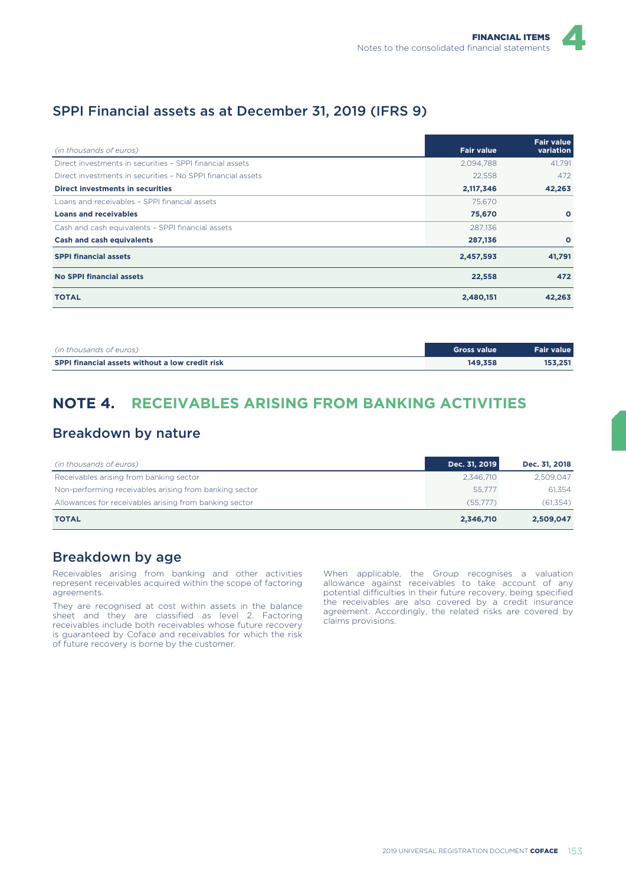## SPPI Financial assets as at December 31, 2019 (IFRS 9)

| *(in thousands of euros)* | Fair value | Fair value variation |
|---|---|---|
| Direct investments in securities – SPPI financial assets | 2,094,788 | 41,791 |
| Direct investments in securities – No SPPI financial assets | 22,558 | 472 |
| **Direct investments in securities** | **2,117,346** | **42,263** |
| Loans and receivables – SPPI financial assets | 75,670 | |
| **Loans and receivables** | **75,670** | **0** |
| Cash and cash equivalents – SPPI financial assets | 287,136 | |
| **Cash and cash equivalents** | **287,136** | **0** |
| **SPPI financial assets** | **2,457,593** | **41,791** |
| **No SPPI financial assets** | **22,558** | **472** |
| **TOTAL** | **2,480,151** | **42,263** |

| *(in thousands of euros)* | Gross value | Fair value |
|---|---|---|
| **SPPI financial assets without a low credit risk** | **149,358** | **153,251** |

# NOTE 4. RECEIVABLES ARISING FROM BANKING ACTIVITIES

## Breakdown by nature

| *(in thousands of euros)* | Dec. 31, 2019 | Dec. 31, 2018 |
|---|---|---|
| Receivables arising from banking sector | 2,346,710 | 2,509,047 |
| Non-performing receivables arising from banking sector | 55,777 | 61,354 |
| Allowances for receivables arising from banking sector | (55,777) | (61,354) |
| **TOTAL** | **2,346,710** | **2,509,047** |

## Breakdown by age

Receivables arising from banking and other activities represent receivables acquired within the scope of factoring agreements.

They are recognised at cost within assets in the balance sheet and they are classified as level 2. Factoring receivables include both receivables whose future recovery is guaranteed by Coface and receivables for which the risk of future recovery is borne by the customer.

When applicable, the Group recognises a valuation allowance against receivables to take account of any potential difficulties in their future recovery, being specified the receivables are also covered by a credit insurance agreement. Accordingly, the related risks are covered by claims provisions.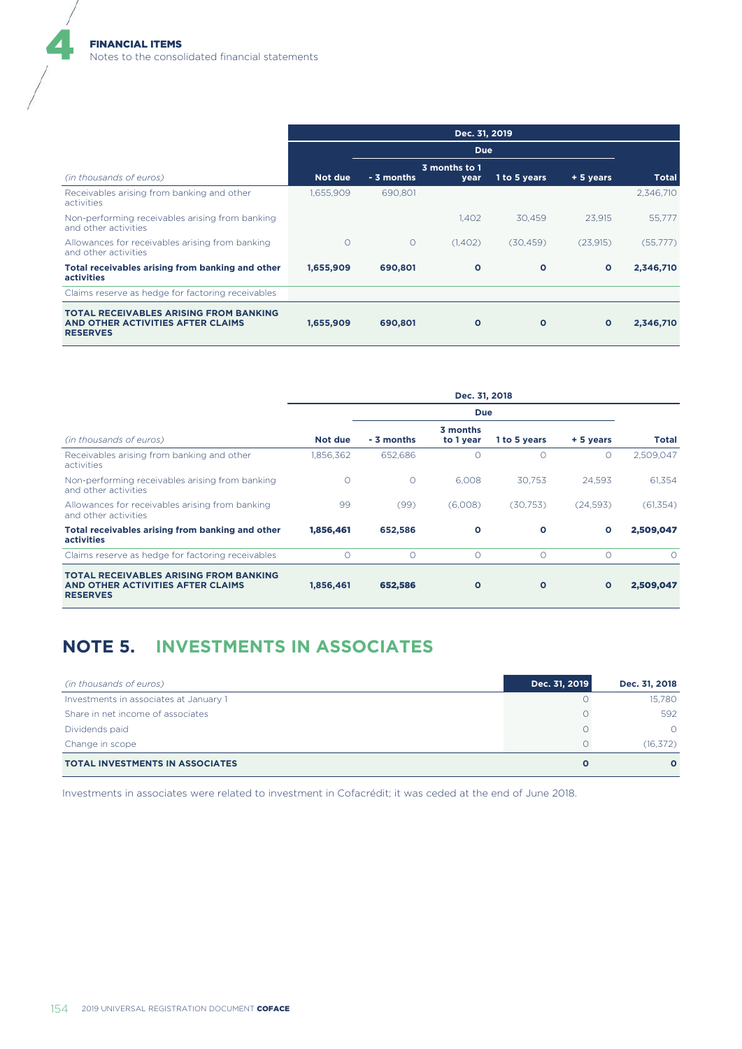| *(in thousands of euros)* | Dec. 31, 2019 | | | | | |
|---|---|---|---|---|---|---|
| | | Due | | | | |
| | Not due | - 3 months | 3 months to 1 year | 1 to 5 years | + 5 years | Total |
| Receivables arising from banking and other activities | 1,655,909 | 690,801 | | | | 2,346,710 |
| Non-performing receivables arising from banking and other activities | | | 1,402 | 30,459 | 23,915 | 55,777 |
| Allowances for receivables arising from banking and other activities | 0 | 0 | (1,402) | (30,459) | (23,915) | (55,777) |
| **Total receivables arising from banking and other activities** | **1,655,909** | **690,801** | **0** | **0** | **0** | **2,346,710** |
| Claims reserve as hedge for factoring receivables | | | | | | |
| **TOTAL RECEIVABLES ARISING FROM BANKING AND OTHER ACTIVITIES AFTER CLAIMS RESERVES** | **1,655,909** | **690,801** | **0** | **0** | **0** | **2,346,710** |

| *(in thousands of euros)* | Dec. 31, 2018 | | | | | |
|---|---|---|---|---|---|---|
| | | Due | | | | |
| | Not due | - 3 months | 3 months to 1 year | 1 to 5 years | + 5 years | Total |
| Receivables arising from banking and other activities | 1,856,362 | 652,686 | 0 | 0 | 0 | 2,509,047 |
| Non-performing receivables arising from banking and other activities | 0 | 0 | 6,008 | 30,753 | 24,593 | 61,354 |
| Allowances for receivables arising from banking and other activities | 99 | (99) | (6,008) | (30,753) | (24,593) | (61,354) |
| **Total receivables arising from banking and other activities** | **1,856,461** | **652,586** | **0** | **0** | **0** | **2,509,047** |
| Claims reserve as hedge for factoring receivables | 0 | 0 | 0 | 0 | 0 | 0 |
| **TOTAL RECEIVABLES ARISING FROM BANKING AND OTHER ACTIVITIES AFTER CLAIMS RESERVES** | **1,856,461** | **652,586** | **0** | **0** | **0** | **2,509,047** |

## NOTE 5. INVESTMENTS IN ASSOCIATES

| *(in thousands of euros)* | Dec. 31, 2019 | Dec. 31, 2018 |
|---|---|---|
| Investments in associates at January 1 | 0 | 15,780 |
| Share in net income of associates | 0 | 592 |
| Dividends paid | 0 | 0 |
| Change in scope | 0 | (16,372) |
| **TOTAL INVESTMENTS IN ASSOCIATES** | **0** | **0** |

Investments in associates were related to investment in Cofacrédit; it was ceded at the end of June 2018.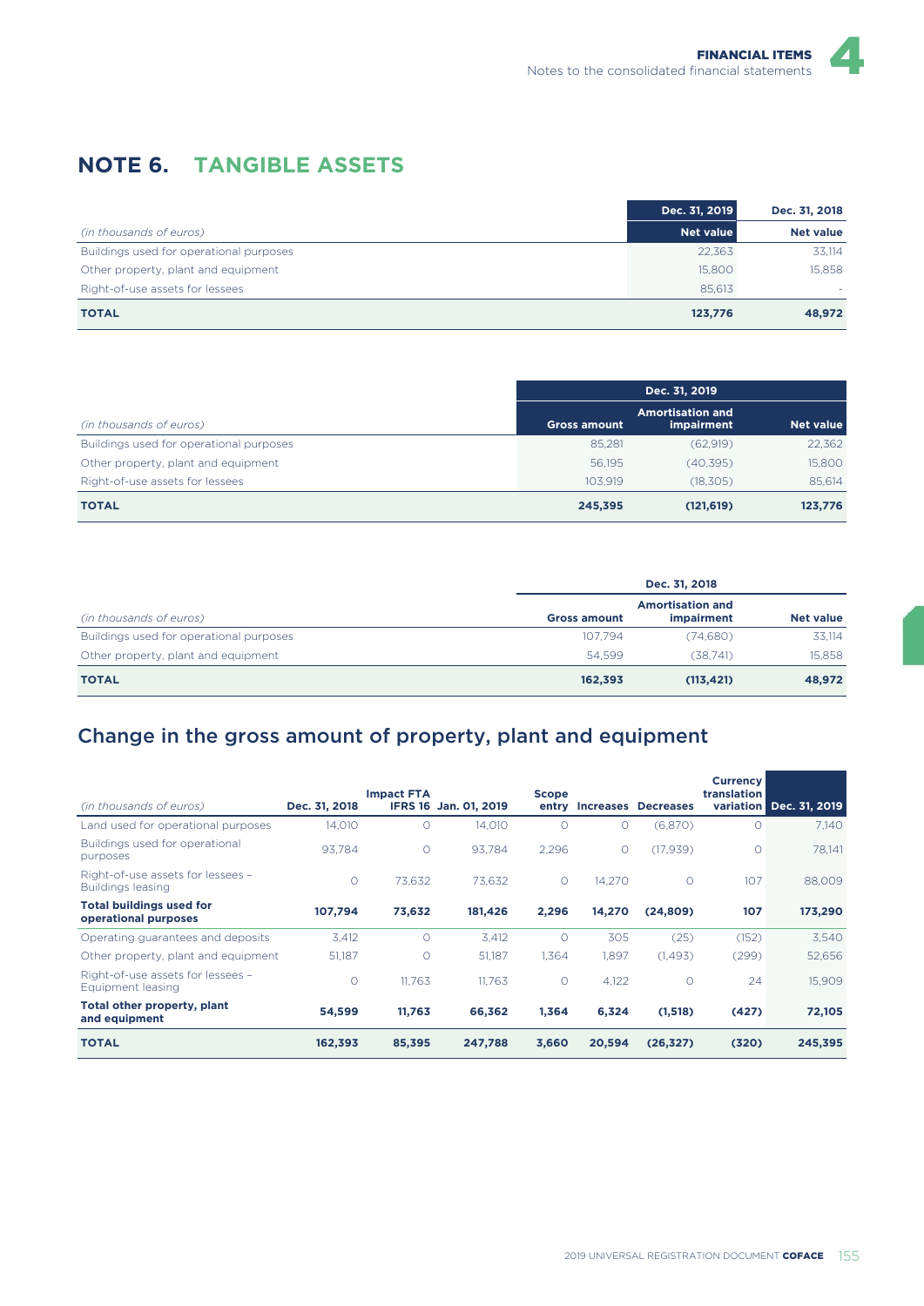# NOTE 6. TANGIBLE ASSETS

| *(in thousands of euros)* | Dec. 31, 2019 Net value | Dec. 31, 2018 Net value |
|---|---|---|
| Buildings used for operational purposes | 22,363 | 33,114 |
| Other property, plant and equipment | 15,800 | 15,858 |
| Right-of-use assets for lessees | 85,613 | - |
| **TOTAL** | **123,776** | **48,972** |

| | Dec. 31, 2019 | | |
|---|---|---|---|
| *(in thousands of euros)* | Gross amount | Amortisation and impairment | Net value |
| Buildings used for operational purposes | 85,281 | (62,919) | 22,362 |
| Other property, plant and equipment | 56,195 | (40,395) | 15,800 |
| Right-of-use assets for lessees | 103,919 | (18,305) | 85,614 |
| **TOTAL** | **245,395** | **(121,619)** | **123,776** |

| | Dec. 31, 2018 | | |
|---|---|---|---|
| *(in thousands of euros)* | Gross amount | Amortisation and impairment | Net value |
| Buildings used for operational purposes | 107,794 | (74,680) | 33,114 |
| Other property, plant and equipment | 54,599 | (38,741) | 15,858 |
| **TOTAL** | **162,393** | **(113,421)** | **48,972** |

## Change in the gross amount of property, plant and equipment

| *(in thousands of euros)* | Dec. 31, 2018 | Impact FTA IFRS 16 | Jan. 01, 2019 | Scope entry | Increases | Decreases | Currency translation variation | Dec. 31, 2019 |
|---|---|---|---|---|---|---|---|---|
| Land used for operational purposes | 14,010 | 0 | 14,010 | 0 | 0 | (6,870) | 0 | 7,140 |
| Buildings used for operational purposes | 93,784 | 0 | 93,784 | 2,296 | 0 | (17,939) | 0 | 78,141 |
| Right-of-use assets for lessees – Buildings leasing | 0 | 73,632 | 73,632 | 0 | 14,270 | 0 | 107 | 88,009 |
| **Total buildings used for operational purposes** | **107,794** | **73,632** | **181,426** | **2,296** | **14,270** | **(24,809)** | **107** | **173,290** |
| Operating guarantees and deposits | 3,412 | 0 | 3,412 | 0 | 305 | (25) | (152) | 3,540 |
| Other property, plant and equipment | 51,187 | 0 | 51,187 | 1,364 | 1,897 | (1,493) | (299) | 52,656 |
| Right-of-use assets for lessees – Equipment leasing | 0 | 11,763 | 11,763 | 0 | 4,122 | 0 | 24 | 15,909 |
| **Total other property, plant and equipment** | **54,599** | **11,763** | **66,362** | **1,364** | **6,324** | **(1,518)** | **(427)** | **72,105** |
| **TOTAL** | **162,393** | **85,395** | **247,788** | **3,660** | **20,594** | **(26,327)** | **(320)** | **245,395** |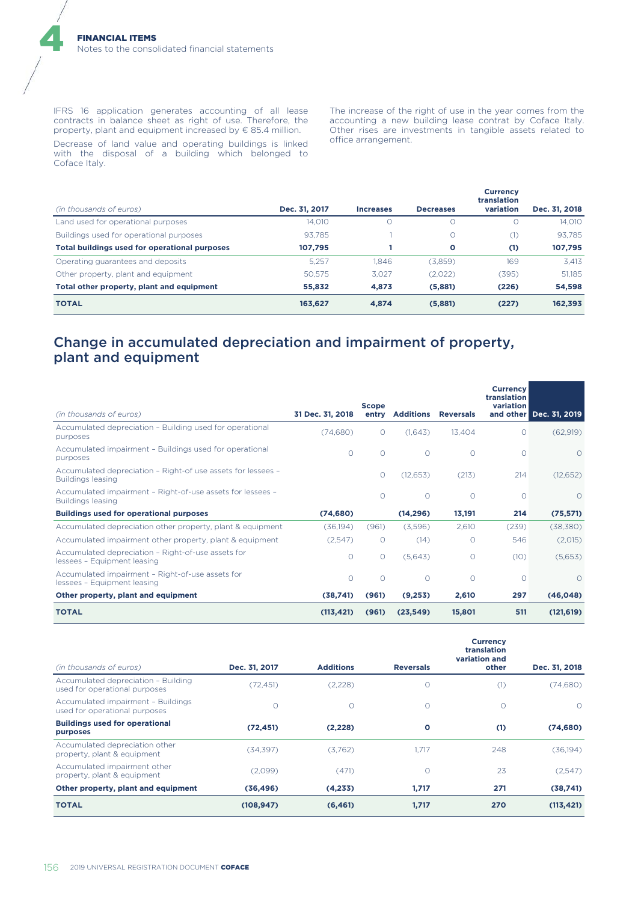IFRS 16 application generates accounting of all lease contracts in balance sheet as right of use. Therefore, the property, plant and equipment increased by € 85.4 million.

Decrease of land value and operating buildings is linked with the disposal of a building which belonged to Coface Italy.

The increase of the right of use in the year comes from the accounting a new building lease contrat by Coface Italy. Other rises are investments in tangible assets related to office arrangement.

| *(in thousands of euros)* | Dec. 31, 2017 | Increases | Decreases | Currency translation variation | Dec. 31, 2018 |
|---|---|---|---|---|---|
| Land used for operational purposes | 14,010 | 0 | 0 | 0 | 14,010 |
| Buildings used for operational purposes | 93,785 | 1 | 0 | (1) | 93,785 |
| **Total buildings used for operational purposes** | **107,795** | **1** | **0** | **(1)** | **107,795** |
| Operating guarantees and deposits | 5,257 | 1,846 | (3,859) | 169 | 3,413 |
| Other property, plant and equipment | 50,575 | 3,027 | (2,022) | (395) | 51,185 |
| **Total other property, plant and equipment** | **55,832** | **4,873** | **(5,881)** | **(226)** | **54,598** |
| **TOTAL** | **163,627** | **4,874** | **(5,881)** | **(227)** | **162,393** |

## Change in accumulated depreciation and impairment of property, plant and equipment

| *(in thousands of euros)* | 31 Dec. 31, 2018 | Scope entry | Additions | Reversals | Currency translation variation and other | Dec. 31, 2019 |
|---|---|---|---|---|---|---|
| Accumulated depreciation – Building used for operational purposes | (74,680) | 0 | (1,643) | 13,404 | 0 | (62,919) |
| Accumulated impairment – Buildings used for operational purposes | 0 | 0 | 0 | 0 | 0 | 0 |
| Accumulated depreciation – Right-of use assets for lessees – Buildings leasing | | 0 | (12,653) | (213) | 214 | (12,652) |
| Accumulated impairment – Right-of-use assets for lessees – Buildings leasing | | 0 | 0 | 0 | 0 | 0 |
| **Buildings used for operational purposes** | **(74,680)** | | **(14,296)** | **13,191** | **214** | **(75,571)** |
| Accumulated depreciation other property, plant & equipment | (36,194) | (961) | (3,596) | 2,610 | (239) | (38,380) |
| Accumulated impairment other property, plant & equipment | (2,547) | 0 | (14) | 0 | 546 | (2,015) |
| Accumulated depreciation – Right-of-use assets for lessees – Equipment leasing | 0 | 0 | (5,643) | 0 | (10) | (5,653) |
| Accumulated impairment – Right-of-use assets for lessees – Equipment leasing | 0 | 0 | 0 | 0 | 0 | 0 |
| **Other property, plant and equipment** | **(38,741)** | **(961)** | **(9,253)** | **2,610** | **297** | **(46,048)** |
| **TOTAL** | **(113,421)** | **(961)** | **(23,549)** | **15,801** | **511** | **(121,619)** |

| *(in thousands of euros)* | Dec. 31, 2017 | Additions | Reversals | Currency translation variation and other | Dec. 31, 2018 |
|---|---|---|---|---|---|
| Accumulated depreciation – Building used for operational purposes | (72,451) | (2,228) | 0 | (1) | (74,680) |
| Accumulated impairment – Buildings used for operational purposes | 0 | 0 | 0 | 0 | 0 |
| **Buildings used for operational purposes** | **(72,451)** | **(2,228)** | **0** | **(1)** | **(74,680)** |
| Accumulated depreciation other property, plant & equipment | (34,397) | (3,762) | 1,717 | 248 | (36,194) |
| Accumulated impairment other property, plant & equipment | (2,099) | (471) | 0 | 23 | (2,547) |
| **Other property, plant and equipment** | **(36,496)** | **(4,233)** | **1,717** | **271** | **(38,741)** |
| **TOTAL** | **(108,947)** | **(6,461)** | **1,717** | **270** | **(113,421)** |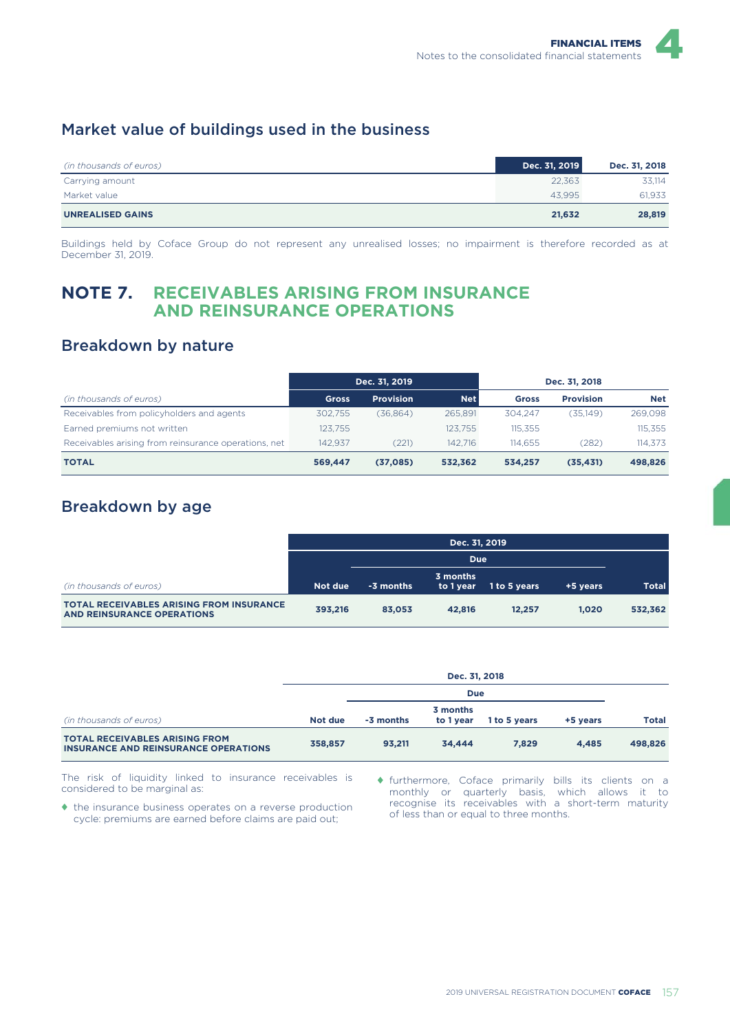## Market value of buildings used in the business

| *(in thousands of euros)* | Dec. 31, 2019 | Dec. 31, 2018 |
|---|---|---|
| Carrying amount | 22,363 | 33,114 |
| Market value | 43,995 | 61,933 |
| **UNREALISED GAINS** | **21,632** | **28,819** |

Buildings held by Coface Group do not represent any unrealised losses; no impairment is therefore recorded as at December 31, 2019.

# NOTE 7. RECEIVABLES ARISING FROM INSURANCE AND REINSURANCE OPERATIONS

## Breakdown by nature

| | Dec. 31, 2019 | | | Dec. 31, 2018 | | |
|---|---|---|---|---|---|---|
| *(in thousands of euros)* | Gross | Provision | Net | Gross | Provision | Net |
| Receivables from policyholders and agents | 302,755 | (36,864) | 265,891 | 304,247 | (35,149) | 269,098 |
| Earned premiums not written | 123,755 | | 123,755 | 115,355 | | 115,355 |
| Receivables arising from reinsurance operations, net | 142,937 | (221) | 142,716 | 114,655 | (282) | 114,373 |
| **TOTAL** | **569,447** | **(37,085)** | **532,362** | **534,257** | **(35,431)** | **498,826** |

## Breakdown by age

| | Dec. 31, 2019 | | | | | |
|---|---|---|---|---|---|---|
| | | Due | | | | |
| *(in thousands of euros)* | Not due | -3 months | 3 months to 1 year | 1 to 5 years | +5 years | Total |
| **TOTAL RECEIVABLES ARISING FROM INSURANCE AND REINSURANCE OPERATIONS** | **393,216** | **83,053** | **42,816** | **12,257** | **1,020** | **532,362** |

| | Dec. 31, 2018 | | | | | |
|---|---|---|---|---|---|---|
| | | Due | | | | |
| *(in thousands of euros)* | Not due | -3 months | 3 months to 1 year | 1 to 5 years | +5 years | Total |
| **TOTAL RECEIVABLES ARISING FROM INSURANCE AND REINSURANCE OPERATIONS** | **358,857** | **93,211** | **34,444** | **7,829** | **4,485** | **498,826** |

The risk of liquidity linked to insurance receivables is considered to be marginal as:

- the insurance business operates on a reverse production cycle: premiums are earned before claims are paid out;
- furthermore, Coface primarily bills its clients on a monthly or quarterly basis, which allows it to recognise its receivables with a short-term maturity of less than or equal to three months.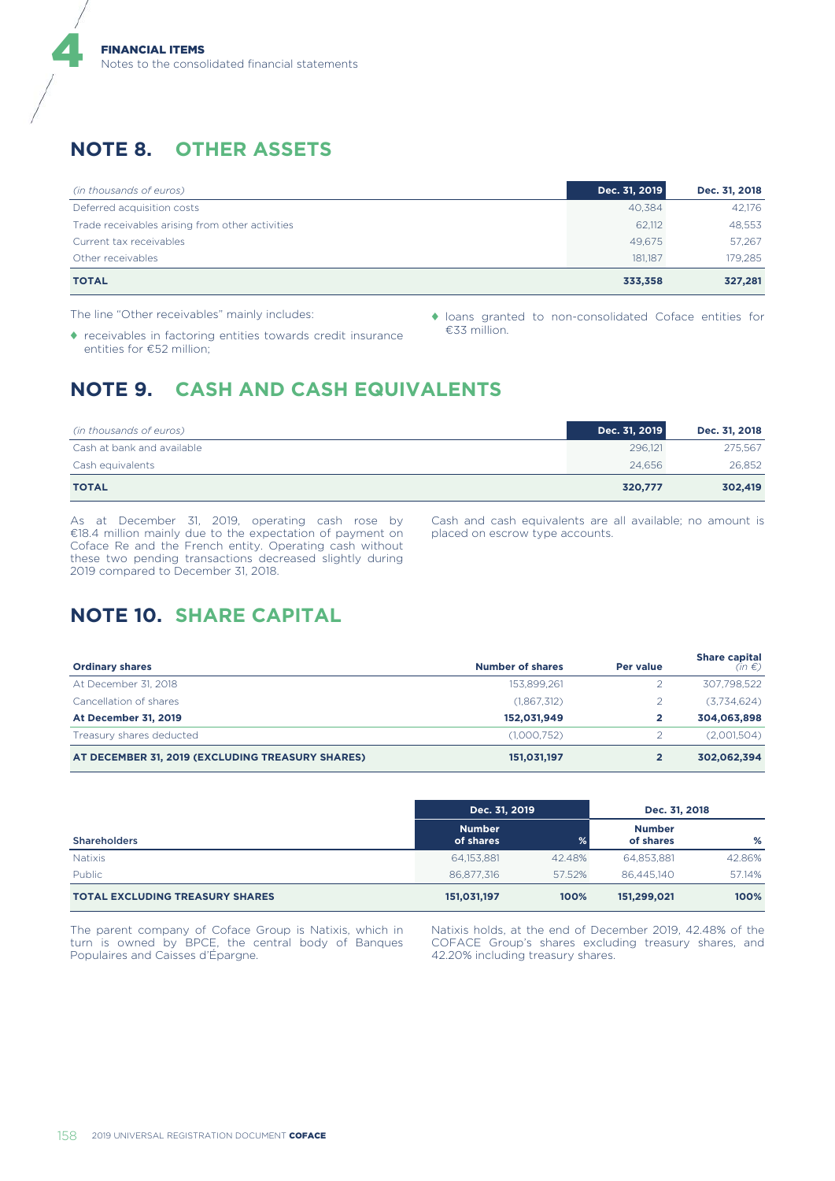## NOTE 8. OTHER ASSETS

| *(in thousands of euros)* | Dec. 31, 2019 | Dec. 31, 2018 |
|---|---|---|
| Deferred acquisition costs | 40,384 | 42,176 |
| Trade receivables arising from other activities | 62,112 | 48,553 |
| Current tax receivables | 49,675 | 57,267 |
| Other receivables | 181,187 | 179,285 |
| **TOTAL** | **333,358** | **327,281** |

The line "Other receivables" mainly includes:

- receivables in factoring entities towards credit insurance entities for €52 million;
- loans granted to non-consolidated Coface entities for €33 million.

## NOTE 9. CASH AND CASH EQUIVALENTS

| *(in thousands of euros)* | Dec. 31, 2019 | Dec. 31, 2018 |
|---|---|---|
| Cash at bank and available | 296,121 | 275,567 |
| Cash equivalents | 24,656 | 26,852 |
| **TOTAL** | **320,777** | **302,419** |

As at December 31, 2019, operating cash rose by €18.4 million mainly due to the expectation of payment on Coface Re and the French entity. Operating cash without these two pending transactions decreased slightly during 2019 compared to December 31, 2018.

Cash and cash equivalents are all available; no amount is placed on escrow type accounts.

## NOTE 10. SHARE CAPITAL

| Ordinary shares | Number of shares | Per value | Share capital *(in €)* |
|---|---|---|---|
| At December 31, 2018 | 153,899,261 | 2 | 307,798,522 |
| Cancellation of shares | (1,867,312) | 2 | (3,734,624) |
| **At December 31, 2019** | **152,031,949** | **2** | **304,063,898** |
| Treasury shares deducted | (1,000,752) | 2 | (2,001,504) |
| **AT DECEMBER 31, 2019 (EXCLUDING TREASURY SHARES)** | **151,031,197** | **2** | **302,062,394** |

| | Dec. 31, 2019 | | Dec. 31, 2018 | |
|---|---|---|---|---|
| Shareholders | Number of shares | % | Number of shares | % |
| Natixis | 64,153,881 | 42.48% | 64,853,881 | 42.86% |
| Public | 86,877,316 | 57.52% | 86,445,140 | 57.14% |
| **TOTAL EXCLUDING TREASURY SHARES** | **151,031,197** | **100%** | **151,299,021** | **100%** |

The parent company of Coface Group is Natixis, which in turn is owned by BPCE, the central body of Banques Populaires and Caisses d'Épargne.

Natixis holds, at the end of December 2019, 42.48% of the COFACE Group's shares excluding treasury shares, and 42.20% including treasury shares.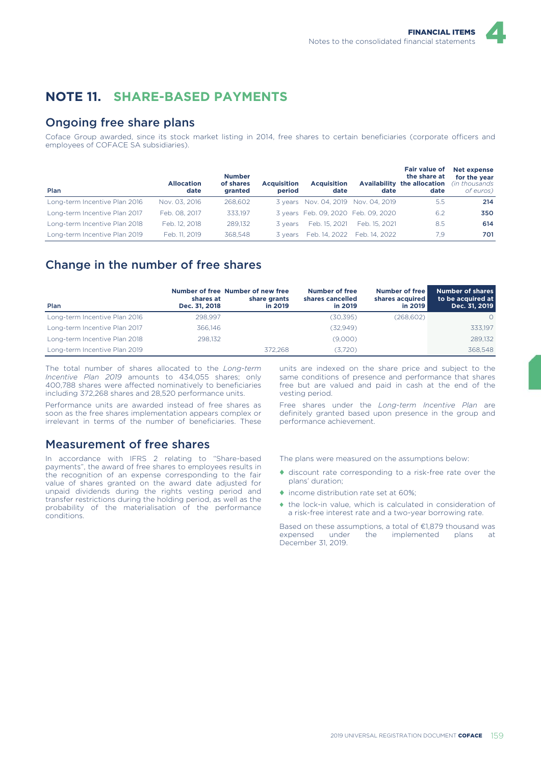## NOTE 11. SHARE-BASED PAYMENTS

### Ongoing free share plans

Coface Group awarded, since its stock market listing in 2014, free shares to certain beneficiaries (corporate officers and employees of COFACE SA subsidiaries).

| Plan | Allocation date | Number of shares granted | Acquisition period | Acquisition date | Availability date | Fair value of the share at the allocation date | Net expense for the year *(in thousands of euros)* |
|---|---|---|---|---|---|---|---|
| Long-term Incentive Plan 2016 | Nov. 03, 2016 | 268,602 | 3 years | Nov. 04, 2019 | Nov. 04, 2019 | 5.5 | **214** |
| Long-term Incentive Plan 2017 | Feb. 08, 2017 | 333,197 | 3 years | Feb. 09, 2020 | Feb. 09, 2020 | 6.2 | **350** |
| Long-term Incentive Plan 2018 | Feb. 12, 2018 | 289,132 | 3 years | Feb. 15, 2021 | Feb. 15, 2021 | 8.5 | **614** |
| Long-term Incentive Plan 2019 | Feb. 11, 2019 | 368,548 | 3 years | Feb. 14, 2022 | Feb. 14, 2022 | 7.9 | **701** |

### Change in the number of free shares

| Plan | Number of free shares at Dec. 31, 2018 | Number of new free share grants in 2019 | Number of free shares cancelled in 2019 | Number of free shares acquired in 2019 | Number of shares to be acquired at Dec. 31, 2019 |
|---|---|---|---|---|---|
| Long-term Incentive Plan 2016 | 298,997 | | (30,395) | (268,602) | 0 |
| Long-term Incentive Plan 2017 | 366,146 | | (32,949) | | 333,197 |
| Long-term Incentive Plan 2018 | 298,132 | | (9,000) | | 289,132 |
| Long-term Incentive Plan 2019 | | 372,268 | (3,720) | | 368,548 |

The total number of shares allocated to the *Long-term Incentive Plan 2019* amounts to 434,055 shares; only 400,788 shares were affected nominatively to beneficiaries including 372,268 shares and 28,520 performance units.

Performance units are awarded instead of free shares as soon as the free shares implementation appears complex or irrelevant in terms of the number of beneficiaries. These units are indexed on the share price and subject to the same conditions of presence and performance that shares free but are valued and paid in cash at the end of the vesting period.

Free shares under the *Long-term Incentive Plan* are definitely granted based upon presence in the group and performance achievement.

### Measurement of free shares

In accordance with IFRS 2 relating to "Share-based payments", the award of free shares to employees results in the recognition of an expense corresponding to the fair value of shares granted on the award date adjusted for unpaid dividends during the rights vesting period and transfer restrictions during the holding period, as well as the probability of the materialisation of the performance conditions.

The plans were measured on the assumptions below:

- discount rate corresponding to a risk-free rate over the plans' duration;
- income distribution rate set at 60%;
- the lock-in value, which is calculated in consideration of a risk-free interest rate and a two-year borrowing rate.

Based on these assumptions, a total of €1,879 thousand was expensed under the implemented plans at December 31, 2019.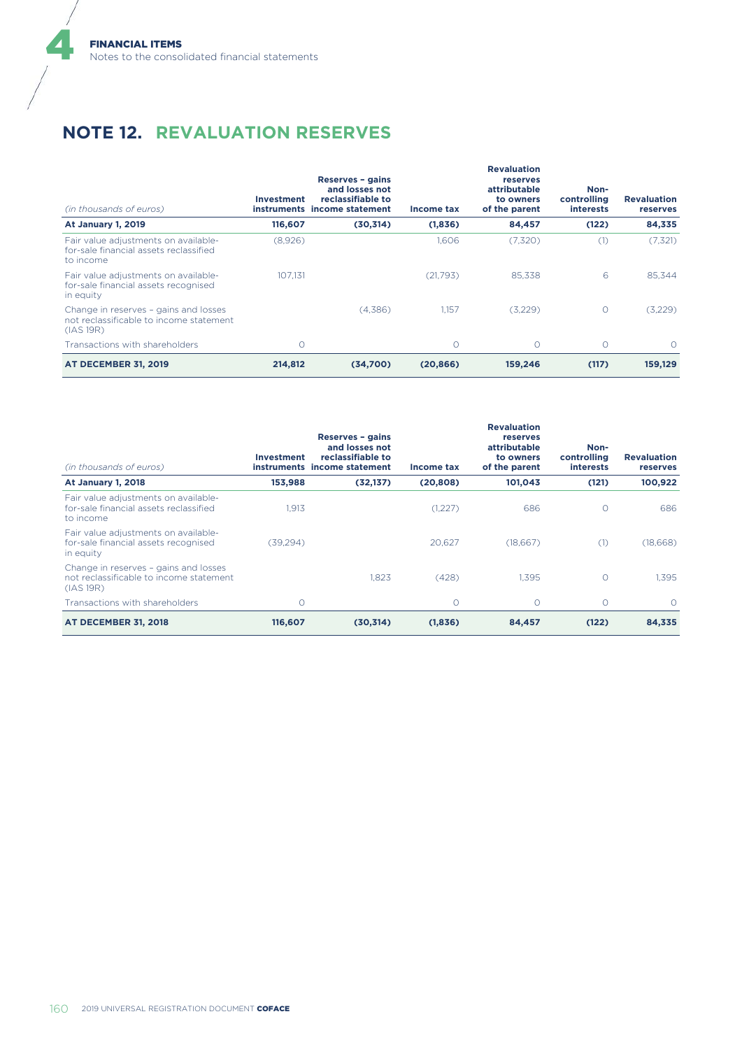## NOTE 12. REVALUATION RESERVES

| *(in thousands of euros)* | Investment instruments | Reserves – gains and losses not reclassifiable to income statement | Income tax | Revaluation reserves attributable to owners of the parent | Non-controlling interests | Revaluation reserves |
|---|---|---|---|---|---|---|
| **At January 1, 2019** | **116,607** | **(30,314)** | **(1,836)** | **84,457** | **(122)** | **84,335** |
| Fair value adjustments on available-for-sale financial assets reclassified to income | (8,926) | | 1,606 | (7,320) | (1) | (7,321) |
| Fair value adjustments on available-for-sale financial assets recognised in equity | 107,131 | | (21,793) | 85,338 | 6 | 85,344 |
| Change in reserves – gains and losses not reclassifiable to income statement (IAS 19R) | | (4,386) | 1,157 | (3,229) | 0 | (3,229) |
| Transactions with shareholders | 0 | | 0 | 0 | 0 | 0 |
| **AT DECEMBER 31, 2019** | **214,812** | **(34,700)** | **(20,866)** | **159,246** | **(117)** | **159,129** |

| *(in thousands of euros)* | Investment instruments | Reserves – gains and losses not reclassifiable to income statement | Income tax | Revaluation reserves attributable to owners of the parent | Non-controlling interests | Revaluation reserves |
|---|---|---|---|---|---|---|
| **At January 1, 2018** | **153,988** | **(32,137)** | **(20,808)** | **101,043** | **(121)** | **100,922** |
| Fair value adjustments on available-for-sale financial assets reclassified to income | 1,913 | | (1,227) | 686 | 0 | 686 |
| Fair value adjustments on available-for-sale financial assets recognised in equity | (39,294) | | 20,627 | (18,667) | (1) | (18,668) |
| Change in reserves – gains and losses not reclassifiable to income statement (IAS 19R) | | 1,823 | (428) | 1,395 | 0 | 1,395 |
| Transactions with shareholders | 0 | | 0 | 0 | 0 | 0 |
| **AT DECEMBER 31, 2018** | **116,607** | **(30,314)** | **(1,836)** | **84,457** | **(122)** | **84,335** |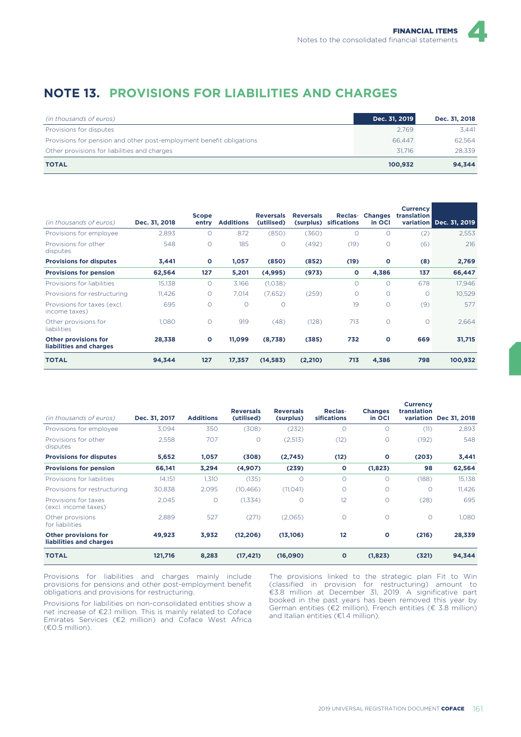# NOTE 13. PROVISIONS FOR LIABILITIES AND CHARGES

| *(in thousands of euros)* | Dec. 31, 2019 | Dec. 31, 2018 |
|---|---|---|
| Provisions for disputes | 2,769 | 3,441 |
| Provisions for pension and other post-employment benefit obligations | 66,447 | 62,564 |
| Other provisions for liabilities and charges | 31,716 | 28,339 |
| **TOTAL** | **100,932** | **94,344** |

| *(in thousands of euros)* | Dec. 31, 2018 | Scope entry | Additions | Reversals (utilised) | Reversals (surplus) | Reclas-sifications | Changes in OCI | Currency translation variation | Dec. 31, 2019 |
|---|---|---|---|---|---|---|---|---|---|
| Provisions for employee | 2,893 | 0 | 872 | (850) | (360) | 0 | 0 | (2) | 2,553 |
| Provisions for other disputes | 548 | 0 | 185 | 0 | (492) | (19) | 0 | (6) | 216 |
| **Provisions for disputes** | **3,441** | **0** | **1,057** | **(850)** | **(852)** | **(19)** | **0** | **(8)** | **2,769** |
| **Provisions for pension** | **62,564** | **127** | **5,201** | **(4,995)** | **(973)** | **0** | **4,386** | **137** | **66,447** |
| Provisions for liabilities | 15,138 | 0 | 3,166 | (1,038) | | 0 | 0 | 678 | 17,946 |
| Provisions for restructuring | 11,426 | 0 | 7,014 | (7,652) | (259) | 0 | 0 | 0 | 10,529 |
| Provisions for taxes (excl. income taxes) | 695 | 0 | 0 | 0 | | 19 | 0 | (9) | 577 |
| Other provisions for liabilities | 1,080 | 0 | 919 | (48) | (128) | 713 | 0 | 0 | 2,664 |
| **Other provisions for liabilities and charges** | **28,338** | **0** | **11,099** | **(8,738)** | **(385)** | **732** | **0** | **669** | **31,715** |
| **TOTAL** | **94,344** | **127** | **17,357** | **(14,583)** | **(2,210)** | **713** | **4,386** | **798** | **100,932** |

| *(in thousands of euros)* | Dec. 31, 2017 | Additions | Reversals (utilised) | Reversals (surplus) | Reclas-sifications | Changes in OCI | Currency translation variation | Dec 31, 2018 |
|---|---|---|---|---|---|---|---|---|
| Provisions for employee | 3,094 | 350 | (308) | (232) | 0 | 0 | (11) | 2,893 |
| Provisions for other disputes | 2,558 | 707 | 0 | (2,513) | (12) | 0 | (192) | 548 |
| **Provisions for disputes** | **5,652** | **1,057** | **(308)** | **(2,745)** | **(12)** | **0** | **(203)** | **3,441** |
| **Provisions for pension** | **66,141** | **3,294** | **(4,907)** | **(239)** | **0** | **(1,823)** | **98** | **62,564** |
| Provisions for liabilities | 14,151 | 1,310 | (135) | 0 | 0 | 0 | (188) | 15,138 |
| Provisions for restructuring | 30,838 | 2,095 | (10,466) | (11,041) | 0 | 0 | 0 | 11,426 |
| Provisions for taxes (excl. income taxes) | 2,045 | 0 | (1,334) | 0 | 12 | 0 | (28) | 695 |
| Other provisions for liabilities | 2,889 | 527 | (271) | (2,065) | 0 | 0 | 0 | 1,080 |
| **Other provisions for liabilities and charges** | **49,923** | **3,932** | **(12,206)** | **(13,106)** | **12** | **0** | **(216)** | **28,339** |
| **TOTAL** | **121,716** | **8,283** | **(17,421)** | **(16,090)** | **0** | **(1,823)** | **(321)** | **94,344** |

Provisions for liabilities and charges mainly include provisions for pensions and other post-employment benefit obligations and provisions for restructuring.

Provisions for liabilities on non-consolidated entities show a net increase of €2.1 million. This is mainly related to Coface Emirates Services (€2 million) and Coface West Africa (€0.5 million).

The provisions linked to the strategic plan Fit to Win (classified in provision for restructuring) amount to €3.8 million at December 31, 2019. A significative part booked in the past years has been removed this year by German entities (€2 million), French entities (€ 3.8 million) and Italian entities (€1.4 million).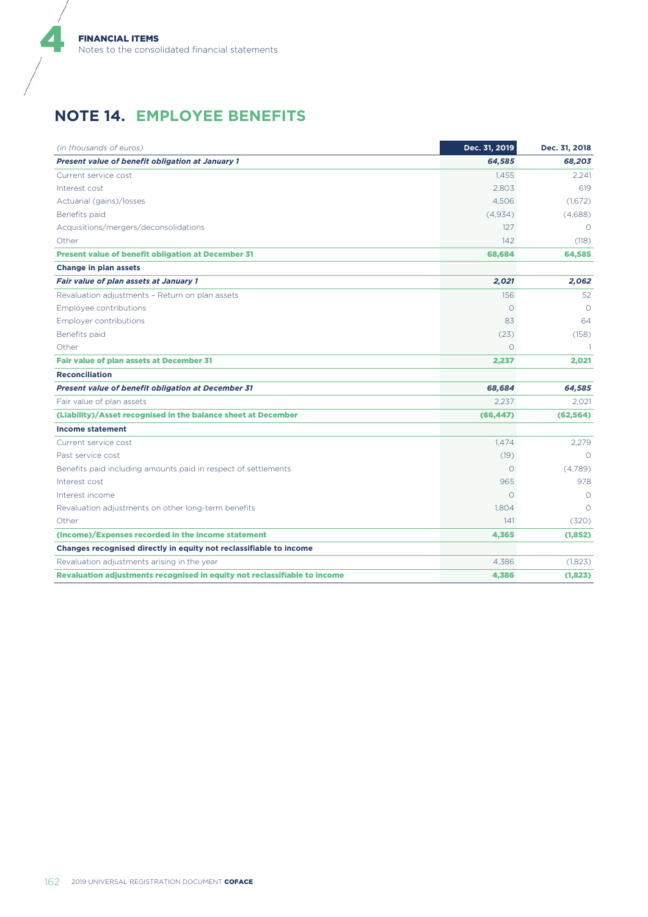## NOTE 14. EMPLOYEE BENEFITS

| *(in thousands of euros)* | Dec. 31, 2019 | Dec. 31, 2018 |
|---|---|---|
| ***Present value of benefit obligation at January 1*** | ***64,585*** | ***68,203*** |
| Current service cost | 1,455 | 2,241 |
| Interest cost | 2,803 | 619 |
| Actuarial (gains)/losses | 4,506 | (1,672) |
| Benefits paid | (4,934) | (4,688) |
| Acquisitions/mergers/deconsolidations | 127 | 0 |
| Other | 142 | (118) |
| **Present value of benefit obligation at December 31** | **68,684** | **64,585** |
| **Change in plan assets** | | |
| ***Fair value of plan assets at January 1*** | ***2,021*** | ***2,062*** |
| Revaluation adjustments – Return on plan assets | 156 | 52 |
| Employee contributions | 0 | 0 |
| Employer contributions | 83 | 64 |
| Benefits paid | (23) | (158) |
| Other | 0 | 1 |
| **Fair value of plan assets at December 31** | **2,237** | **2,021** |
| **Reconciliation** | | |
| ***Present value of benefit obligation at December 31*** | ***68,684*** | ***64,585*** |
| Fair value of plan assets | 2,237 | 2,021 |
| **(Liability)/Asset recognised in the balance sheet at December** | **(66,447)** | **(62,564)** |
| **Income statement** | | |
| Current service cost | 1,474 | 2,279 |
| Past service cost | (19) | 0 |
| Benefits paid including amounts paid in respect of settlements | 0 | (4,789) |
| Interest cost | 965 | 978 |
| Interest income | 0 | 0 |
| Revaluation adjustments on other long-term benefits | 1,804 | 0 |
| Other | 141 | (320) |
| **(Income)/Expenses recorded in the income statement** | **4,365** | **(1,852)** |
| **Changes recognised directly in equity not reclassifiable to income** | | |
| Revaluation adjustments arising in the year | 4,386 | (1,823) |
| **Revaluation adjustments recognised in equity not reclassifiable to income** | **4,386** | **(1,823)** |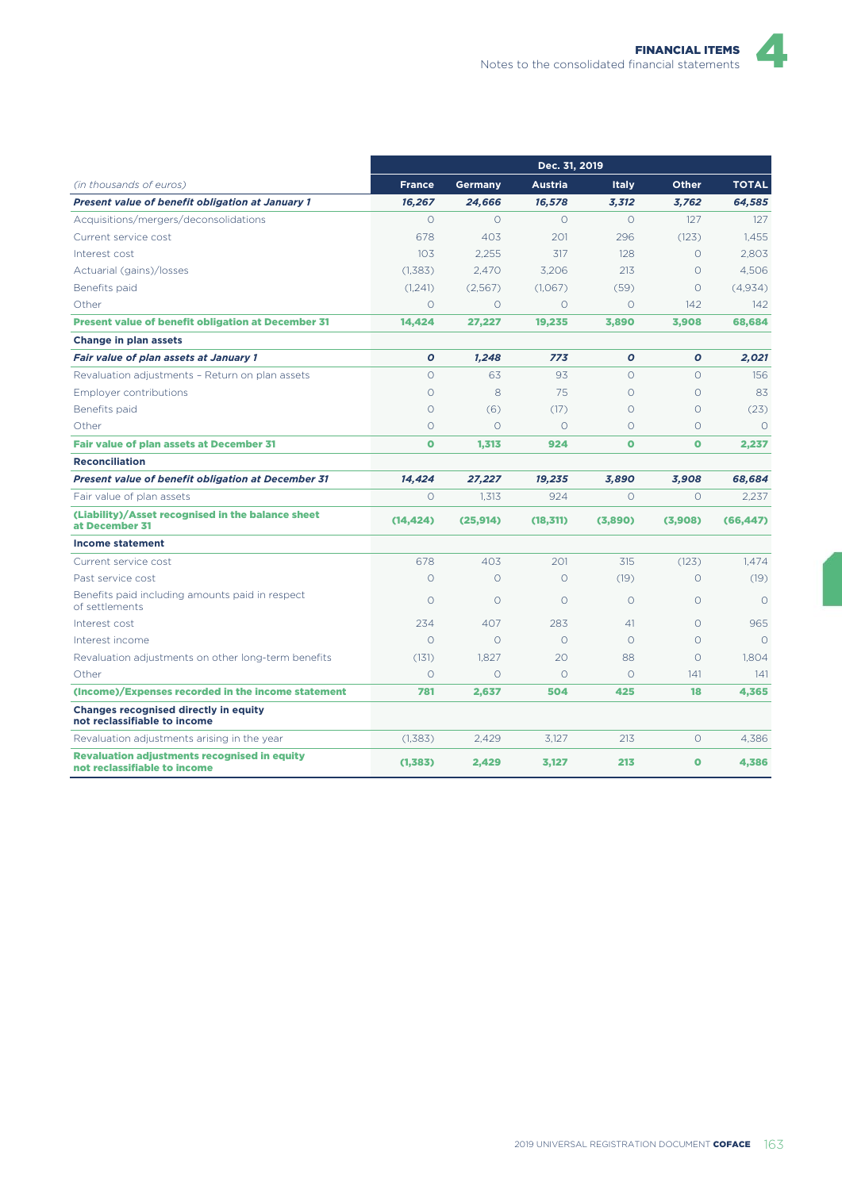| *(in thousands of euros)* | Dec. 31, 2019 | | | | | |
|---|---|---|---|---|---|---|
| | **France** | **Germany** | **Austria** | **Italy** | **Other** | **TOTAL** |
| ***Present value of benefit obligation at January 1*** | ***16,267*** | ***24,666*** | ***16,578*** | ***3,312*** | ***3,762*** | ***64,585*** |
| Acquisitions/mergers/deconsolidations | 0 | 0 | 0 | 0 | 127 | 127 |
| Current service cost | 678 | 403 | 201 | 296 | (123) | 1,455 |
| Interest cost | 103 | 2,255 | 317 | 128 | 0 | 2,803 |
| Actuarial (gains)/losses | (1,383) | 2,470 | 3,206 | 213 | 0 | 4,506 |
| Benefits paid | (1,241) | (2,567) | (1,067) | (59) | 0 | (4,934) |
| Other | 0 | 0 | 0 | 0 | 142 | 142 |
| **Present value of benefit obligation at December 31** | **14,424** | **27,227** | **19,235** | **3,890** | **3,908** | **68,684** |
| **Change in plan assets** | | | | | | |
| ***Fair value of plan assets at January 1*** | ***0*** | ***1,248*** | ***773*** | ***0*** | ***0*** | ***2,021*** |
| Revaluation adjustments – Return on plan assets | 0 | 63 | 93 | 0 | 0 | 156 |
| Employer contributions | 0 | 8 | 75 | 0 | 0 | 83 |
| Benefits paid | 0 | (6) | (17) | 0 | 0 | (23) |
| Other | 0 | 0 | 0 | 0 | 0 | 0 |
| **Fair value of plan assets at December 31** | **0** | **1,313** | **924** | **0** | **0** | **2,237** |
| **Reconciliation** | | | | | | |
| ***Present value of benefit obligation at December 31*** | ***14,424*** | ***27,227*** | ***19,235*** | ***3,890*** | ***3,908*** | ***68,684*** |
| Fair value of plan assets | 0 | 1,313 | 924 | 0 | 0 | 2,237 |
| **(Liability)/Asset recognised in the balance sheet at December 31** | **(14,424)** | **(25,914)** | **(18,311)** | **(3,890)** | **(3,908)** | **(66,447)** |
| **Income statement** | | | | | | |
| Current service cost | 678 | 403 | 201 | 315 | (123) | 1,474 |
| Past service cost | 0 | 0 | 0 | (19) | 0 | (19) |
| Benefits paid including amounts paid in respect of settlements | 0 | 0 | 0 | 0 | 0 | 0 |
| Interest cost | 234 | 407 | 283 | 41 | 0 | 965 |
| Interest income | 0 | 0 | 0 | 0 | 0 | 0 |
| Revaluation adjustments on other long-term benefits | (131) | 1,827 | 20 | 88 | 0 | 1,804 |
| Other | 0 | 0 | 0 | 0 | 141 | 141 |
| **(Income)/Expenses recorded in the income statement** | **781** | **2,637** | **504** | **425** | **18** | **4,365** |
| **Changes recognised directly in equity not reclassifiable to income** | | | | | | |
| Revaluation adjustments arising in the year | (1,383) | 2,429 | 3,127 | 213 | 0 | 4,386 |
| **Revaluation adjustments recognised in equity not reclassifiable to income** | **(1,383)** | **2,429** | **3,127** | **213** | **0** | **4,386** |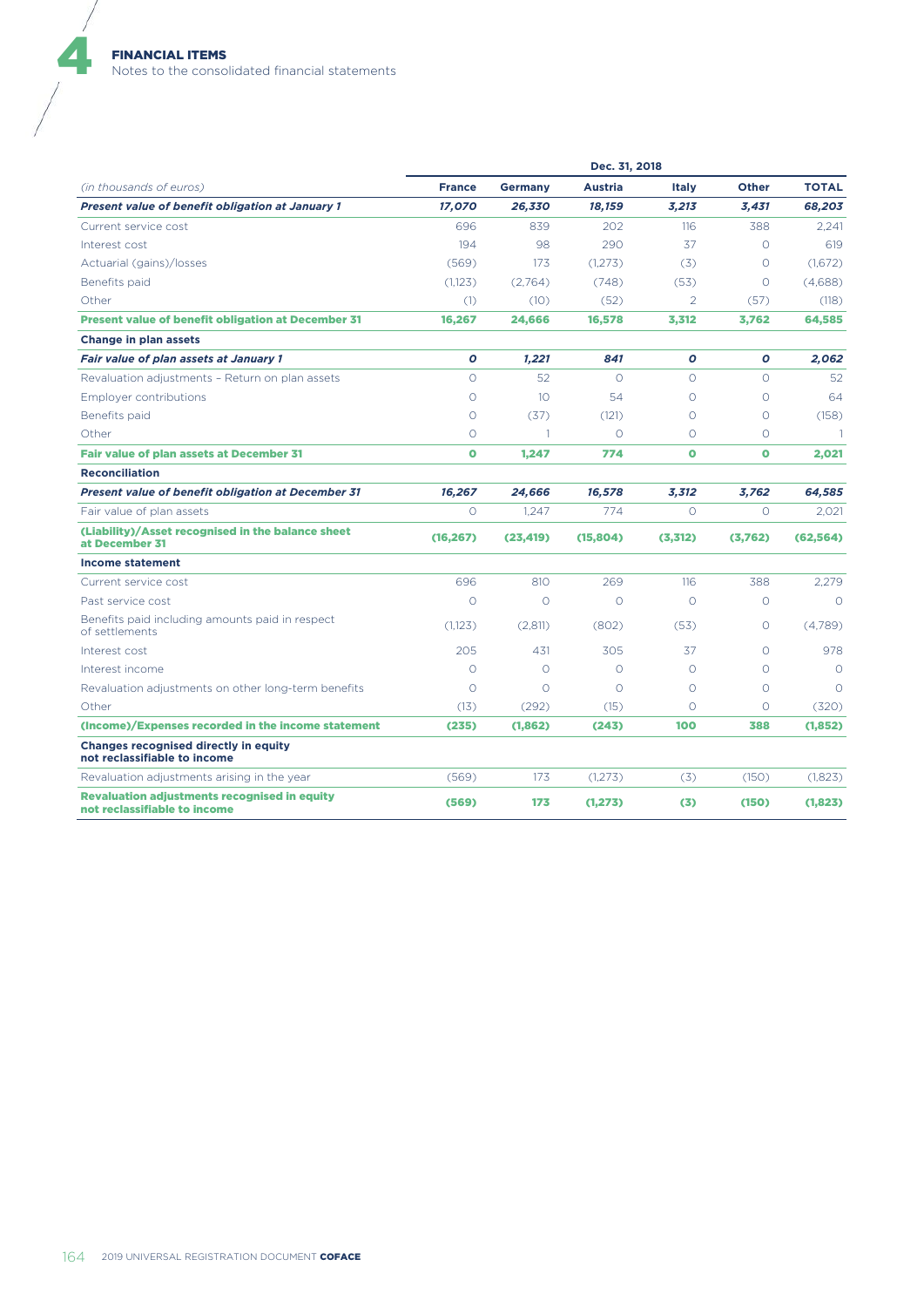| (in thousands of euros) | Dec. 31, 2018 | | | | | |
|---|---|---|---|---|---|---|
| | **France** | **Germany** | **Austria** | **Italy** | **Other** | **TOTAL** |
| ***Present value of benefit obligation at January 1*** | ***17,070*** | ***26,330*** | ***18,159*** | ***3,213*** | ***3,431*** | ***68,203*** |
| Current service cost | 696 | 839 | 202 | 116 | 388 | 2,241 |
| Interest cost | 194 | 98 | 290 | 37 | 0 | 619 |
| Actuarial (gains)/losses | (569) | 173 | (1,273) | (3) | 0 | (1,672) |
| Benefits paid | (1,123) | (2,764) | (748) | (53) | 0 | (4,688) |
| Other | (1) | (10) | (52) | 2 | (57) | (118) |
| **Present value of benefit obligation at December 31** | **16,267** | **24,666** | **16,578** | **3,312** | **3,762** | **64,585** |
| **Change in plan assets** | | | | | | |
| ***Fair value of plan assets at January 1*** | ***0*** | ***1,221*** | ***841*** | ***0*** | ***0*** | ***2,062*** |
| Revaluation adjustments – Return on plan assets | 0 | 52 | 0 | 0 | 0 | 52 |
| Employer contributions | 0 | 10 | 54 | 0 | 0 | 64 |
| Benefits paid | 0 | (37) | (121) | 0 | 0 | (158) |
| Other | 0 | 1 | 0 | 0 | 0 | 1 |
| **Fair value of plan assets at December 31** | **0** | **1,247** | **774** | **0** | **0** | **2,021** |
| **Reconciliation** | | | | | | |
| ***Present value of benefit obligation at December 31*** | ***16,267*** | ***24,666*** | ***16,578*** | ***3,312*** | ***3,762*** | ***64,585*** |
| Fair value of plan assets | 0 | 1,247 | 774 | 0 | 0 | 2,021 |
| **(Liability)/Asset recognised in the balance sheet at December 31** | **(16,267)** | **(23,419)** | **(15,804)** | **(3,312)** | **(3,762)** | **(62,564)** |
| **Income statement** | | | | | | |
| Current service cost | 696 | 810 | 269 | 116 | 388 | 2,279 |
| Past service cost | 0 | 0 | 0 | 0 | 0 | 0 |
| Benefits paid including amounts paid in respect of settlements | (1,123) | (2,811) | (802) | (53) | 0 | (4,789) |
| Interest cost | 205 | 431 | 305 | 37 | 0 | 978 |
| Interest income | 0 | 0 | 0 | 0 | 0 | 0 |
| Revaluation adjustments on other long-term benefits | 0 | 0 | 0 | 0 | 0 | 0 |
| Other | (13) | (292) | (15) | 0 | 0 | (320) |
| **(Income)/Expenses recorded in the income statement** | **(235)** | **(1,862)** | **(243)** | **100** | **388** | **(1,852)** |
| **Changes recognised directly in equity not reclassifiable to income** | | | | | | |
| Revaluation adjustments arising in the year | (569) | 173 | (1,273) | (3) | (150) | (1,823) |
| **Revaluation adjustments recognised in equity not reclassifiable to income** | **(569)** | **173** | **(1,273)** | **(3)** | **(150)** | **(1,823)** |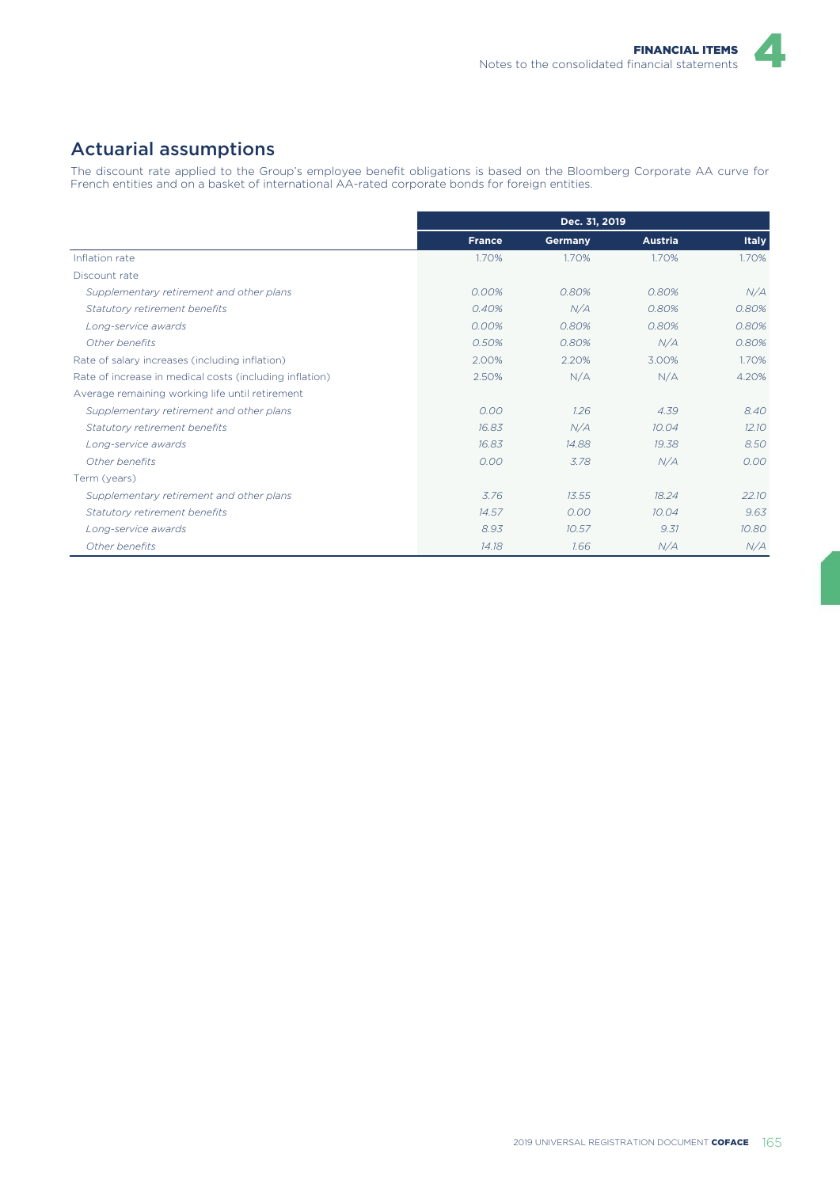## Actuarial assumptions

The discount rate applied to the Group's employee benefit obligations is based on the Bloomberg Corporate AA curve for French entities and on a basket of international AA-rated corporate bonds for foreign entities.

| | Dec. 31, 2019 | | | |
|---|---|---|---|---|
| | **France** | **Germany** | **Austria** | **Italy** |
| Inflation rate | 1.70% | 1.70% | 1.70% | 1.70% |
| Discount rate | | | | |
| *Supplementary retirement and other plans* | *0.00%* | *0.80%* | *0.80%* | *N/A* |
| *Statutory retirement benefits* | *0.40%* | *N/A* | *0.80%* | *0.80%* |
| *Long-service awards* | *0.00%* | *0.80%* | *0.80%* | *0.80%* |
| *Other benefits* | *0.50%* | *0.80%* | *N/A* | *0.80%* |
| Rate of salary increases (including inflation) | 2.00% | 2.20% | 3.00% | 1.70% |
| Rate of increase in medical costs (including inflation) | 2.50% | N/A | N/A | 4.20% |
| Average remaining working life until retirement | | | | |
| *Supplementary retirement and other plans* | *0.00* | *1.26* | *4.39* | *8.40* |
| *Statutory retirement benefits* | *16.83* | *N/A* | *10.04* | *12.10* |
| *Long-service awards* | *16.83* | *14.88* | *19.38* | *8.50* |
| *Other benefits* | *0.00* | *3.78* | *N/A* | *0.00* |
| Term (years) | | | | |
| *Supplementary retirement and other plans* | *3.76* | *13.55* | *18.24* | *22.10* |
| *Statutory retirement benefits* | *14.57* | *0.00* | *10.04* | *9.63* |
| *Long-service awards* | *8.93* | *10.57* | *9.31* | *10.80* |
| *Other benefits* | *14.18* | *1.66* | *N/A* | *N/A* |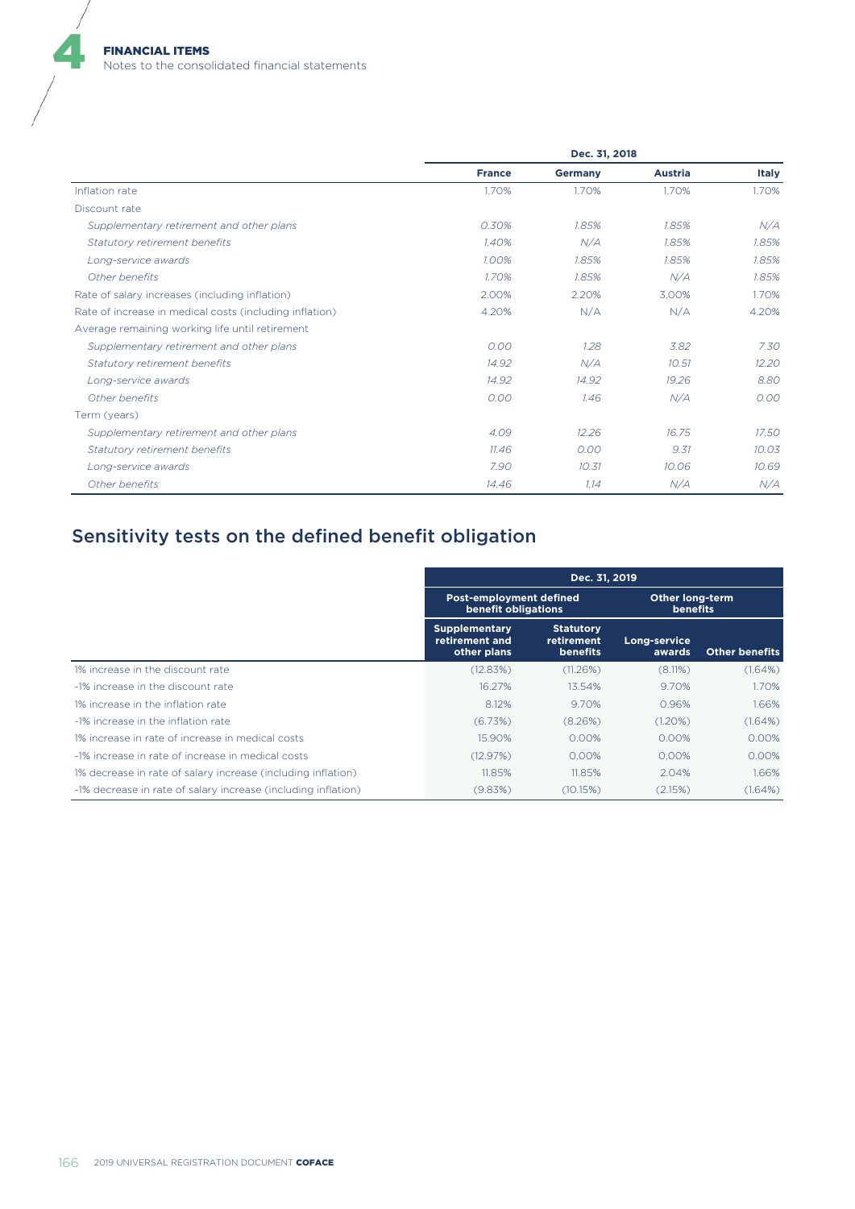| | Dec. 31, 2018 | | | |
|---|---|---|---|---|
| | **France** | **Germany** | **Austria** | **Italy** |
| Inflation rate | 1.70% | 1.70% | 1.70% | 1.70% |
| Discount rate | | | | |
| *Supplementary retirement and other plans* | *0.30%* | *1.85%* | *1.85%* | *N/A* |
| *Statutory retirement benefits* | *1.40%* | *N/A* | *1.85%* | *1.85%* |
| *Long-service awards* | *1.00%* | *1.85%* | *1.85%* | *1.85%* |
| *Other benefits* | *1.70%* | *1.85%* | *N/A* | *1.85%* |
| Rate of salary increases (including inflation) | 2.00% | 2.20% | 3.00% | 1.70% |
| Rate of increase in medical costs (including inflation) | 4.20% | N/A | N/A | 4.20% |
| Average remaining working life until retirement | | | | |
| *Supplementary retirement and other plans* | *0.00* | *1.28* | *3.82* | *7.30* |
| *Statutory retirement benefits* | *14.92* | *N/A* | *10.51* | *12.20* |
| *Long-service awards* | *14.92* | *14.92* | *19.26* | *8.80* |
| *Other benefits* | *0.00* | *1.46* | *N/A* | *0.00* |
| Term (years) | | | | |
| *Supplementary retirement and other plans* | *4.09* | *12.26* | *16.75* | *17.50* |
| *Statutory retirement benefits* | *11.46* | *0.00* | *9.31* | *10.03* |
| *Long-service awards* | *7.90* | *10.31* | *10.06* | *10.69* |
| *Other benefits* | *14.46* | *1.14* | *N/A* | *N/A* |

## Sensitivity tests on the defined benefit obligation

| | Dec. 31, 2019 | | | |
|---|---|---|---|---|
| | **Post-employment defined benefit obligations** | | **Other long-term benefits** | |
| | **Supplementary retirement and other plans** | **Statutory retirement benefits** | **Long-service awards** | **Other benefits** |
| 1% increase in the discount rate | (12.83%) | (11.26%) | (8.11%) | (1.64%) |
| -1% increase in the discount rate | 16.27% | 13.54% | 9.70% | 1.70% |
| 1% increase in the inflation rate | 8.12% | 9.70% | 0.96% | 1.66% |
| -1% increase in the inflation rate | (6.73%) | (8.26%) | (1.20%) | (1.64%) |
| 1% increase in rate of increase in medical costs | 15.90% | 0.00% | 0.00% | 0.00% |
| -1% increase in rate of increase in medical costs | (12.97%) | 0.00% | 0.00% | 0.00% |
| 1% decrease in rate of salary increase (including inflation) | 11.85% | 11.85% | 2.04% | 1.66% |
| -1% decrease in rate of salary increase (including inflation) | (9.83%) | (10.15%) | (2.15%) | (1.64%) |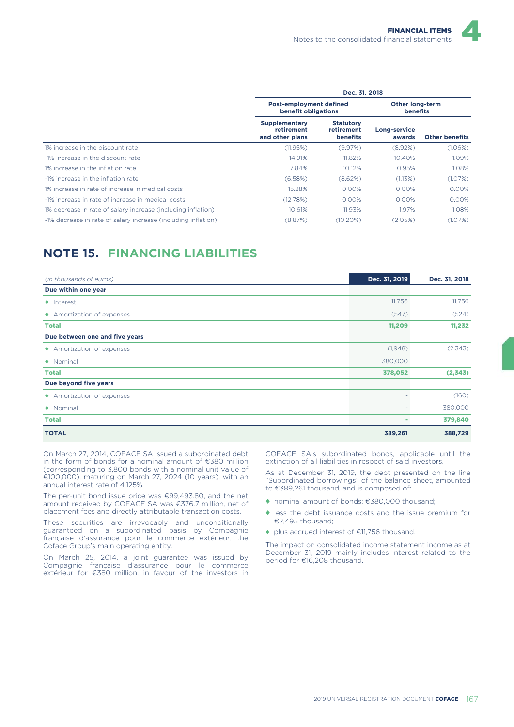| | Dec. 31, 2018 | | | |
|---|---|---|---|---|
| | Post-employment defined benefit obligations | | Other long-term benefits | |
| | Supplementary retirement and other plans | Statutory retirement benefits | Long-service awards | Other benefits |
| 1% increase in the discount rate | (11.95%) | (9.97%) | (8.92%) | (1.06%) |
| -1% increase in the discount rate | 14.91% | 11.82% | 10.40% | 1.09% |
| 1% increase in the inflation rate | 7.84% | 10.12% | 0.95% | 1.08% |
| -1% increase in the inflation rate | (6.58%) | (8.62%) | (1.13%) | (1.07%) |
| 1% increase in rate of increase in medical costs | 15.28% | 0.00% | 0.00% | 0.00% |
| -1% increase in rate of increase in medical costs | (12.78%) | 0.00% | 0.00% | 0.00% |
| 1% decrease in rate of salary increase (including inflation) | 10.61% | 11.93% | 1.97% | 1.08% |
| -1% decrease in rate of salary increase (including inflation) | (8.87%) | (10.20%) | (2.05%) | (1.07%) |

# NOTE 15. FINANCING LIABILITIES

| *(in thousands of euros)* | Dec. 31, 2019 | Dec. 31, 2018 |
|---|---|---|
| **Due within one year** | | |
| ♦ Interest | 11,756 | 11,756 |
| ♦ Amortization of expenses | (547) | (524) |
| **Total** | **11,209** | **11,232** |
| **Due between one and five years** | | |
| ♦ Amortization of expenses | (1,948) | (2,343) |
| ♦ Nominal | 380,000 | |
| **Total** | **378,052** | **(2,343)** |
| **Due beyond five years** | | |
| ♦ Amortization of expenses | - | (160) |
| ♦ Nominal | - | 380,000 |
| **Total** | **-** | **379,840** |
| **TOTAL** | **389,261** | **388,729** |

On March 27, 2014, COFACE SA issued a subordinated debt in the form of bonds for a nominal amount of €380 million (corresponding to 3,800 bonds with a nominal unit value of €100,000), maturing on March 27, 2024 (10 years), with an annual interest rate of 4.125%.

The per-unit bond issue price was €99,493.80, and the net amount received by COFACE SA was €376.7 million, net of placement fees and directly attributable transaction costs.

These securities are irrevocably and unconditionally guaranteed on a subordinated basis by Compagnie française d'assurance pour le commerce extérieur, the Coface Group's main operating entity.

On March 25, 2014, a joint guarantee was issued by Compagnie française d'assurance pour le commerce extérieur for €380 million, in favour of the investors in COFACE SA's subordinated bonds, applicable until the extinction of all liabilities in respect of said investors.

As at December 31, 2019, the debt presented on the line "Subordinated borrowings" of the balance sheet, amounted to €389,261 thousand, and is composed of:

- nominal amount of bonds: €380,000 thousand;
- less the debt issuance costs and the issue premium for €2,495 thousand;
- plus accrued interest of €11,756 thousand.

The impact on consolidated income statement income as at December 31, 2019 mainly includes interest related to the period for €16,208 thousand.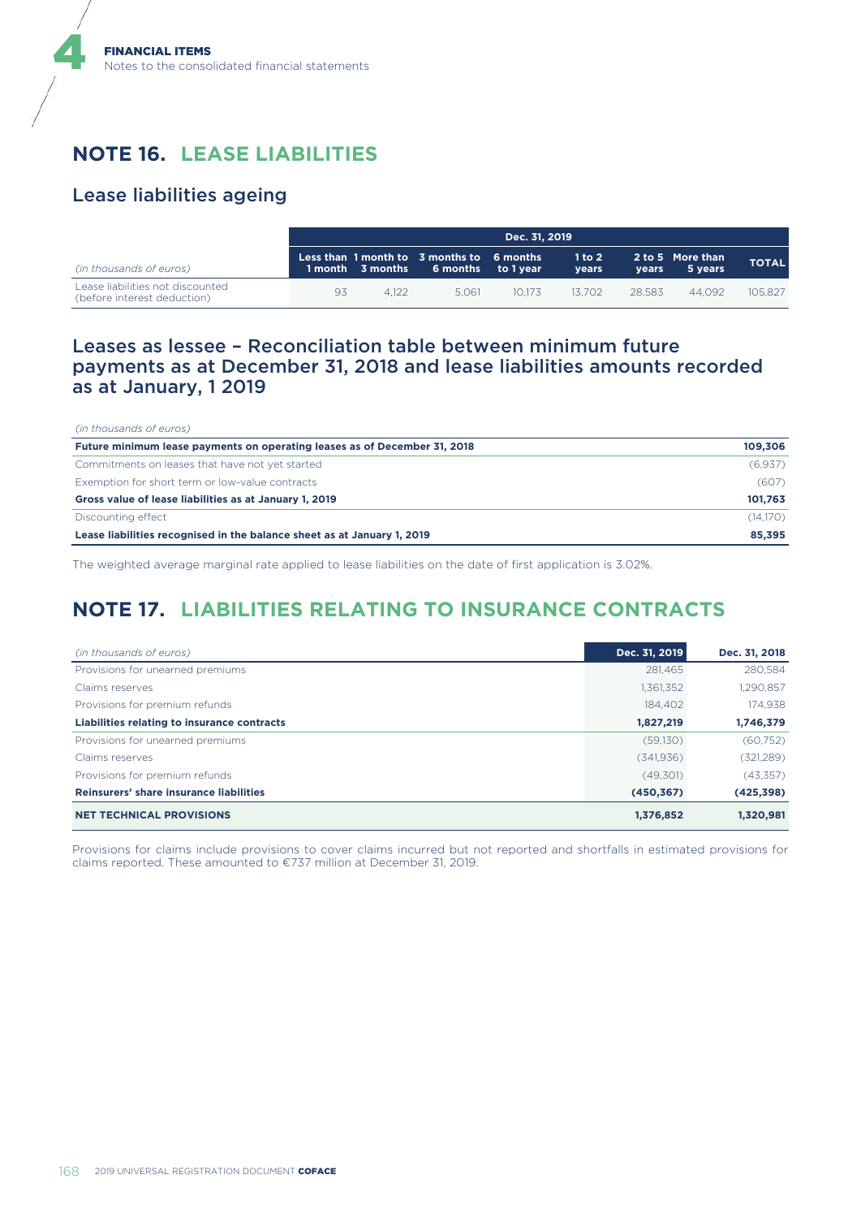## NOTE 16. LEASE LIABILITIES

### Lease liabilities ageing

| *(in thousands of euros)* | Dec. 31, 2019 | | | | | | | |
|---|---|---|---|---|---|---|---|---|
| | Less than 1 month | 1 month to 3 months | 3 months to 6 months | 6 months to 1 year | 1 to 2 years | 2 to 5 years | More than 5 years | TOTAL |
| Lease liabilities not discounted (before interest deduction) | 93 | 4,122 | 5,061 | 10,173 | 13,702 | 28,583 | 44,092 | 105,827 |

### Leases as lessee – Reconciliation table between minimum future payments as at December 31, 2018 and lease liabilities amounts recorded as at January, 1 2019

| *(in thousands of euros)* | |
|---|---|
| **Future minimum lease payments on operating leases as of December 31, 2018** | **109,306** |
| Commitments on leases that have not yet started | (6,937) |
| Exemption for short term or low-value contracts | (607) |
| **Gross value of lease liabilities as at January 1, 2019** | **101,763** |
| Discounting effect | (14,170) |
| **Lease liabilities recognised in the balance sheet as at January 1, 2019** | **85,395** |

The weighted average marginal rate applied to lease liabilities on the date of first application is 3.02%.

## NOTE 17. LIABILITIES RELATING TO INSURANCE CONTRACTS

| *(in thousands of euros)* | Dec. 31, 2019 | Dec. 31, 2018 |
|---|---|---|
| Provisions for unearned premiums | 281,465 | 280,584 |
| Claims reserves | 1,361,352 | 1,290,857 |
| Provisions for premium refunds | 184,402 | 174,938 |
| **Liabilities relating to insurance contracts** | **1,827,219** | **1,746,379** |
| Provisions for unearned premiums | (59,130) | (60,752) |
| Claims reserves | (341,936) | (321,289) |
| Provisions for premium refunds | (49,301) | (43,357) |
| **Reinsurers' share insurance liabilities** | **(450,367)** | **(425,398)** |
| **NET TECHNICAL PROVISIONS** | **1,376,852** | **1,320,981** |

Provisions for claims include provisions to cover claims incurred but not reported and shortfalls in estimated provisions for claims reported. These amounted to €737 million at December 31, 2019.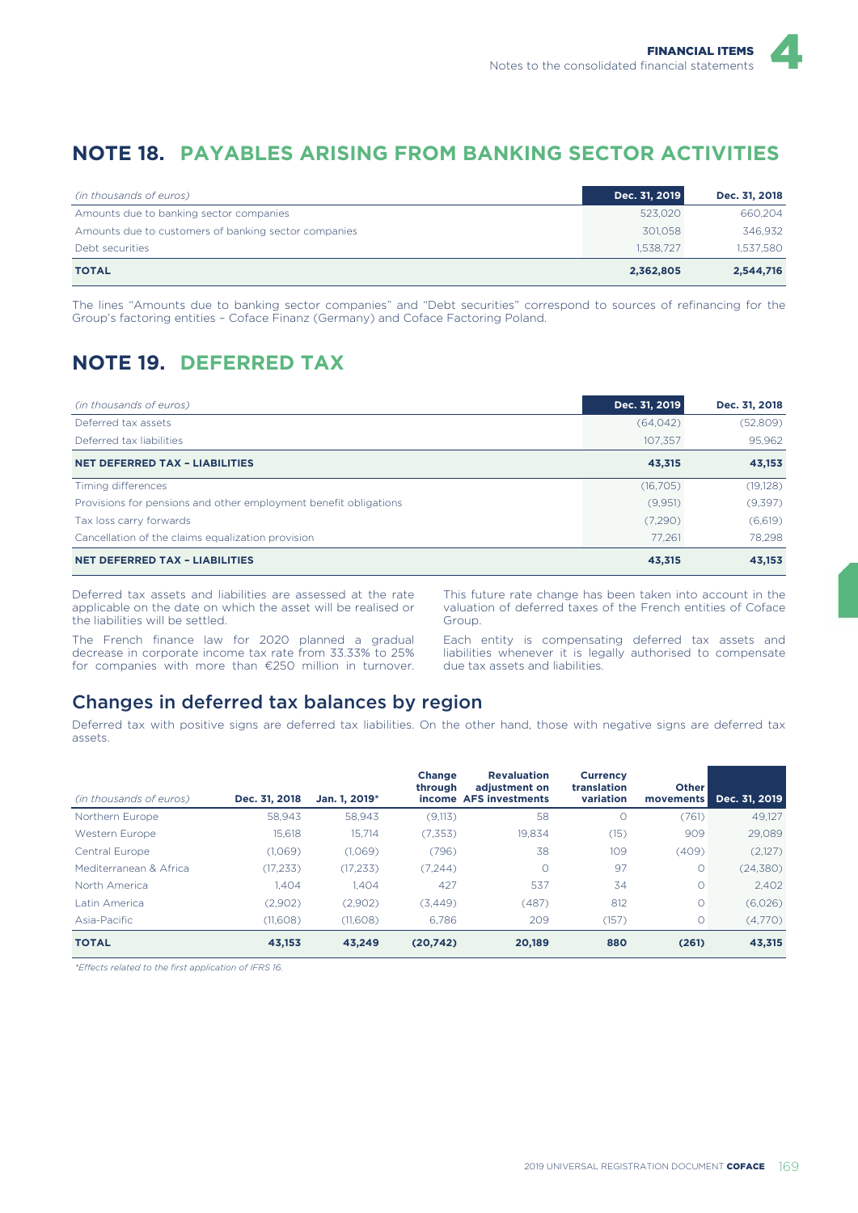# NOTE 18. PAYABLES ARISING FROM BANKING SECTOR ACTIVITIES

| *(in thousands of euros)* | Dec. 31, 2019 | Dec. 31, 2018 |
|---|---|---|
| Amounts due to banking sector companies | 523,020 | 660,204 |
| Amounts due to customers of banking sector companies | 301,058 | 346,932 |
| Debt securities | 1,538,727 | 1,537,580 |
| **TOTAL** | **2,362,805** | **2,544,716** |

The lines "Amounts due to banking sector companies" and "Debt securities" correspond to sources of refinancing for the Group's factoring entities – Coface Finanz (Germany) and Coface Factoring Poland.

# NOTE 19. DEFERRED TAX

| *(in thousands of euros)* | Dec. 31, 2019 | Dec. 31, 2018 |
|---|---|---|
| Deferred tax assets | (64,042) | (52,809) |
| Deferred tax liabilities | 107,357 | 95,962 |
| **NET DEFERRED TAX – LIABILITIES** | **43,315** | **43,153** |
| Timing differences | (16,705) | (19,128) |
| Provisions for pensions and other employment benefit obligations | (9,951) | (9,397) |
| Tax loss carry forwards | (7,290) | (6,619) |
| Cancellation of the claims equalization provision | 77,261 | 78,298 |
| **NET DEFERRED TAX – LIABILITIES** | **43,315** | **43,153** |

Deferred tax assets and liabilities are assessed at the rate applicable on the date on which the asset will be realised or the liabilities will be settled.

The French finance law for 2020 planned a gradual decrease in corporate income tax rate from 33.33% to 25% for companies with more than €250 million in turnover. This future rate change has been taken into account in the valuation of deferred taxes of the French entities of Coface Group.

Each entity is compensating deferred tax assets and liabilities whenever it is legally authorised to compensate due tax assets and liabilities.

## Changes in deferred tax balances by region

Deferred tax with positive signs are deferred tax liabilities. On the other hand, those with negative signs are deferred tax assets.

| *(in thousands of euros)* | Dec. 31, 2018 | Jan. 1, 2019* | Change through income | Revaluation adjustment on AFS investments | Currency translation variation | Other movements | Dec. 31, 2019 |
|---|---|---|---|---|---|---|---|
| Northern Europe | 58,943 | 58,943 | (9,113) | 58 | 0 | (761) | 49,127 |
| Western Europe | 15,618 | 15,714 | (7,353) | 19,834 | (15) | 909 | 29,089 |
| Central Europe | (1,069) | (1,069) | (796) | 38 | 109 | (409) | (2,127) |
| Mediterranean & Africa | (17,233) | (17,233) | (7,244) | 0 | 97 | 0 | (24,380) |
| North America | 1,404 | 1,404 | 427 | 537 | 34 | 0 | 2,402 |
| Latin America | (2,902) | (2,902) | (3,449) | (487) | 812 | 0 | (6,026) |
| Asia-Pacific | (11,608) | (11,608) | 6,786 | 209 | (157) | 0 | (4,770) |
| **TOTAL** | **43,153** | **43,249** | **(20,742)** | **20,189** | **880** | **(261)** | **43,315** |

*Effects related to the first application of IFRS 16.*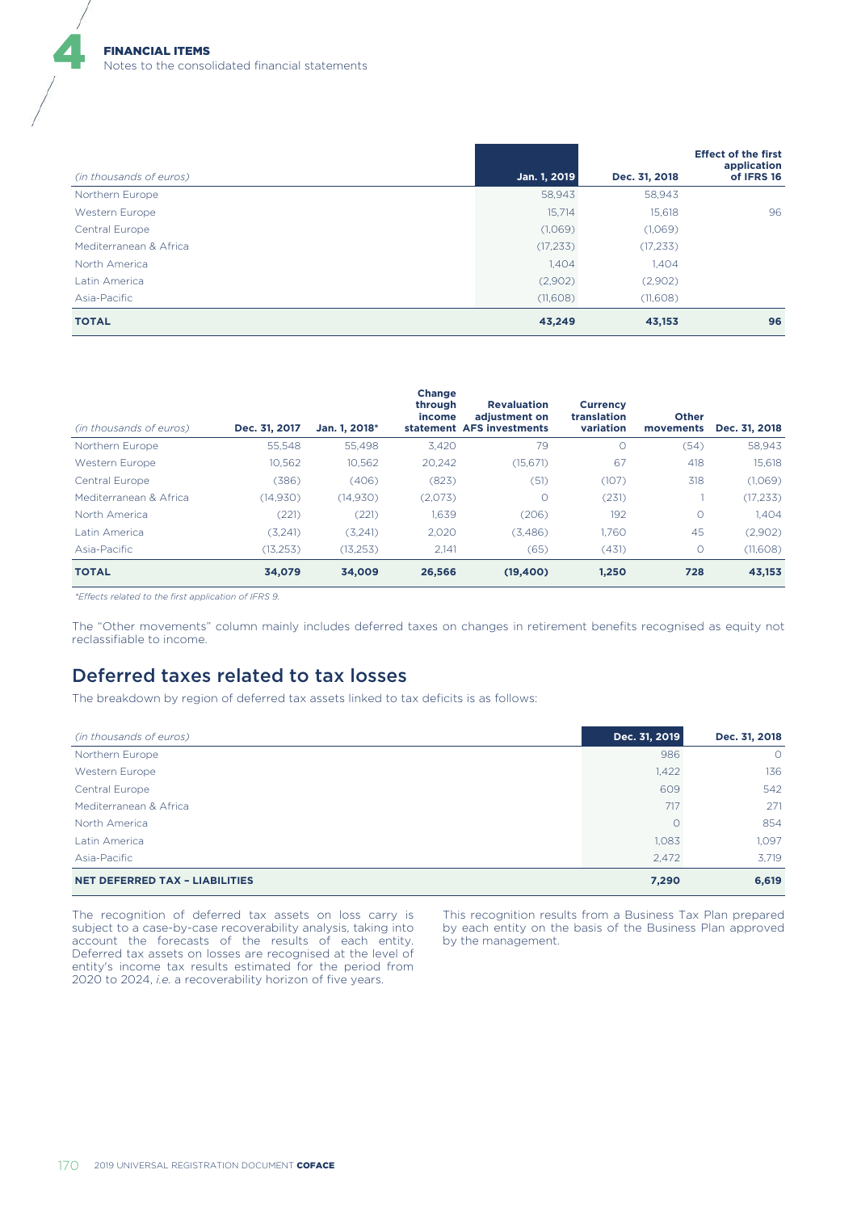| (in thousands of euros) | Jan. 1, 2019 | Dec. 31, 2018 | Effect of the first application of IFRS 16 |
|---|---|---|---|
| Northern Europe | 58,943 | 58,943 | |
| Western Europe | 15,714 | 15,618 | 96 |
| Central Europe | (1,069) | (1,069) | |
| Mediterranean & Africa | (17,233) | (17,233) | |
| North America | 1,404 | 1,404 | |
| Latin America | (2,902) | (2,902) | |
| Asia-Pacific | (11,608) | (11,608) | |
| **TOTAL** | **43,249** | **43,153** | **96** |

| (in thousands of euros) | Dec. 31, 2017 | Jan. 1, 2018* | Change through income statement | Revaluation adjustment on AFS investments | Currency translation variation | Other movements | Dec. 31, 2018 |
|---|---|---|---|---|---|---|---|
| Northern Europe | 55,548 | 55,498 | 3,420 | 79 | 0 | (54) | 58,943 |
| Western Europe | 10,562 | 10,562 | 20,242 | (15,671) | 67 | 418 | 15,618 |
| Central Europe | (386) | (406) | (823) | (51) | (107) | 318 | (1,069) |
| Mediterranean & Africa | (14,930) | (14,930) | (2,073) | 0 | (231) | 1 | (17,233) |
| North America | (221) | (221) | 1,639 | (206) | 192 | 0 | 1,404 |
| Latin America | (3,241) | (3,241) | 2,020 | (3,486) | 1,760 | 45 | (2,902) |
| Asia-Pacific | (13,253) | (13,253) | 2,141 | (65) | (431) | 0 | (11,608) |
| **TOTAL** | **34,079** | **34,009** | **26,566** | **(19,400)** | **1,250** | **728** | **43,153** |

*Effects related to the first application of IFRS 9.*

The "Other movements" column mainly includes deferred taxes on changes in retirement benefits recognised as equity not reclassifiable to income.

## Deferred taxes related to tax losses

The breakdown by region of deferred tax assets linked to tax deficits is as follows:

| (in thousands of euros) | Dec. 31, 2019 | Dec. 31, 2018 |
|---|---|---|
| Northern Europe | 986 | 0 |
| Western Europe | 1,422 | 136 |
| Central Europe | 609 | 542 |
| Mediterranean & Africa | 717 | 271 |
| North America | 0 | 854 |
| Latin America | 1,083 | 1,097 |
| Asia-Pacific | 2,472 | 3,719 |
| **NET DEFERRED TAX – LIABILITIES** | **7,290** | **6,619** |

The recognition of deferred tax assets on loss carry is subject to a case-by-case recoverability analysis, taking into account the forecasts of the results of each entity. Deferred tax assets on losses are recognised at the level of entity's income tax results estimated for the period from 2020 to 2024, *i.e.* a recoverability horizon of five years.

This recognition results from a Business Tax Plan prepared by each entity on the basis of the Business Plan approved by the management.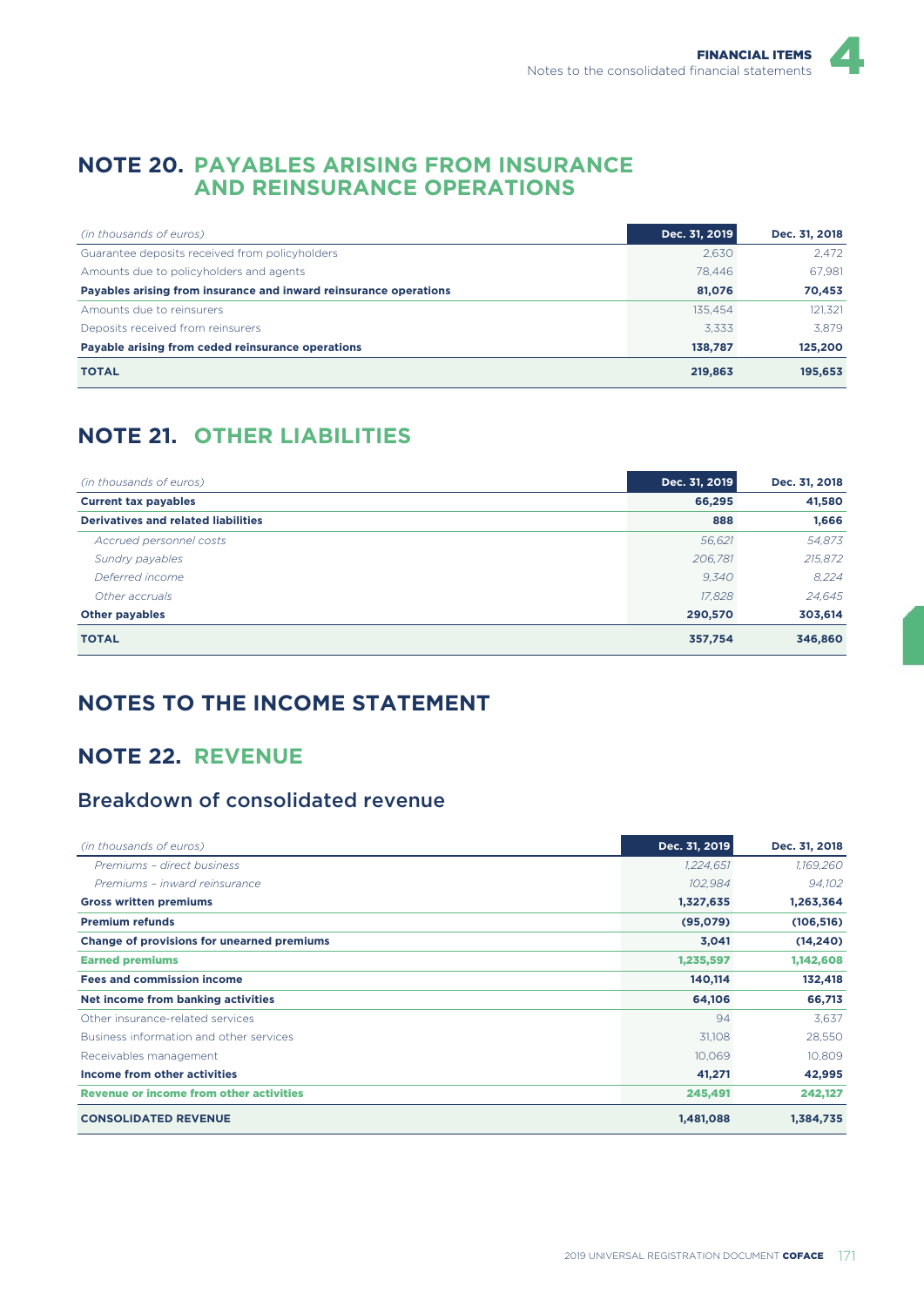## NOTE 20. PAYABLES ARISING FROM INSURANCE AND REINSURANCE OPERATIONS

| *(in thousands of euros)* | Dec. 31, 2019 | Dec. 31, 2018 |
|---|---|---|
| Guarantee deposits received from policyholders | 2,630 | 2,472 |
| Amounts due to policyholders and agents | 78,446 | 67,981 |
| **Payables arising from insurance and inward reinsurance operations** | **81,076** | **70,453** |
| Amounts due to reinsurers | 135,454 | 121,321 |
| Deposits received from reinsurers | 3,333 | 3,879 |
| **Payable arising from ceded reinsurance operations** | **138,787** | **125,200** |
| **TOTAL** | **219,863** | **195,653** |

## NOTE 21. OTHER LIABILITIES

| *(in thousands of euros)* | Dec. 31, 2019 | Dec. 31, 2018 |
|---|---|---|
| **Current tax payables** | **66,295** | **41,580** |
| **Derivatives and related liabilities** | **888** | **1,666** |
| *Accrued personnel costs* | *56,621* | *54,873* |
| *Sundry payables* | *206,781* | *215,872* |
| *Deferred income* | *9,340* | *8,224* |
| *Other accruals* | *17,828* | *24,645* |
| **Other payables** | **290,570** | **303,614** |
| **TOTAL** | **357,754** | **346,860** |

# NOTES TO THE INCOME STATEMENT

## NOTE 22. REVENUE

### Breakdown of consolidated revenue

| *(in thousands of euros)* | Dec. 31, 2019 | Dec. 31, 2018 |
|---|---|---|
| *Premiums – direct business* | *1,224,651* | *1,169,260* |
| *Premiums – inward reinsurance* | *102,984* | *94,102* |
| **Gross written premiums** | **1,327,635** | **1,263,364** |
| **Premium refunds** | **(95,079)** | **(106,516)** |
| **Change of provisions for unearned premiums** | **3,041** | **(14,240)** |
| **Earned premiums** | **1,235,597** | **1,142,608** |
| **Fees and commission income** | **140,114** | **132,418** |
| **Net income from banking activities** | **64,106** | **66,713** |
| Other insurance-related services | 94 | 3,637 |
| Business information and other services | 31,108 | 28,550 |
| Receivables management | 10,069 | 10,809 |
| **Income from other activities** | **41,271** | **42,995** |
| **Revenue or income from other activities** | **245,491** | **242,127** |
| **CONSOLIDATED REVENUE** | **1,481,088** | **1,384,735** |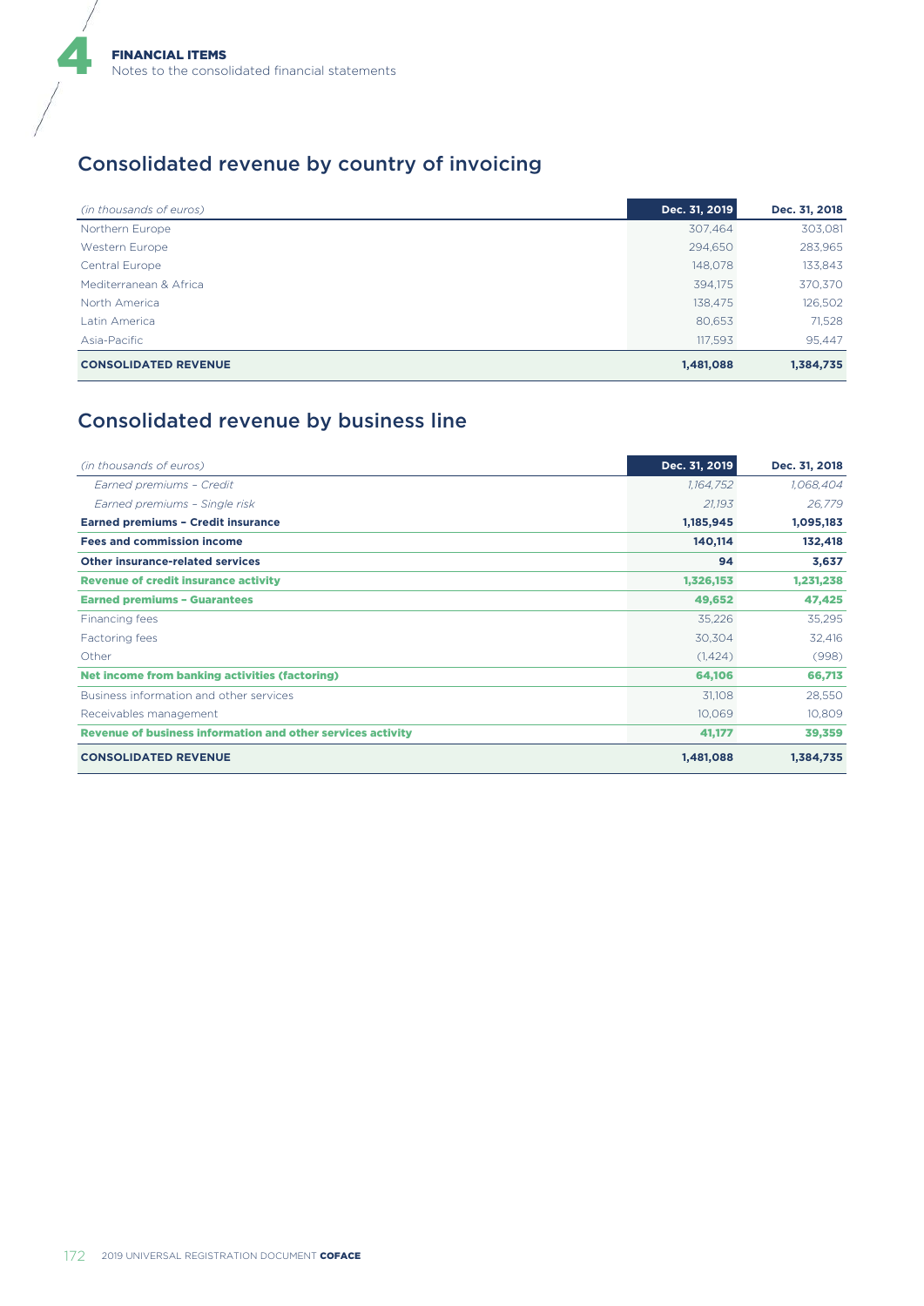## Consolidated revenue by country of invoicing

| *(in thousands of euros)* | Dec. 31, 2019 | Dec. 31, 2018 |
|---|---|---|
| Northern Europe | 307,464 | 303,081 |
| Western Europe | 294,650 | 283,965 |
| Central Europe | 148,078 | 133,843 |
| Mediterranean & Africa | 394,175 | 370,370 |
| North America | 138,475 | 126,502 |
| Latin America | 80,653 | 71,528 |
| Asia-Pacific | 117,593 | 95,447 |
| **CONSOLIDATED REVENUE** | **1,481,088** | **1,384,735** |

## Consolidated revenue by business line

| *(in thousands of euros)* | Dec. 31, 2019 | Dec. 31, 2018 |
|---|---|---|
| *Earned premiums – Credit* | *1,164,752* | *1,068,404* |
| *Earned premiums – Single risk* | *21,193* | *26,779* |
| **Earned premiums – Credit insurance** | **1,185,945** | **1,095,183** |
| **Fees and commission income** | **140,114** | **132,418** |
| **Other insurance-related services** | **94** | **3,637** |
| **Revenue of credit insurance activity** | **1,326,153** | **1,231,238** |
| **Earned premiums – Guarantees** | **49,652** | **47,425** |
| Financing fees | 35,226 | 35,295 |
| Factoring fees | 30,304 | 32,416 |
| Other | (1,424) | (998) |
| **Net income from banking activities (factoring)** | **64,106** | **66,713** |
| Business information and other services | 31,108 | 28,550 |
| Receivables management | 10,069 | 10,809 |
| **Revenue of business information and other services activity** | **41,177** | **39,359** |
| **CONSOLIDATED REVENUE** | **1,481,088** | **1,384,735** |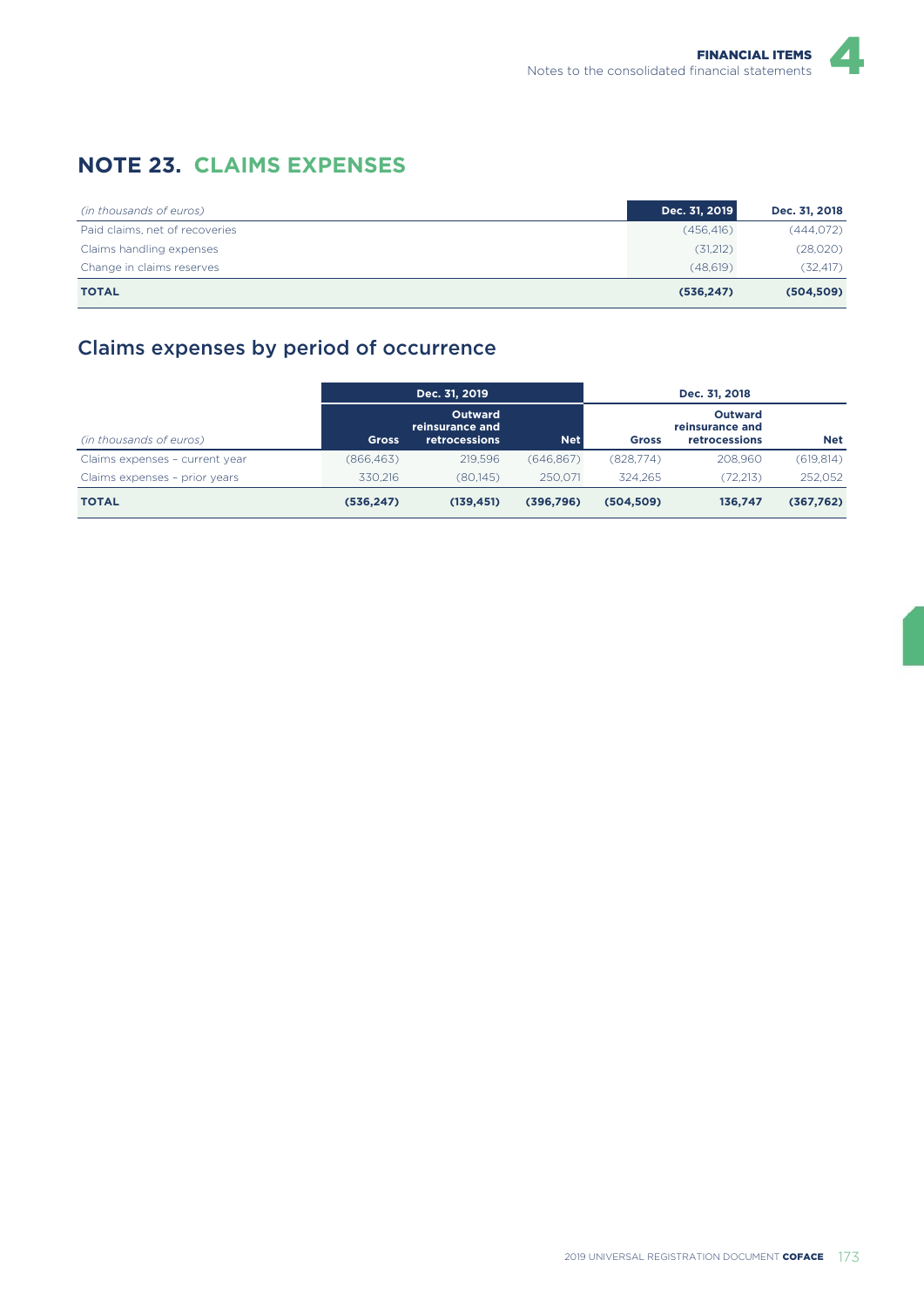## NOTE 23. CLAIMS EXPENSES

| *(in thousands of euros)* | Dec. 31, 2019 | Dec. 31, 2018 |
|---|---|---|
| Paid claims, net of recoveries | (456,416) | (444,072) |
| Claims handling expenses | (31,212) | (28,020) |
| Change in claims reserves | (48,619) | (32,417) |
| **TOTAL** | **(536,247)** | **(504,509)** |

### Claims expenses by period of occurrence

| | Dec. 31, 2019 | | | Dec. 31, 2018 | | |
|---|---|---|---|---|---|---|
| *(in thousands of euros)* | Gross | Outward reinsurance and retrocessions | Net | Gross | Outward reinsurance and retrocessions | Net |
| Claims expenses – current year | (866,463) | 219,596 | (646,867) | (828,774) | 208,960 | (619,814) |
| Claims expenses – prior years | 330,216 | (80,145) | 250,071 | 324,265 | (72,213) | 252,052 |
| **TOTAL** | **(536,247)** | **(139,451)** | **(396,796)** | **(504,509)** | **136,747** | **(367,762)** |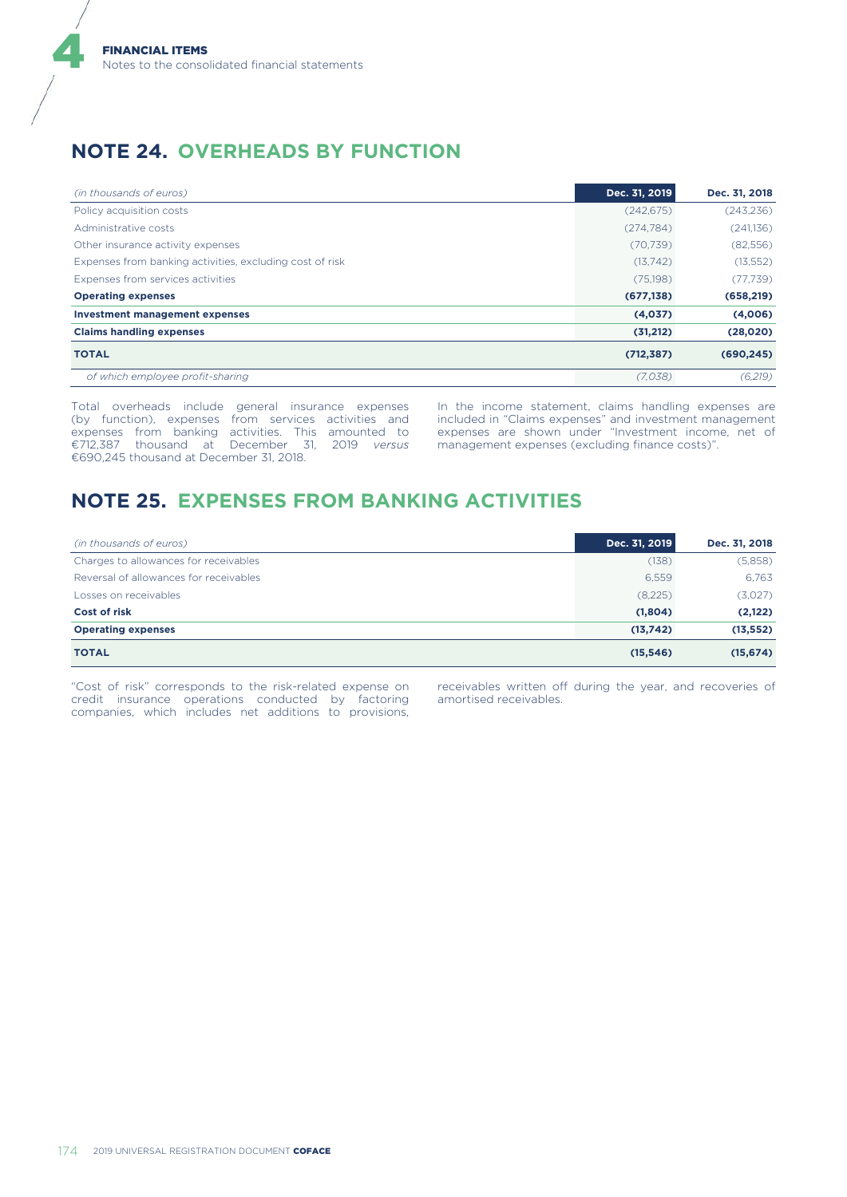## NOTE 24. OVERHEADS BY FUNCTION

| *(in thousands of euros)* | Dec. 31, 2019 | Dec. 31, 2018 |
|---|---|---|
| Policy acquisition costs | (242,675) | (243,236) |
| Administrative costs | (274,784) | (241,136) |
| Other insurance activity expenses | (70,739) | (82,556) |
| Expenses from banking activities, excluding cost of risk | (13,742) | (13,552) |
| Expenses from services activities | (75,198) | (77,739) |
| **Operating expenses** | **(677,138)** | **(658,219)** |
| **Investment management expenses** | **(4,037)** | **(4,006)** |
| **Claims handling expenses** | **(31,212)** | **(28,020)** |
| **TOTAL** | **(712,387)** | **(690,245)** |
| *of which employee profit-sharing* | *(7,038)* | *(6,219)* |

Total overheads include general insurance expenses (by function), expenses from services activities and expenses from banking activities. This amounted to €712,387 thousand at December 31, 2019 *versus* €690,245 thousand at December 31, 2018.

In the income statement, claims handling expenses are included in "Claims expenses" and investment management expenses are shown under "Investment income, net of management expenses (excluding finance costs)".

## NOTE 25. EXPENSES FROM BANKING ACTIVITIES

| *(in thousands of euros)* | Dec. 31, 2019 | Dec. 31, 2018 |
|---|---|---|
| Charges to allowances for receivables | (138) | (5,858) |
| Reversal of allowances for receivables | 6,559 | 6,763 |
| Losses on receivables | (8,225) | (3,027) |
| **Cost of risk** | **(1,804)** | **(2,122)** |
| **Operating expenses** | **(13,742)** | **(13,552)** |
| **TOTAL** | **(15,546)** | **(15,674)** |

"Cost of risk" corresponds to the risk-related expense on credit insurance operations conducted by factoring companies, which includes net additions to provisions, receivables written off during the year, and recoveries of amortised receivables.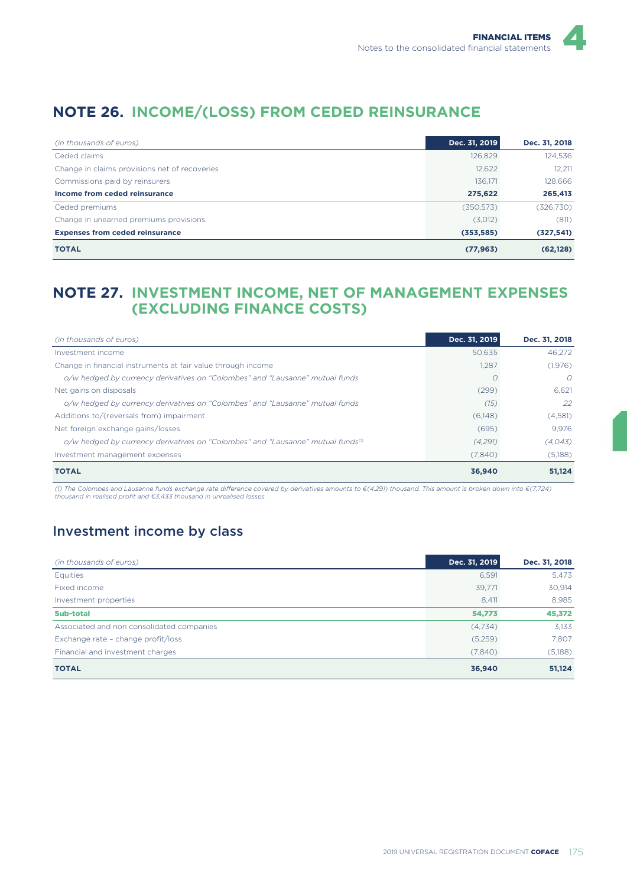## NOTE 26. INCOME/(LOSS) FROM CEDED REINSURANCE

| *(in thousands of euros)* | Dec. 31, 2019 | Dec. 31, 2018 |
|---|---|---|
| Ceded claims | 126,829 | 124,536 |
| Change in claims provisions net of recoveries | 12,622 | 12,211 |
| Commissions paid by reinsurers | 136,171 | 128,666 |
| **Income from ceded reinsurance** | **275,622** | **265,413** |
| Ceded premiums | (350,573) | (326,730) |
| Change in unearned premiums provisions | (3,012) | (811) |
| **Expenses from ceded reinsurance** | **(353,585)** | **(327,541)** |
| **TOTAL** | **(77,963)** | **(62,128)** |

## NOTE 27. INVESTMENT INCOME, NET OF MANAGEMENT EXPENSES (EXCLUDING FINANCE COSTS)

| *(in thousands of euros)* | Dec. 31, 2019 | Dec. 31, 2018 |
|---|---|---|
| Investment income | 50,635 | 46,272 |
| Change in financial instruments at fair value through income | 1,287 | (1,976) |
| *o/w hedged by currency derivatives on "Colombes" and "Lausanne" mutual funds* | *0* | *0* |
| Net gains on disposals | (299) | 6,621 |
| *o/w hedged by currency derivatives on "Colombes" and "Lausanne" mutual funds* | *(15)* | *22* |
| Additions to/(reversals from) impairment | (6,148) | (4,581) |
| Net foreign exchange gains/losses | (695) | 9,976 |
| *o/w hedged by currency derivatives on "Colombes" and "Lausanne" mutual funds[(1)]* | *(4,291)* | *(4,043)* |
| Investment management expenses | (7,840) | (5,188) |
| **TOTAL** | **36,940** | **51,124** |

*(1) The Colombes and Lausanne funds exchange rate difference covered by derivatives amounts to €(4,291) thousand. This amount is broken down into €(7,724) thousand in realised profit and €3,433 thousand in unrealised losses.*

## Investment income by class

| *(in thousands of euros)* | Dec. 31, 2019 | Dec. 31, 2018 |
|---|---|---|
| Equities | 6,591 | 5,473 |
| Fixed income | 39,771 | 30,914 |
| Investment properties | 8,411 | 8,985 |
| **Sub-total** | **54,773** | **45,372** |
| Associated and non consolidated companies | (4,734) | 3,133 |
| Exchange rate – change profit/loss | (5,259) | 7,807 |
| Financial and investment charges | (7,840) | (5,188) |
| **TOTAL** | **36,940** | **51,124** |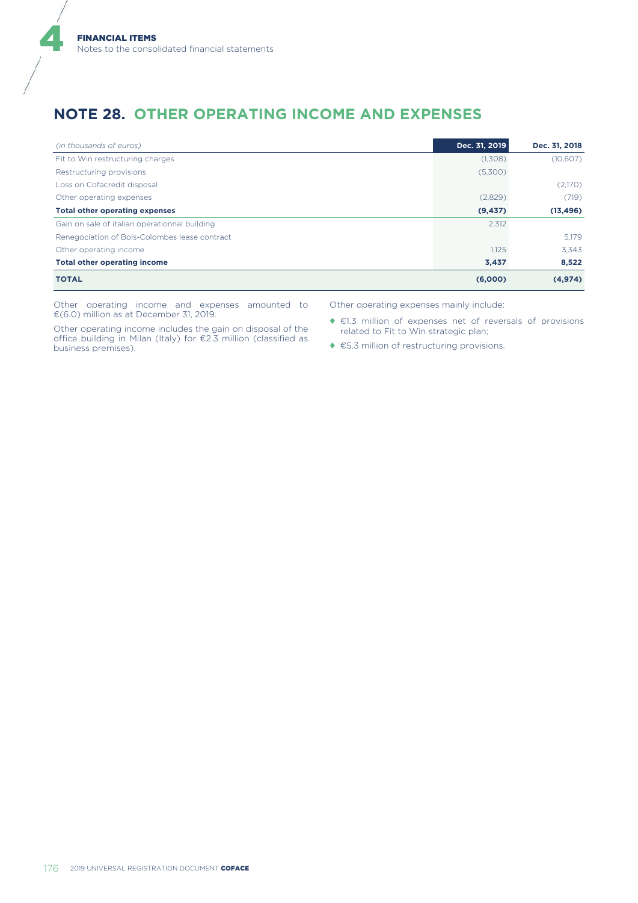## NOTE 28. OTHER OPERATING INCOME AND EXPENSES

| *(in thousands of euros)* | Dec. 31, 2019 | Dec. 31, 2018 |
|---|---|---|
| Fit to Win restructuring charges | (1,308) | (10,607) |
| Restructuring provisions | (5,300) | |
| Loss on Cofacredit disposal | | (2,170) |
| Other operating expenses | (2,829) | (719) |
| **Total other operating expenses** | **(9,437)** | **(13,496)** |
| Gain on sale of italian operationnal building | 2,312 | |
| Renegociation of Bois-Colombes lease contract | | 5,179 |
| Other operating income | 1,125 | 3,343 |
| **Total other operating income** | **3,437** | **8,522** |
| **TOTAL** | **(6,000)** | **(4,974)** |

Other operating income and expenses amounted to €(6.0) million as at December 31, 2019.

Other operating income includes the gain on disposal of the office building in Milan (Italy) for €2.3 million (classified as business premises).

Other operating expenses mainly include:

- €1.3 million of expenses net of reversals of provisions related to Fit to Win strategic plan;
- €5.3 million of restructuring provisions.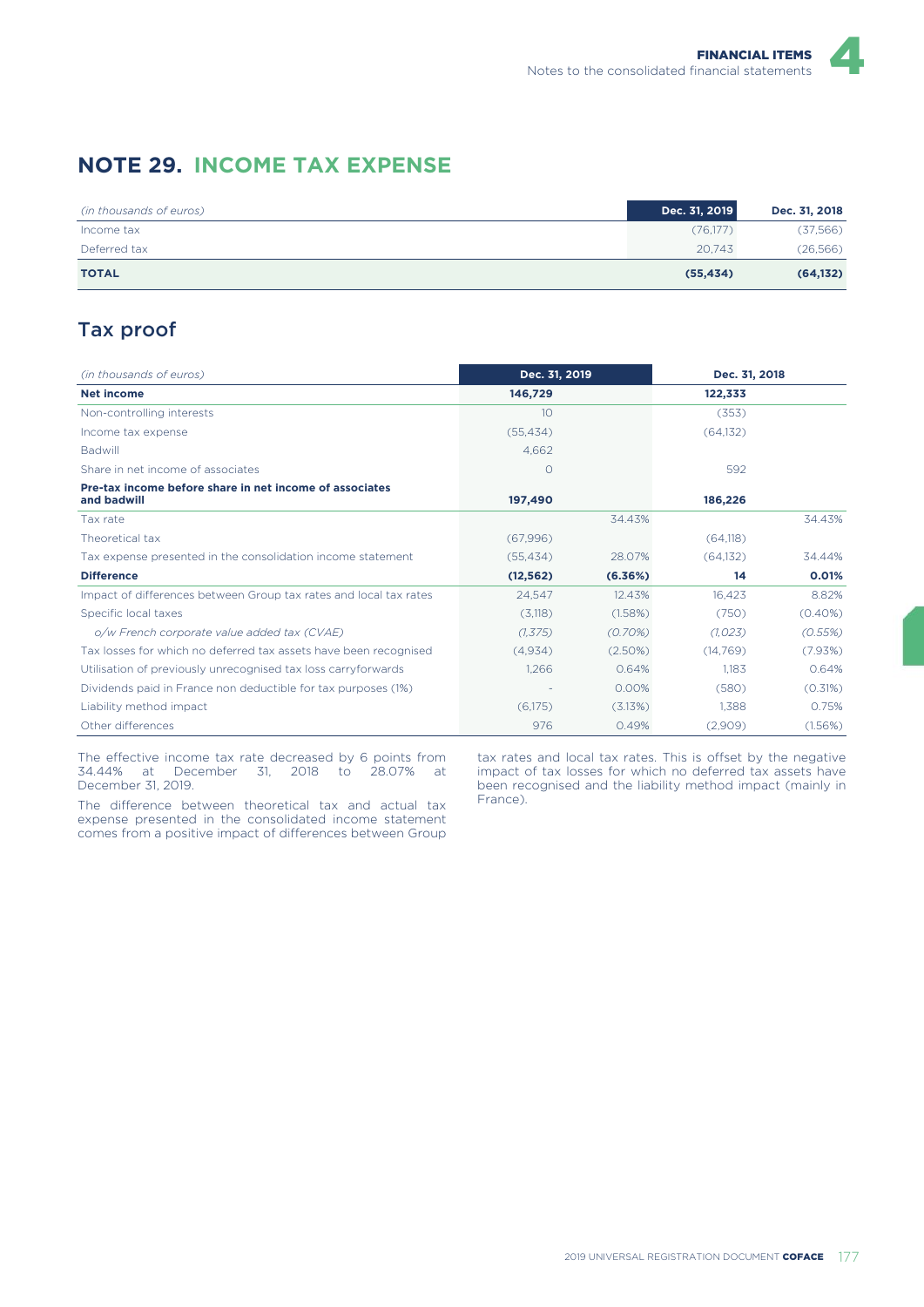## NOTE 29. INCOME TAX EXPENSE

| *(in thousands of euros)* | Dec. 31, 2019 | Dec. 31, 2018 |
|---|---|---|
| Income tax | (76,177) | (37,566) |
| Deferred tax | 20,743 | (26,566) |
| **TOTAL** | **(55,434)** | **(64,132)** |

## Tax proof

| *(in thousands of euros)* | Dec. 31, 2019 | | Dec. 31, 2018 | |
|---|---|---|---|---|
| **Net income** | **146,729** | | **122,333** | |
| Non-controlling interests | 10 | | (353) | |
| Income tax expense | (55,434) | | (64,132) | |
| Badwill | 4,662 | | | |
| Share in net income of associates | 0 | | 592 | |
| **Pre-tax income before share in net income of associates and badwill** | **197,490** | | **186,226** | |
| Tax rate | | 34.43% | | 34.43% |
| Theoretical tax | (67,996) | | (64,118) | |
| Tax expense presented in the consolidation income statement | (55,434) | 28.07% | (64,132) | 34.44% |
| **Difference** | **(12,562)** | **(6.36%)** | **14** | **0.01%** |
| Impact of differences between Group tax rates and local tax rates | 24,547 | 12.43% | 16,423 | 8.82% |
| Specific local taxes | (3,118) | (1.58%) | (750) | (0.40%) |
| *o/w French corporate value added tax (CVAE)* | *(1,375)* | *(0.70%)* | *(1,023)* | *(0.55%)* |
| Tax losses for which no deferred tax assets have been recognised | (4,934) | (2.50%) | (14,769) | (7.93%) |
| Utilisation of previously unrecognised tax loss carryforwards | 1,266 | 0.64% | 1,183 | 0.64% |
| Dividends paid in France non deductible for tax purposes (1%) | - | 0.00% | (580) | (0.31%) |
| Liability method impact | (6,175) | (3.13%) | 1,388 | 0.75% |
| Other differences | 976 | 0.49% | (2,909) | (1.56%) |

The effective income tax rate decreased by 6 points from 34.44% at December 31, 2018 to 28.07% at December 31, 2019.

The difference between theoretical tax and actual tax expense presented in the consolidated income statement comes from a positive impact of differences between Group tax rates and local tax rates. This is offset by the negative impact of tax losses for which no deferred tax assets have been recognised and the liability method impact (mainly in France).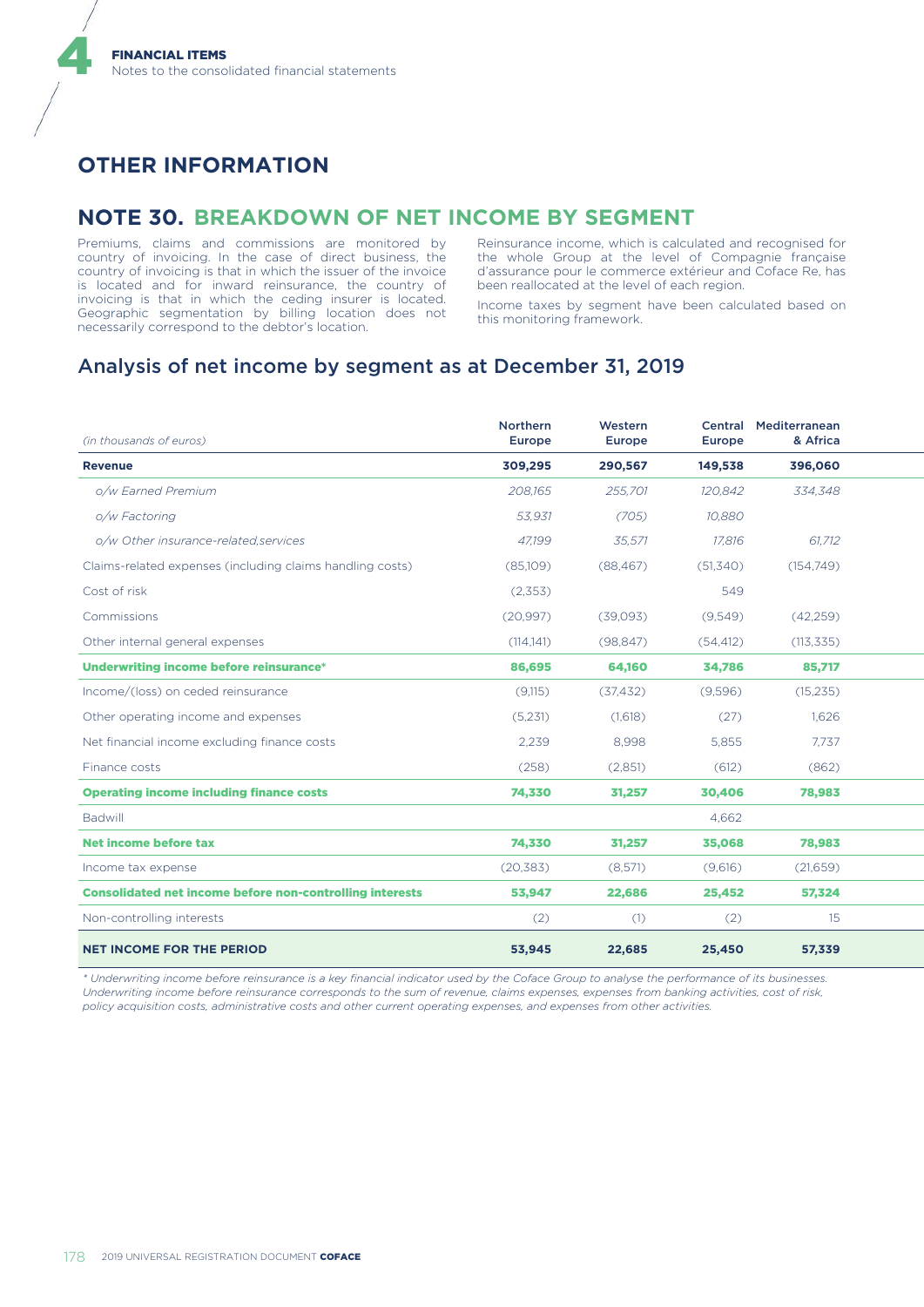# OTHER INFORMATION

## NOTE 30. BREAKDOWN OF NET INCOME BY SEGMENT

Premiums, claims and commissions are monitored by country of invoicing. In the case of direct business, the country of invoicing is that in which the issuer of the invoice is located and for inward reinsurance, the country of invoicing is that in which the ceding insurer is located. Geographic segmentation by billing location does not necessarily correspond to the debtor's location.

Reinsurance income, which is calculated and recognised for the whole Group at the level of Compagnie française d'assurance pour le commerce extérieur and Coface Re, has been reallocated at the level of each region.

Income taxes by segment have been calculated based on this monitoring framework.

### Analysis of net income by segment as at December 31, 2019

| *(in thousands of euros)* | Northern Europe | Western Europe | Central Europe | Mediterranean & Africa |
|---|---|---|---|---|
| **Revenue** | **309,295** | **290,567** | **149,538** | **396,060** |
| *o/w Earned Premium* | *208,165* | *255,701* | *120,842* | *334,348* |
| *o/w Factoring* | *53,931* | *(705)* | *10,880* | |
| *o/w Other insurance-related,services* | *47,199* | *35,571* | *17,816* | *61,712* |
| Claims-related expenses (including claims handling costs) | (85,109) | (88,467) | (51,340) | (154,749) |
| Cost of risk | (2,353) | | 549 | |
| Commissions | (20,997) | (39,093) | (9,549) | (42,259) |
| Other internal general expenses | (114,141) | (98,847) | (54,412) | (113,335) |
| **Underwriting income before reinsurance*** | **86,695** | **64,160** | **34,786** | **85,717** |
| Income/(loss) on ceded reinsurance | (9,115) | (37,432) | (9,596) | (15,235) |
| Other operating income and expenses | (5,231) | (1,618) | (27) | 1,626 |
| Net financial income excluding finance costs | 2,239 | 8,998 | 5,855 | 7,737 |
| Finance costs | (258) | (2,851) | (612) | (862) |
| **Operating income including finance costs** | **74,330** | **31,257** | **30,406** | **78,983** |
| Badwill | | | 4,662 | |
| **Net income before tax** | **74,330** | **31,257** | **35,068** | **78,983** |
| Income tax expense | (20,383) | (8,571) | (9,616) | (21,659) |
| **Consolidated net income before non-controlling interests** | **53,947** | **22,686** | **25,452** | **57,324** |
| Non-controlling interests | (2) | (1) | (2) | 15 |
| **NET INCOME FOR THE PERIOD** | **53,945** | **22,685** | **25,450** | **57,339** |

*\* Underwriting income before reinsurance is a key financial indicator used by the Coface Group to analyse the performance of its businesses. Underwriting income before reinsurance corresponds to the sum of revenue, claims expenses, expenses from banking activities, cost of risk, policy acquisition costs, administrative costs and other current operating expenses, and expenses from other activities.*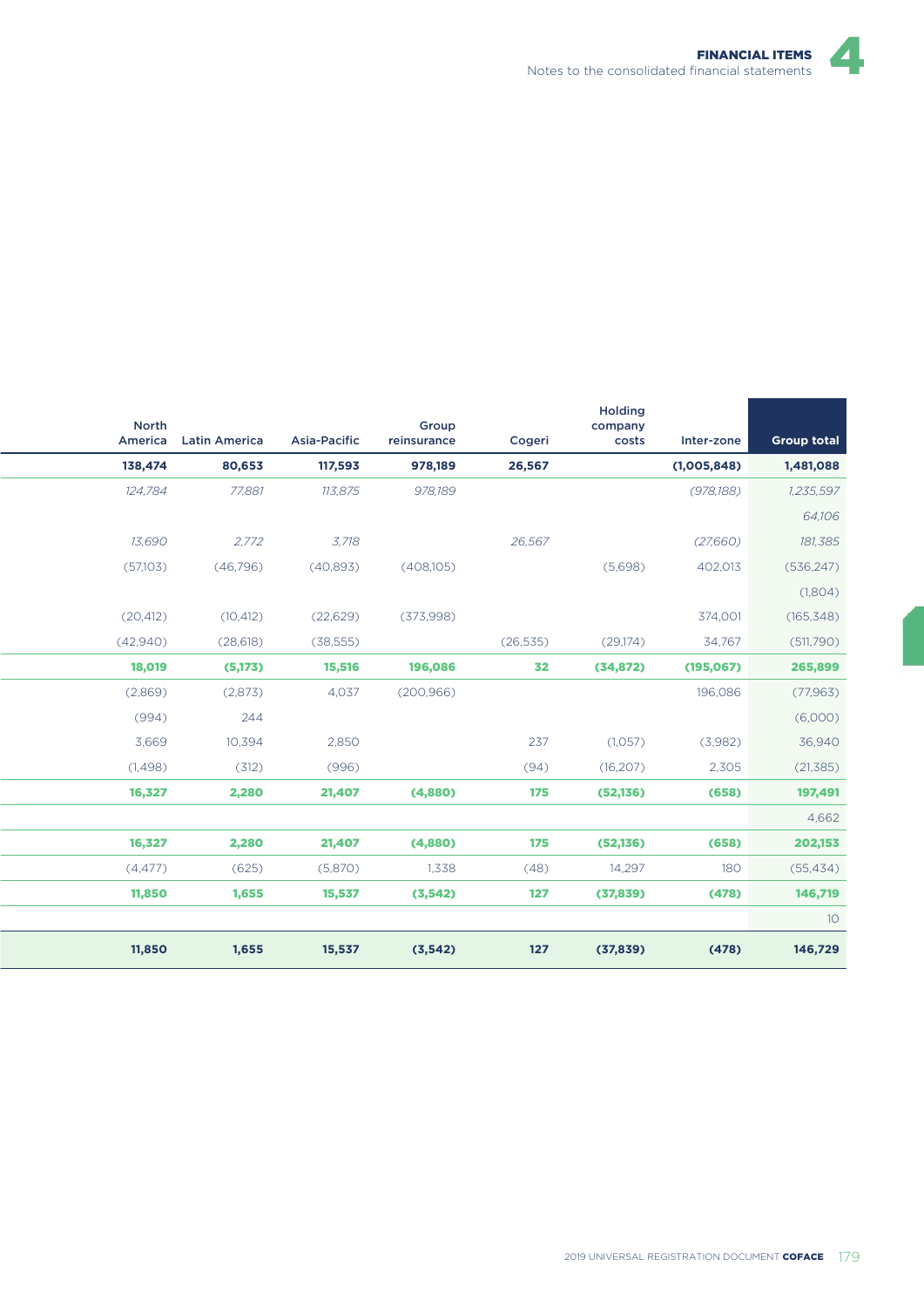| North America | Latin America | Asia-Pacific | Group reinsurance | Cogeri | Holding company costs | Inter-zone | Group total |
|---|---|---|---|---|---|---|---|
| **138,474** | **80,653** | **117,593** | **978,189** | **26,567** | | **(1,005,848)** | **1,481,088** |
| *124,784* | *77,881* | *113,875* | *978,189* | | | *(978,188)* | *1,235,597* |
| | | | | | | | *64,106* |
| *13,690* | *2,772* | *3,718* | | *26,567* | | *(27,660)* | *181,385* |
| (57,103) | (46,796) | (40,893) | (408,105) | | (5,698) | 402,013 | (536,247) |
| | | | | | | | (1,804) |
| (20,412) | (10,412) | (22,629) | (373,998) | | | 374,001 | (165,348) |
| (42,940) | (28,618) | (38,555) | | (26,535) | (29,174) | 34,767 | (511,790) |
| **18,019** | **(5,173)** | **15,516** | **196,086** | **32** | **(34,872)** | **(195,067)** | **265,899** |
| (2,869) | (2,873) | 4,037 | (200,966) | | | 196,086 | (77,963) |
| (994) | 244 | | | | | | (6,000) |
| 3,669 | 10,394 | 2,850 | | 237 | (1,057) | (3,982) | 36,940 |
| (1,498) | (312) | (996) | | (94) | (16,207) | 2,305 | (21,385) |
| **16,327** | **2,280** | **21,407** | **(4,880)** | **175** | **(52,136)** | **(658)** | **197,491** |
| | | | | | | | 4,662 |
| **16,327** | **2,280** | **21,407** | **(4,880)** | **175** | **(52,136)** | **(658)** | **202,153** |
| (4,477) | (625) | (5,870) | 1,338 | (48) | 14,297 | 180 | (55,434) |
| **11,850** | **1,655** | **15,537** | **(3,542)** | **127** | **(37,839)** | **(478)** | **146,719** |
| | | | | | | | 10 |
| **11,850** | **1,655** | **15,537** | **(3,542)** | **127** | **(37,839)** | **(478)** | **146,729** |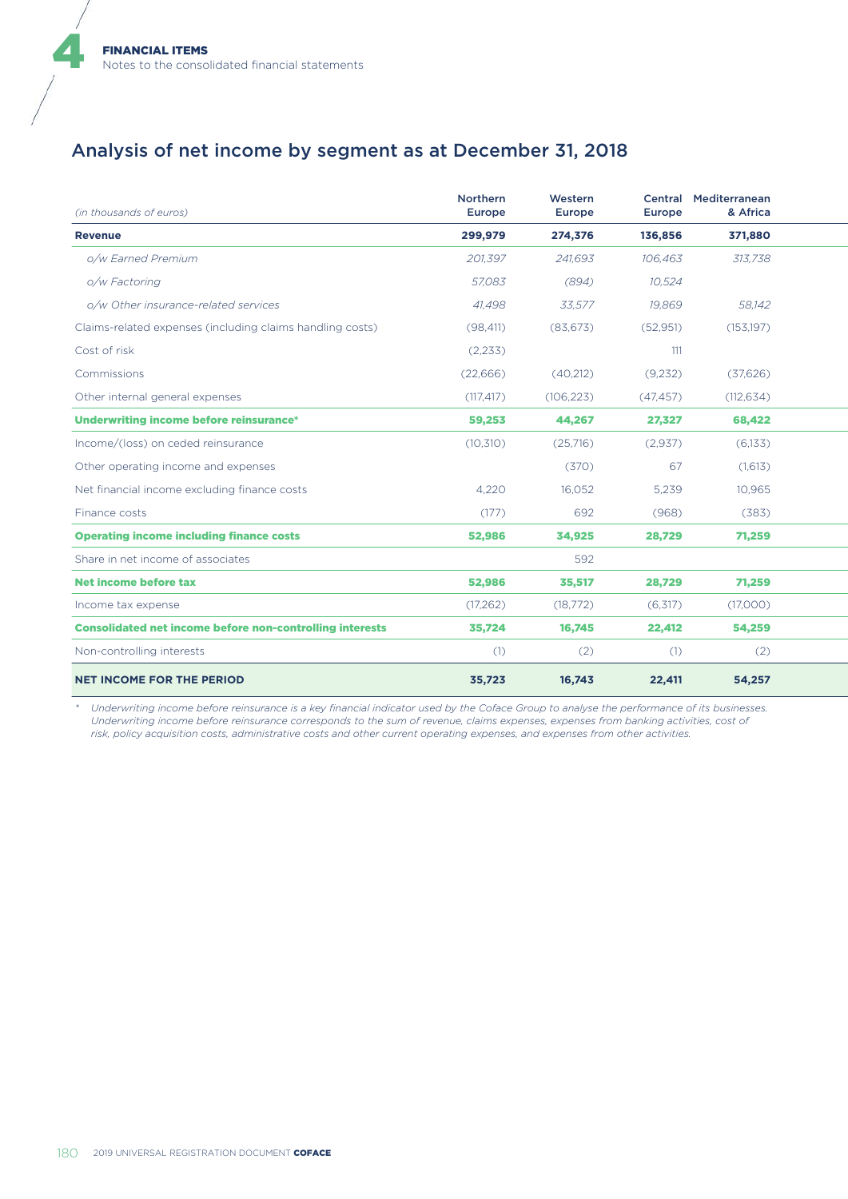## Analysis of net income by segment as at December 31, 2018

| *(in thousands of euros)* | Northern Europe | Western Europe | Central Europe | Mediterranean & Africa |
|---|---|---|---|---|
| **Revenue** | **299,979** | **274,376** | **136,856** | **371,880** |
| *o/w Earned Premium* | *201,397* | *241,693* | *106,463* | *313,738* |
| *o/w Factoring* | *57,083* | *(894)* | *10,524* | |
| *o/w Other insurance-related services* | *41,498* | *33,577* | *19,869* | *58,142* |
| Claims-related expenses (including claims handling costs) | (98,411) | (83,673) | (52,951) | (153,197) |
| Cost of risk | (2,233) | | 111 | |
| Commissions | (22,666) | (40,212) | (9,232) | (37,626) |
| Other internal general expenses | (117,417) | (106,223) | (47,457) | (112,634) |
| **Underwriting income before reinsurance*** | **59,253** | **44,267** | **27,327** | **68,422** |
| Income/(loss) on ceded reinsurance | (10,310) | (25,716) | (2,937) | (6,133) |
| Other operating income and expenses | | (370) | 67 | (1,613) |
| Net financial income excluding finance costs | 4,220 | 16,052 | 5,239 | 10,965 |
| Finance costs | (177) | 692 | (968) | (383) |
| **Operating income including finance costs** | **52,986** | **34,925** | **28,729** | **71,259** |
| Share in net income of associates | | 592 | | |
| **Net income before tax** | **52,986** | **35,517** | **28,729** | **71,259** |
| Income tax expense | (17,262) | (18,772) | (6,317) | (17,000) |
| **Consolidated net income before non-controlling interests** | **35,724** | **16,745** | **22,412** | **54,259** |
| Non-controlling interests | (1) | (2) | (1) | (2) |
| **NET INCOME FOR THE PERIOD** | **35,723** | **16,743** | **22,411** | **54,257** |

\* *Underwriting income before reinsurance is a key financial indicator used by the Coface Group to analyse the performance of its businesses. Underwriting income before reinsurance corresponds to the sum of revenue, claims expenses, expenses from banking activities, cost of risk, policy acquisition costs, administrative costs and other current operating expenses, and expenses from other activities.*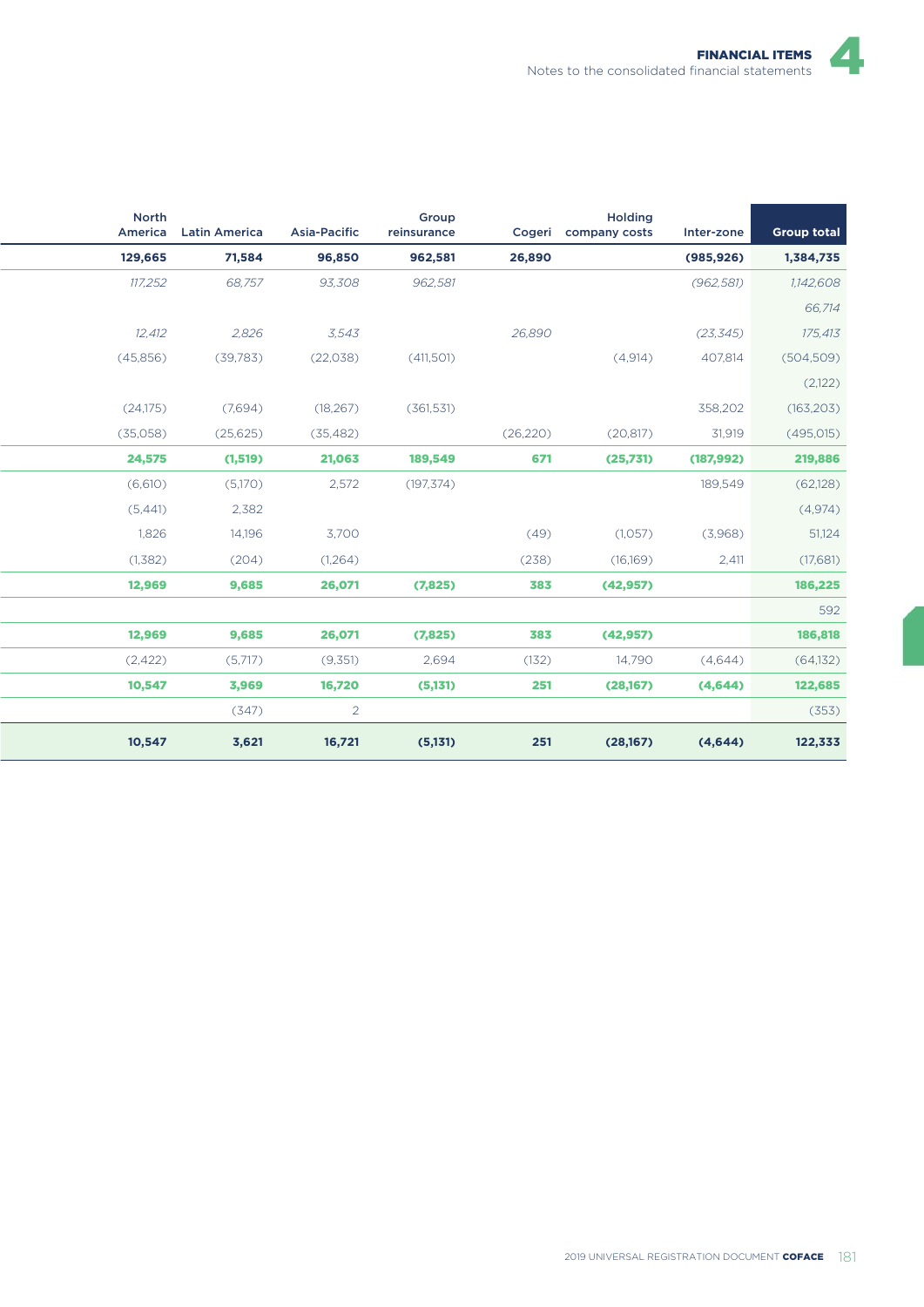| North America | Latin America | Asia-Pacific | Group reinsurance | Cogeri | Holding company costs | Inter-zone | Group total |
|---|---|---|---|---|---|---|---|
| **129,665** | **71,584** | **96,850** | **962,581** | **26,890** | | **(985,926)** | **1,384,735** |
| *117,252* | *68,757* | *93,308* | *962,581* | | | *(962,581)* | *1,142,608* |
| | | | | | | | *66,714* |
| *12,412* | *2,826* | *3,543* | | *26,890* | | *(23,345)* | *175,413* |
| (45,856) | (39,783) | (22,038) | (411,501) | | (4,914) | 407,814 | (504,509) |
| | | | | | | | (2,122) |
| (24,175) | (7,694) | (18,267) | (361,531) | | | 358,202 | (163,203) |
| (35,058) | (25,625) | (35,482) | | (26,220) | (20,817) | 31,919 | (495,015) |
| **24,575** | **(1,519)** | **21,063** | **189,549** | **671** | **(25,731)** | **(187,992)** | **219,886** |
| (6,610) | (5,170) | 2,572 | (197,374) | | | 189,549 | (62,128) |
| (5,441) | 2,382 | | | | | | (4,974) |
| 1,826 | 14,196 | 3,700 | | (49) | (1,057) | (3,968) | 51,124 |
| (1,382) | (204) | (1,264) | | (238) | (16,169) | 2,411 | (17,681) |
| **12,969** | **9,685** | **26,071** | **(7,825)** | **383** | **(42,957)** | | **186,225** |
| | | | | | | | 592 |
| **12,969** | **9,685** | **26,071** | **(7,825)** | **383** | **(42,957)** | | **186,818** |
| (2,422) | (5,717) | (9,351) | 2,694 | (132) | 14,790 | (4,644) | (64,132) |
| **10,547** | **3,969** | **16,720** | **(5,131)** | **251** | **(28,167)** | **(4,644)** | **122,685** |
| | (347) | 2 | | | | | (353) |
| **10,547** | **3,621** | **16,721** | **(5,131)** | **251** | **(28,167)** | **(4,644)** | **122,333** |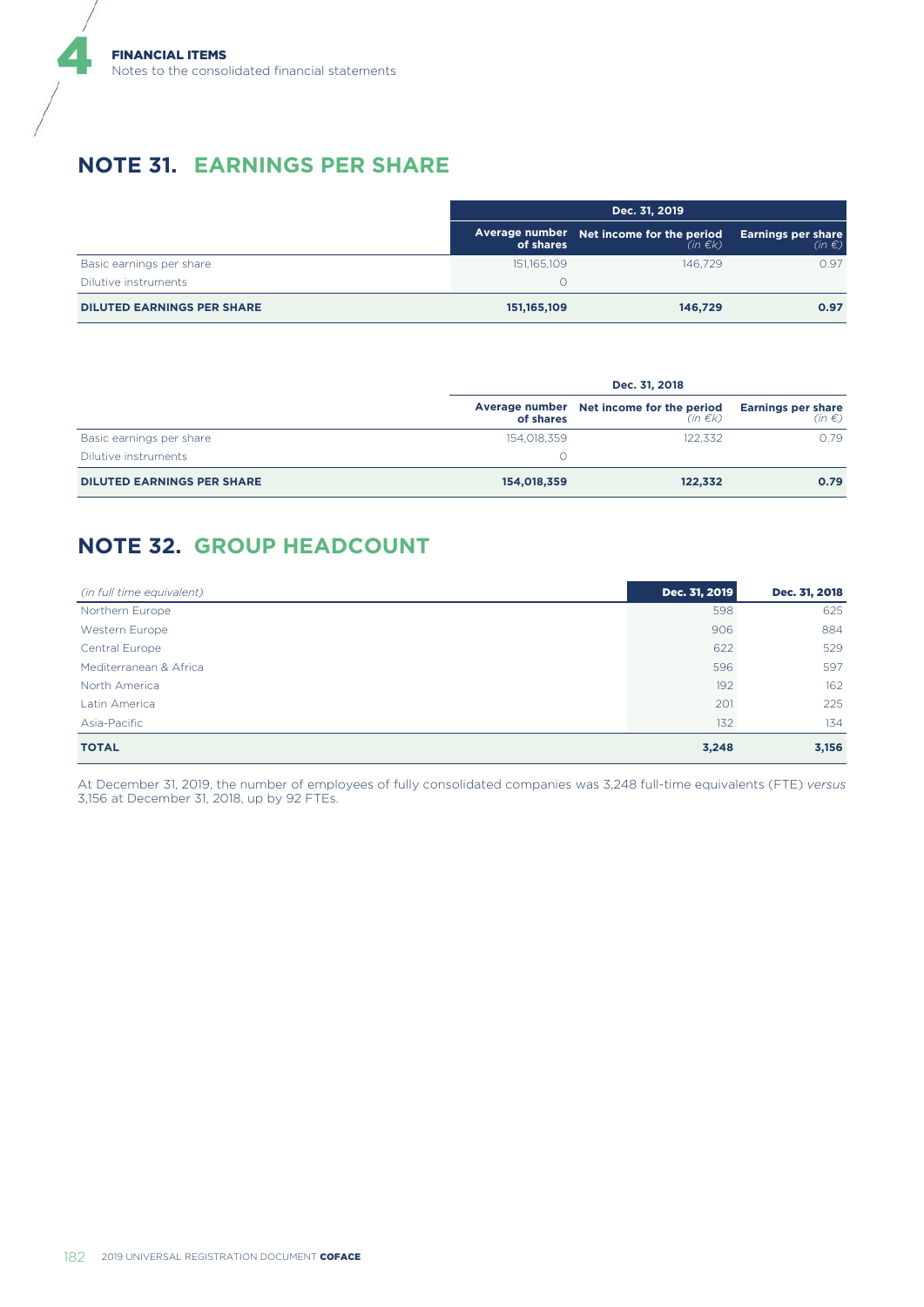## NOTE 31. EARNINGS PER SHARE

| | Dec. 31, 2019 | | |
|---|---|---|---|
| | Average number of shares | Net income for the period *(in €k)* | Earnings per share *(in €)* |
| Basic earnings per share | 151,165,109 | 146,729 | 0.97 |
| Dilutive instruments | 0 | | |
| **DILUTED EARNINGS PER SHARE** | **151,165,109** | **146,729** | **0.97** |

| | Dec. 31, 2018 | | |
|---|---|---|---|
| | Average number of shares | Net income for the period *(in €k)* | Earnings per share *(in €)* |
| Basic earnings per share | 154,018,359 | 122,332 | 0.79 |
| Dilutive instruments | 0 | | |
| **DILUTED EARNINGS PER SHARE** | **154,018,359** | **122,332** | **0.79** |

## NOTE 32. GROUP HEADCOUNT

| *(in full time equivalent)* | Dec. 31, 2019 | Dec. 31, 2018 |
|---|---|---|
| Northern Europe | 598 | 625 |
| Western Europe | 906 | 884 |
| Central Europe | 622 | 529 |
| Mediterranean & Africa | 596 | 597 |
| North America | 192 | 162 |
| Latin America | 201 | 225 |
| Asia-Pacific | 132 | 134 |
| **TOTAL** | **3,248** | **3,156** |

At December 31, 2019, the number of employees of fully consolidated companies was 3,248 full-time equivalents (FTE) *versus* 3,156 at December 31, 2018, up by 92 FTEs.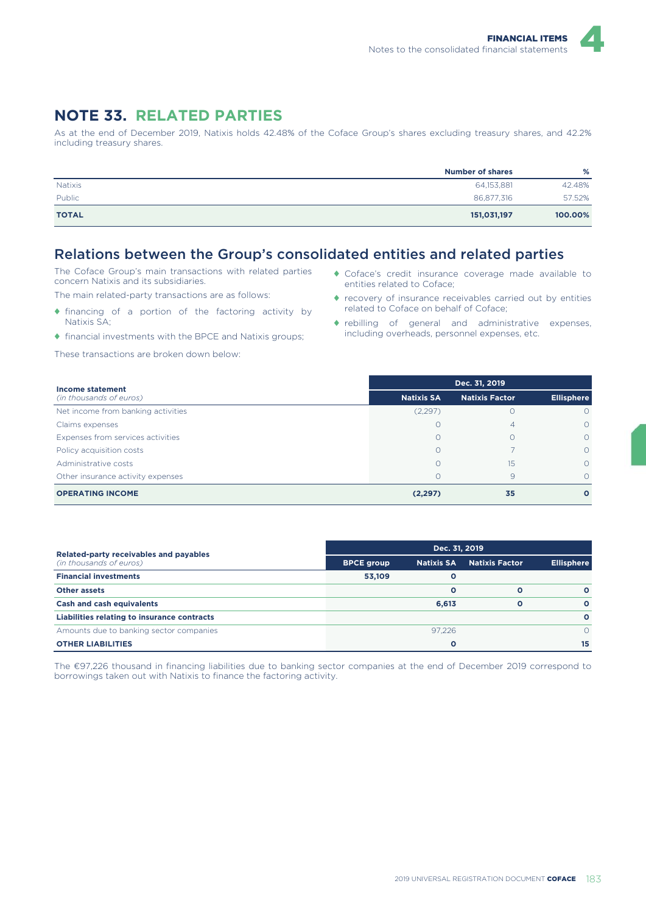## NOTE 33. RELATED PARTIES

As at the end of December 2019, Natixis holds 42.48% of the Coface Group's shares excluding treasury shares, and 42.2% including treasury shares.

| | Number of shares | % |
|---|---|---|
| Natixis | 64,153,881 | 42.48% |
| Public | 86,877,316 | 57.52% |
| **TOTAL** | **151,031,197** | **100.00%** |

### Relations between the Group's consolidated entities and related parties

The Coface Group's main transactions with related parties concern Natixis and its subsidiaries.

The main related-party transactions are as follows:

- financing of a portion of the factoring activity by Natixis SA;
- financial investments with the BPCE and Natixis groups;
- Coface's credit insurance coverage made available to entities related to Coface;
- recovery of insurance receivables carried out by entities related to Coface on behalf of Coface;
- rebilling of general and administrative expenses, including overheads, personnel expenses, etc.

These transactions are broken down below:

| **Income statement** *(in thousands of euros)* | Dec. 31, 2019 | | |
|---|---|---|---|
| | **Natixis SA** | **Natixis Factor** | **Ellisphere** |
| Net income from banking activities | (2,297) | 0 | 0 |
| Claims expenses | 0 | 4 | 0 |
| Expenses from services activities | 0 | 0 | 0 |
| Policy acquisition costs | 0 | 7 | 0 |
| Administrative costs | 0 | 15 | 0 |
| Other insurance activity expenses | 0 | 9 | 0 |
| **OPERATING INCOME** | **(2,297)** | **35** | **0** |

| **Related-party receivables and payables** *(in thousands of euros)* | Dec. 31, 2019 | | | |
|---|---|---|---|---|
| | **BPCE group** | **Natixis SA** | **Natixis Factor** | **Ellisphere** |
| **Financial investments** | **53,109** | **0** | | |
| **Other assets** | | **0** | **0** | **0** |
| **Cash and cash equivalents** | | **6,613** | **0** | **0** |
| **Liabilities relating to insurance contracts** | | | | **0** |
| Amounts due to banking sector companies | | 97,226 | | 0 |
| **OTHER LIABILITIES** | | **0** | | **15** |

The €97,226 thousand in financing liabilities due to banking sector companies at the end of December 2019 correspond to borrowings taken out with Natixis to finance the factoring activity.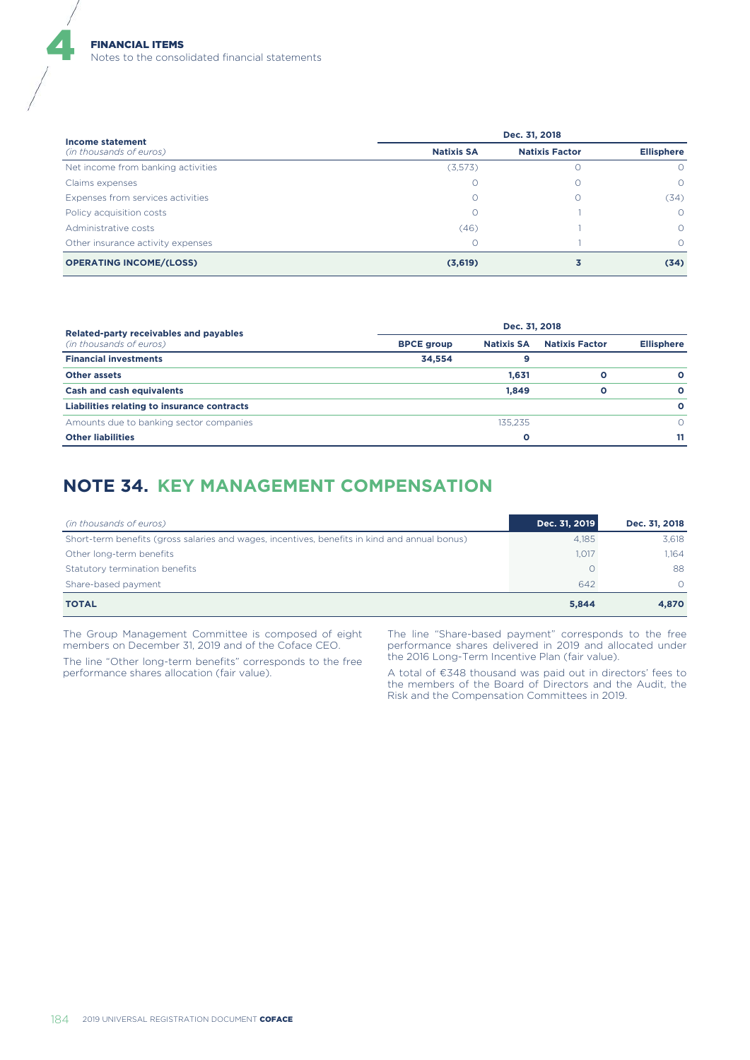| Income statement *(in thousands of euros)* | Dec. 31, 2018 | | |
|---|---|---|---|
| | **Natixis SA** | **Natixis Factor** | **Ellisphere** |
| Net income from banking activities | (3,573) | 0 | 0 |
| Claims expenses | 0 | 0 | 0 |
| Expenses from services activities | 0 | 0 | (34) |
| Policy acquisition costs | 0 | 1 | 0 |
| Administrative costs | (46) | 1 | 0 |
| Other insurance activity expenses | 0 | 1 | 0 |
| **OPERATING INCOME/(LOSS)** | **(3,619)** | **3** | **(34)** |

| Related-party receivables and payables *(in thousands of euros)* | Dec. 31, 2018 | | | |
|---|---|---|---|---|
| | **BPCE group** | **Natixis SA** | **Natixis Factor** | **Ellisphere** |
| **Financial investments** | **34,554** | **9** | | |
| **Other assets** | | **1,631** | **0** | **0** |
| **Cash and cash equivalents** | | **1,849** | **0** | **0** |
| **Liabilities relating to insurance contracts** | | | | **0** |
| Amounts due to banking sector companies | | 135,235 | | 0 |
| **Other liabilities** | | **0** | | **11** |

# NOTE 34. KEY MANAGEMENT COMPENSATION

| *(in thousands of euros)* | Dec. 31, 2019 | Dec. 31, 2018 |
|---|---|---|
| Short-term benefits (gross salaries and wages, incentives, benefits in kind and annual bonus) | 4,185 | 3,618 |
| Other long-term benefits | 1,017 | 1,164 |
| Statutory termination benefits | 0 | 88 |
| Share-based payment | 642 | 0 |
| **TOTAL** | **5,844** | **4,870** |

The Group Management Committee is composed of eight members on December 31, 2019 and of the Coface CEO.

The line "Other long-term benefits" corresponds to the free performance shares allocation (fair value).

The line "Share-based payment" corresponds to the free performance shares delivered in 2019 and allocated under the 2016 Long-Term Incentive Plan (fair value).

A total of €348 thousand was paid out in directors' fees to the members of the Board of Directors and the Audit, the Risk and the Compensation Committees in 2019.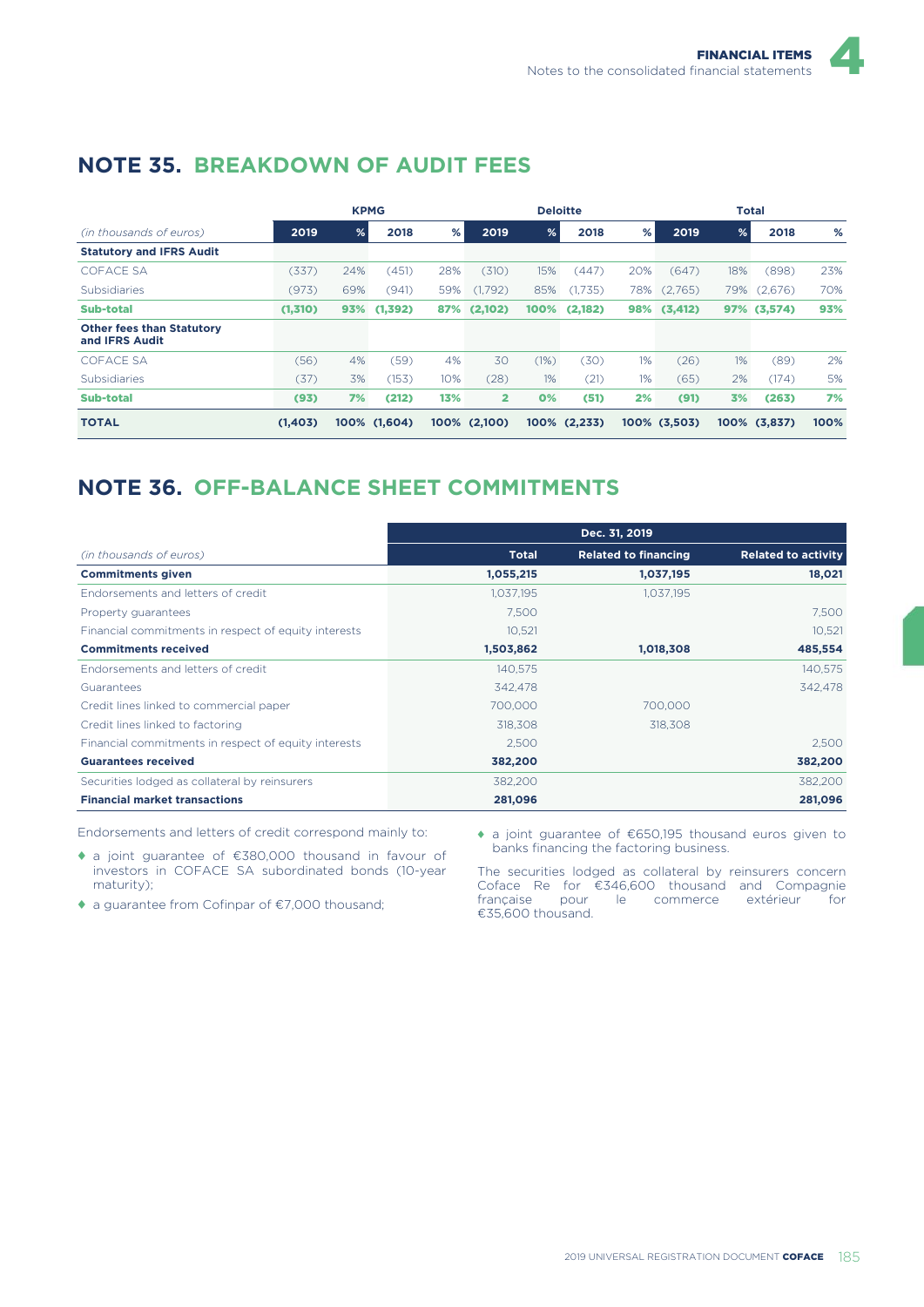# NOTE 35. BREAKDOWN OF AUDIT FEES

| *(in thousands of euros)* | KPMG | | | | Deloitte | | | | Total | | | |
|---|---|---|---|---|---|---|---|---|---|---|---|---|
| | 2019 | % | 2018 | % | 2019 | % | 2018 | % | 2019 | % | 2018 | % |
| **Statutory and IFRS Audit** | | | | | | | | | | | | |
| COFACE SA | (337) | 24% | (451) | 28% | (310) | 15% | (447) | 20% | (647) | 18% | (898) | 23% |
| Subsidiaries | (973) | 69% | (941) | 59% | (1,792) | 85% | (1,735) | 78% | (2,765) | 79% | (2,676) | 70% |
| **Sub-total** | **(1,310)** | **93%** | **(1,392)** | **87%** | **(2,102)** | **100%** | **(2,182)** | **98%** | **(3,412)** | **97%** | **(3,574)** | **93%** |
| **Other fees than Statutory and IFRS Audit** | | | | | | | | | | | | |
| COFACE SA | (56) | 4% | (59) | 4% | 30 | (1%) | (30) | 1% | (26) | 1% | (89) | 2% |
| Subsidiaries | (37) | 3% | (153) | 10% | (28) | 1% | (21) | 1% | (65) | 2% | (174) | 5% |
| **Sub-total** | **(93)** | **7%** | **(212)** | **13%** | **2** | **0%** | **(51)** | **2%** | **(91)** | **3%** | **(263)** | **7%** |
| **TOTAL** | **(1,403)** | **100%** | **(1,604)** | **100%** | **(2,100)** | **100%** | **(2,233)** | **100%** | **(3,503)** | **100%** | **(3,837)** | **100%** |

# NOTE 36. OFF-BALANCE SHEET COMMITMENTS

| *(in thousands of euros)* | Dec. 31, 2019 | | |
|---|---|---|---|
| | Total | Related to financing | Related to activity |
| **Commitments given** | **1,055,215** | **1,037,195** | **18,021** |
| Endorsements and letters of credit | 1,037,195 | 1,037,195 | |
| Property guarantees | 7,500 | | 7,500 |
| Financial commitments in respect of equity interests | 10,521 | | 10,521 |
| **Commitments received** | **1,503,862** | **1,018,308** | **485,554** |
| Endorsements and letters of credit | 140,575 | | 140,575 |
| Guarantees | 342,478 | | 342,478 |
| Credit lines linked to commercial paper | 700,000 | 700,000 | |
| Credit lines linked to factoring | 318,308 | 318,308 | |
| Financial commitments in respect of equity interests | 2,500 | | 2,500 |
| **Guarantees received** | **382,200** | | **382,200** |
| Securities lodged as collateral by reinsurers | 382,200 | | 382,200 |
| **Financial market transactions** | **281,096** | | **281,096** |

Endorsements and letters of credit correspond mainly to:

- a joint guarantee of €380,000 thousand in favour of investors in COFACE SA subordinated bonds (10-year maturity);
- a guarantee from Cofinpar of €7,000 thousand;
- a joint guarantee of €650,195 thousand euros given to banks financing the factoring business.

The securities lodged as collateral by reinsurers concern Coface Re for €346,600 thousand and Compagnie française pour le commerce extérieur for €35,600 thousand.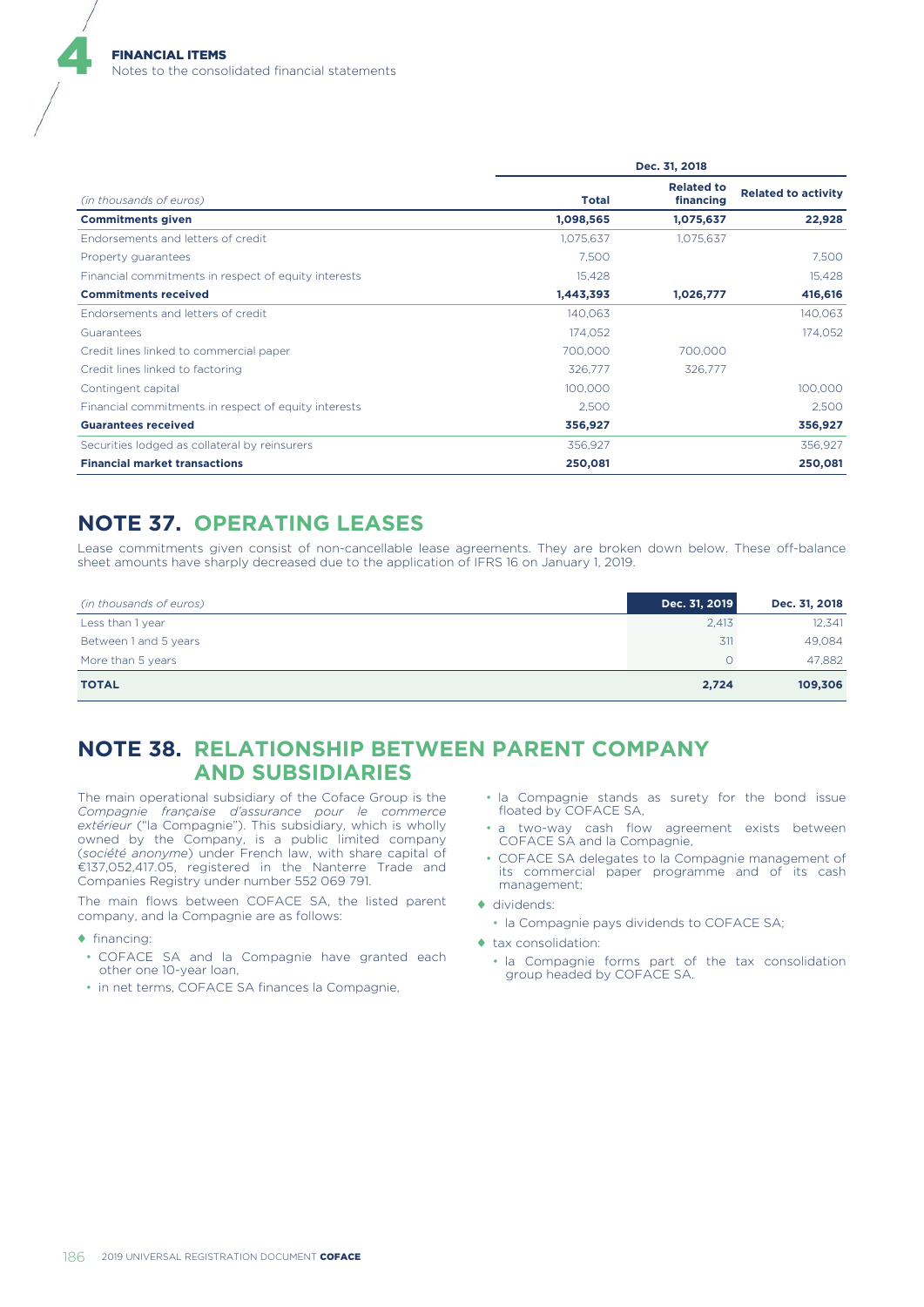| (in thousands of euros) | Dec. 31, 2018 | | |
|---|---|---|---|
| | **Total** | **Related to financing** | **Related to activity** |
| **Commitments given** | **1,098,565** | **1,075,637** | **22,928** |
| Endorsements and letters of credit | 1,075,637 | 1,075,637 | |
| Property guarantees | 7,500 | | 7,500 |
| Financial commitments in respect of equity interests | 15,428 | | 15,428 |
| **Commitments received** | **1,443,393** | **1,026,777** | **416,616** |
| Endorsements and letters of credit | 140,063 | | 140,063 |
| Guarantees | 174,052 | | 174,052 |
| Credit lines linked to commercial paper | 700,000 | 700,000 | |
| Credit lines linked to factoring | 326,777 | 326,777 | |
| Contingent capital | 100,000 | | 100,000 |
| Financial commitments in respect of equity interests | 2,500 | | 2,500 |
| **Guarantees received** | **356,927** | | **356,927** |
| Securities lodged as collateral by reinsurers | 356,927 | | 356,927 |
| **Financial market transactions** | **250,081** | | **250,081** |

## NOTE 37. OPERATING LEASES

Lease commitments given consist of non-cancellable lease agreements. They are broken down below. These off-balance sheet amounts have sharply decreased due to the application of IFRS 16 on January 1, 2019.

| (in thousands of euros) | Dec. 31, 2019 | Dec. 31, 2018 |
|---|---|---|
| Less than 1 year | 2,413 | 12,341 |
| Between 1 and 5 years | 311 | 49,084 |
| More than 5 years | 0 | 47,882 |
| **TOTAL** | **2,724** | **109,306** |

## NOTE 38. RELATIONSHIP BETWEEN PARENT COMPANY AND SUBSIDIARIES

The main operational subsidiary of the Coface Group is the *Compagnie française d'assurance pour le commerce extérieur* ("la Compagnie"). This subsidiary, which is wholly owned by the Company, is a public limited company (*société anonyme*) under French law, with share capital of €137,052,417.05, registered in the Nanterre Trade and Companies Registry under number 552 069 791.

The main flows between COFACE SA, the listed parent company, and la Compagnie are as follows:

- financing:
  - COFACE SA and la Compagnie have granted each other one 10-year loan,
  - in net terms, COFACE SA finances la Compagnie,
  - la Compagnie stands as surety for the bond issue floated by COFACE SA,
  - a two-way cash flow agreement exists between COFACE SA and la Compagnie,
  - COFACE SA delegates to la Compagnie management of its commercial paper programme and of its cash management;
- dividends:
  - la Compagnie pays dividends to COFACE SA;
- tax consolidation:
  - la Compagnie forms part of the tax consolidation group headed by COFACE SA.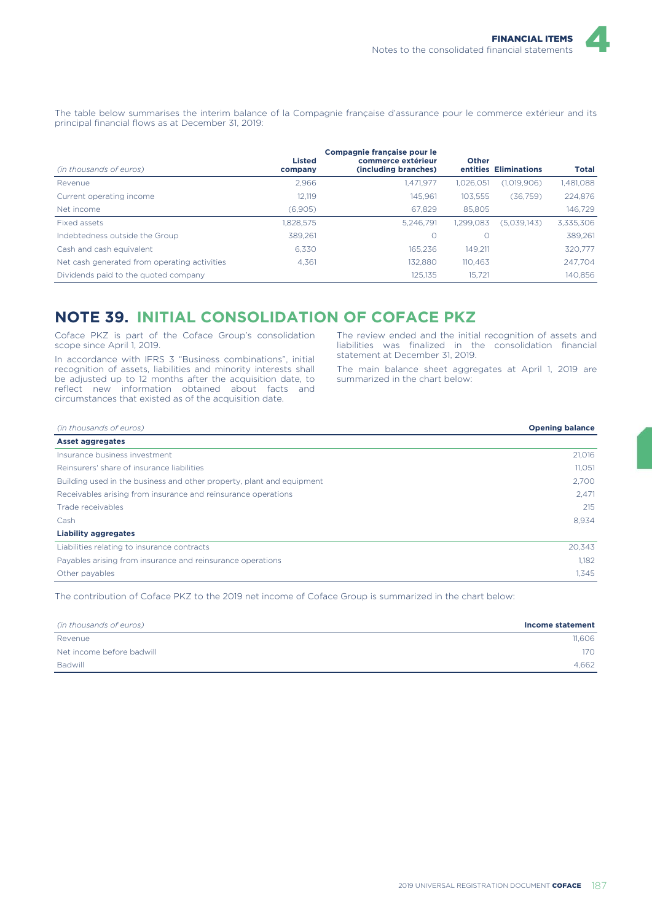The table below summarises the interim balance of la Compagnie française d'assurance pour le commerce extérieur and its principal financial flows as at December 31, 2019:

| *(in thousands of euros)* | Listed company | Compagnie française pour le commerce extérieur (including branches) | Other entities | Eliminations | Total |
|---|---|---|---|---|---|
| Revenue | 2,966 | 1,471,977 | 1,026,051 | (1,019,906) | 1,481,088 |
| Current operating income | 12,119 | 145,961 | 103,555 | (36,759) | 224,876 |
| Net income | (6,905) | 67,829 | 85,805 | | 146,729 |
| Fixed assets | 1,828,575 | 5,246,791 | 1,299,083 | (5,039,143) | 3,335,306 |
| Indebtedness outside the Group | 389,261 | 0 | 0 | | 389,261 |
| Cash and cash equivalent | 6,330 | 165,236 | 149,211 | | 320,777 |
| Net cash generated from operating activities | 4,361 | 132,880 | 110,463 | | 247,704 |
| Dividends paid to the quoted company | | 125,135 | 15,721 | | 140,856 |

## NOTE 39. INITIAL CONSOLIDATION OF COFACE PKZ

Coface PKZ is part of the Coface Group's consolidation scope since April 1, 2019.

In accordance with IFRS 3 "Business combinations", initial recognition of assets, liabilities and minority interests shall be adjusted up to 12 months after the acquisition date, to reflect new information obtained about facts and circumstances that existed as of the acquisition date.

The review ended and the initial recognition of assets and liabilities was finalized in the consolidation financial statement at December 31, 2019.

The main balance sheet aggregates at April 1, 2019 are summarized in the chart below:

| *(in thousands of euros)* | Opening balance |
|---|---|
| **Asset aggregates** | |
| Insurance business investment | 21,016 |
| Reinsurers' share of insurance liabilities | 11,051 |
| Building used in the business and other property, plant and equipment | 2,700 |
| Receivables arising from insurance and reinsurance operations | 2,471 |
| Trade receivables | 215 |
| Cash | 8,934 |
| **Liability aggregates** | |
| Liabilities relating to insurance contracts | 20,343 |
| Payables arising from insurance and reinsurance operations | 1,182 |
| Other payables | 1,345 |

The contribution of Coface PKZ to the 2019 net income of Coface Group is summarized in the chart below:

| *(in thousands of euros)* | Income statement |
|---|---|
| Revenue | 11,606 |
| Net income before badwill | 170 |
| Badwill | 4,662 |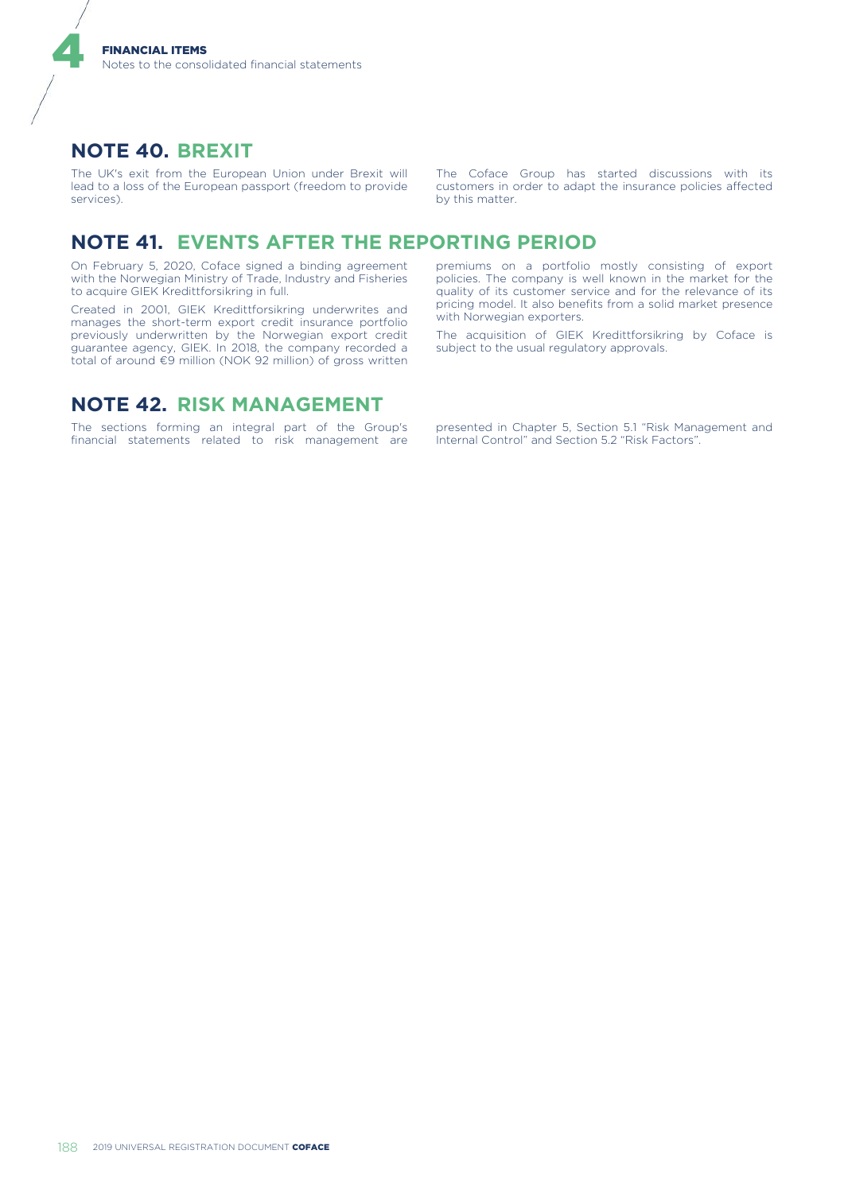## NOTE 40. BREXIT

The UK's exit from the European Union under Brexit will lead to a loss of the European passport (freedom to provide services).

The Coface Group has started discussions with its customers in order to adapt the insurance policies affected by this matter.

## NOTE 41. EVENTS AFTER THE REPORTING PERIOD

On February 5, 2020, Coface signed a binding agreement with the Norwegian Ministry of Trade, Industry and Fisheries to acquire GIEK Kredittforsikring in full.

Created in 2001, GIEK Kredittforsikring underwrites and manages the short-term export credit insurance portfolio previously underwritten by the Norwegian export credit guarantee agency, GIEK. In 2018, the company recorded a total of around €9 million (NOK 92 million) of gross written premiums on a portfolio mostly consisting of export policies. The company is well known in the market for the quality of its customer service and for the relevance of its pricing model. It also benefits from a solid market presence with Norwegian exporters.

The acquisition of GIEK Kredittforsikring by Coface is subject to the usual regulatory approvals.

## NOTE 42. RISK MANAGEMENT

The sections forming an integral part of the Group's financial statements related to risk management are presented in Chapter 5, Section 5.1 "Risk Management and Internal Control" and Section 5.2 "Risk Factors".